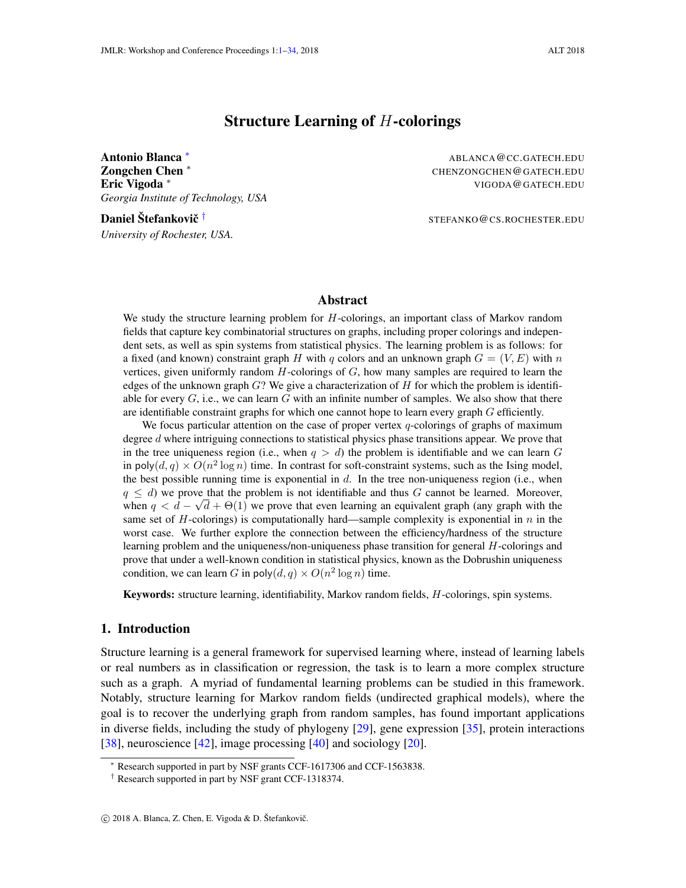# Structure Learning of $H$-colorings

**Antonio Blanca** [*] ABLANCA@CC.GATECH.EDU
**Zongchen Chen** [*] CHENZONGCHEN@GATECH.EDU
**Eric Vigoda** [*] VIGODA@GATECH.EDU
*Georgia Institute of Technology, USA*

**Daniel Štefankovič** [†] STEFANKO@CS.ROCHESTER.EDU
*University of Rochester, USA.*

## Abstract

We study the structure learning problem for $H$-colorings, an important class of Markov random fields that capture key combinatorial structures on graphs, including proper colorings and independent sets, as well as spin systems from statistical physics. The learning problem is as follows: for a fixed (and known) constraint graph $H$ with $q$ colors and an unknown graph $G = (V, E)$ with $n$ vertices, given uniformly random $H$-colorings of $G$, how many samples are required to learn the edges of the unknown graph $G$? We give a characterization of $H$ for which the problem is identifiable for every $G$, i.e., we can learn $G$ with an infinite number of samples. We also show that there are identifiable constraint graphs for which one cannot hope to learn every graph $G$ efficiently.

We focus particular attention on the case of proper vertex $q$-colorings of graphs of maximum degree $d$ where intriguing connections to statistical physics phase transitions appear. We prove that in the tree uniqueness region (i.e., when $q > d$) the problem is identifiable and we can learn $G$ in $\mathsf{poly}(d, q) \times O(n^2 \log n)$ time. In contrast for soft-constraint systems, such as the Ising model, the best possible running time is exponential in $d$. In the tree non-uniqueness region (i.e., when $q \le d$) we prove that the problem is not identifiable and thus $G$ cannot be learned. Moreover, when $q < d - \sqrt{d} + \Theta(1)$ we prove that even learning an equivalent graph (any graph with the same set of $H$-colorings) is computationally hard—sample complexity is exponential in $n$ in the worst case. We further explore the connection between the efficiency/hardness of the structure learning problem and the uniqueness/non-uniqueness phase transition for general $H$-colorings and prove that under a well-known condition in statistical physics, known as the Dobrushin uniqueness condition, we can learn $G$ in $\mathsf{poly}(d, q) \times O(n^2 \log n)$ time.

**Keywords:** structure learning, identifiability, Markov random fields, $H$-colorings, spin systems.

## 1. Introduction

Structure learning is a general framework for supervised learning where, instead of learning labels or real numbers as in classification or regression, the task is to learn a more complex structure such as a graph. A myriad of fundamental learning problems can be studied in this framework. Notably, structure learning for Markov random fields (undirected graphical models), where the goal is to recover the underlying graph from random samples, has found important applications in diverse fields, including the study of phylogeny [29], gene expression [35], protein interactions [38], neuroscience [42], image processing [40] and sociology [20].

[*] Research supported in part by NSF grants CCF-1617306 and CCF-1563838.
[†] Research supported in part by NSF grant CCF-1318374.

© 2018 A. Blanca, Z. Chen, E. Vigoda & D. Štefankovič.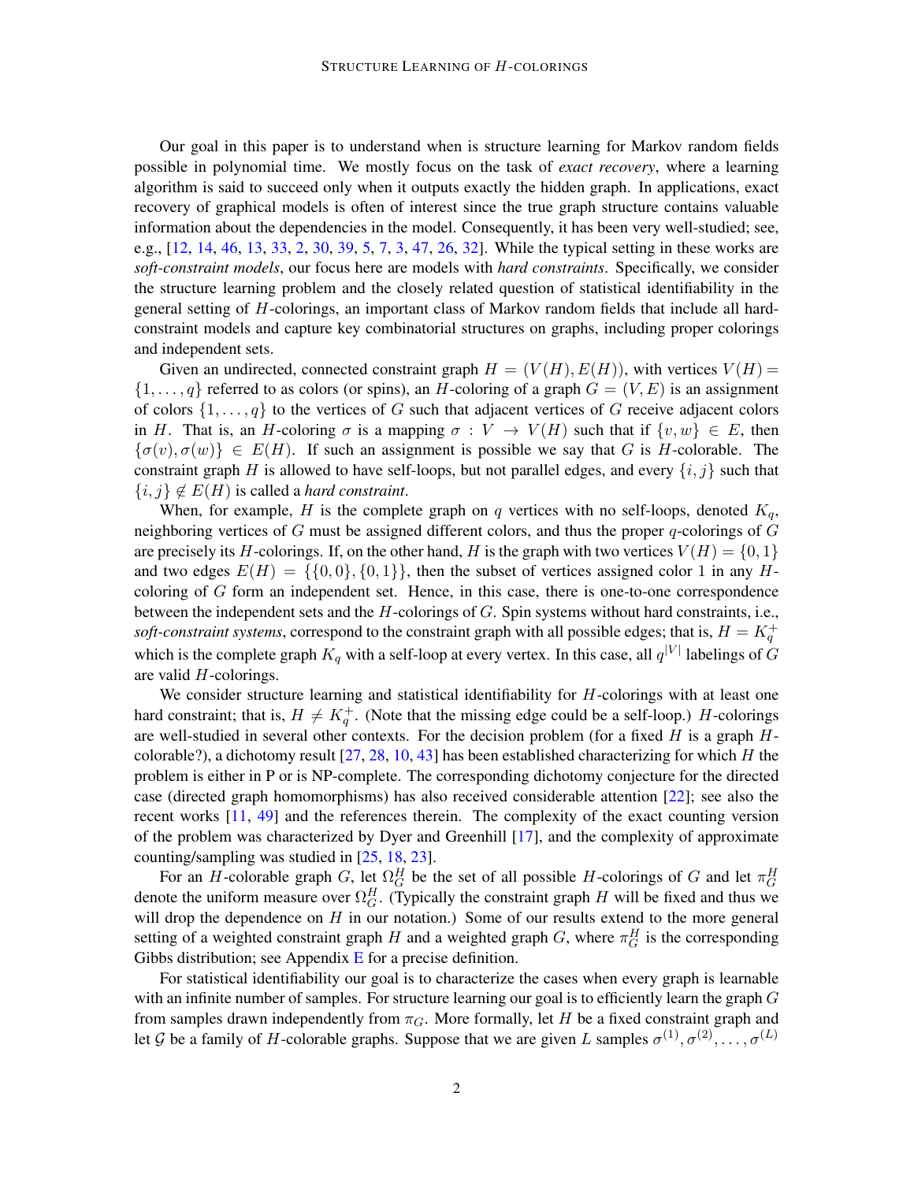Our goal in this paper is to understand when is structure learning for Markov random fields possible in polynomial time. We mostly focus on the task of *exact recovery*, where a learning algorithm is said to succeed only when it outputs exactly the hidden graph. In applications, exact recovery of graphical models is often of interest since the true graph structure contains valuable information about the dependencies in the model. Consequently, it has been very well-studied; see, e.g., [12, 14, 46, 13, 33, 2, 30, 39, 5, 7, 3, 47, 26, 32]. While the typical setting in these works are *soft-constraint models*, our focus here are models with *hard constraints*. Specifically, we consider the structure learning problem and the closely related question of statistical identifiability in the general setting of $H$-colorings, an important class of Markov random fields that include all hard-constraint models and capture key combinatorial structures on graphs, including proper colorings and independent sets.

Given an undirected, connected constraint graph $H = (V(H), E(H))$, with vertices $V(H) = \{1, \ldots, q\}$ referred to as colors (or spins), an $H$-coloring of a graph $G = (V, E)$ is an assignment of colors $\{1, \ldots, q\}$ to the vertices of $G$ such that adjacent vertices of $G$ receive adjacent colors in $H$. That is, an $H$-coloring $\sigma$ is a mapping $\sigma : V \to V(H)$ such that if $\{v, w\} \in E$, then $\{\sigma(v), \sigma(w)\} \in E(H)$. If such an assignment is possible we say that $G$ is $H$-colorable. The constraint graph $H$ is allowed to have self-loops, but not parallel edges, and every $\{i, j\}$ such that $\{i, j\} \notin E(H)$ is called a *hard constraint*.

When, for example, $H$ is the complete graph on $q$ vertices with no self-loops, denoted $K_q$, neighboring vertices of $G$ must be assigned different colors, and thus the proper $q$-colorings of $G$ are precisely its $H$-colorings. If, on the other hand, $H$ is the graph with two vertices $V(H) = \{0, 1\}$ and two edges $E(H) = \{\{0, 0\}, \{0, 1\}\}$, then the subset of vertices assigned color 1 in any $H$-coloring of $G$ form an independent set. Hence, in this case, there is one-to-one correspondence between the independent sets and the $H$-colorings of $G$. Spin systems without hard constraints, i.e., *soft-constraint systems*, correspond to the constraint graph with all possible edges; that is, $H = K_q^+$ which is the complete graph $K_q$ with a self-loop at every vertex. In this case, all $q^{|V|}$ labelings of $G$ are valid $H$-colorings.

We consider structure learning and statistical identifiability for $H$-colorings with at least one hard constraint; that is, $H \neq K_q^+$. (Note that the missing edge could be a self-loop.) $H$-colorings are well-studied in several other contexts. For the decision problem (for a fixed $H$ is a graph $H$-colorable?), a dichotomy result [27, 28, 10, 43] has been established characterizing for which $H$ the problem is either in P or is NP-complete. The corresponding dichotomy conjecture for the directed case (directed graph homomorphisms) has also received considerable attention [22]; see also the recent works [11, 49] and the references therein. The complexity of the exact counting version of the problem was characterized by Dyer and Greenhill [17], and the complexity of approximate counting/sampling was studied in [25, 18, 23].

For an $H$-colorable graph $G$, let $\Omega_G^H$ be the set of all possible $H$-colorings of $G$ and let $\pi_G^H$ denote the uniform measure over $\Omega_G^H$. (Typically the constraint graph $H$ will be fixed and thus we will drop the dependence on $H$ in our notation.) Some of our results extend to the more general setting of a weighted constraint graph $H$ and a weighted graph $G$, where $\pi_G^H$ is the corresponding Gibbs distribution; see Appendix E for a precise definition.

For statistical identifiability our goal is to characterize the cases when every graph is learnable with an infinite number of samples. For structure learning our goal is to efficiently learn the graph $G$ from samples drawn independently from $\pi_G$. More formally, let $H$ be a fixed constraint graph and let $\mathcal{G}$ be a family of $H$-colorable graphs. Suppose that we are given $L$ samples $\sigma^{(1)}, \sigma^{(2)}, \ldots, \sigma^{(L)}$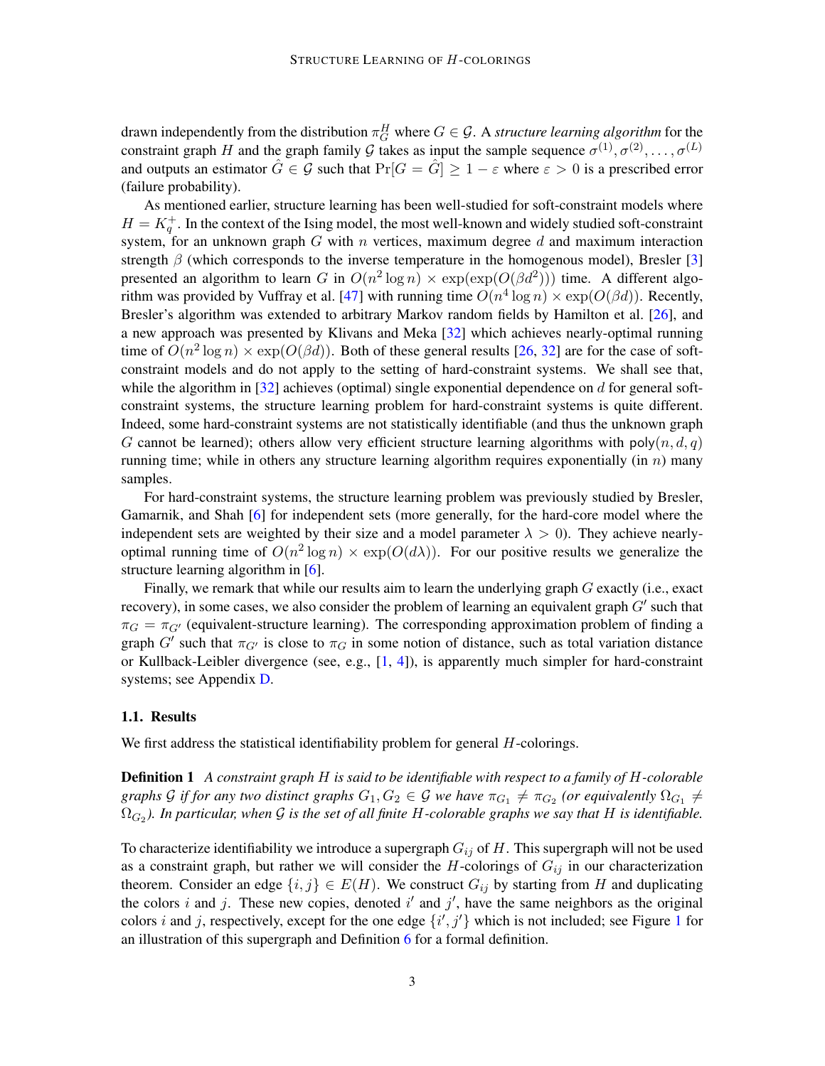drawn independently from the distribution $\pi_G^H$ where $G \in \mathcal{G}$. A *structure learning algorithm* for the constraint graph $H$ and the graph family $\mathcal{G}$ takes as input the sample sequence $\sigma^{(1)}, \sigma^{(2)}, \dots, \sigma^{(L)}$ and outputs an estimator $\hat{G} \in \mathcal{G}$ such that $\Pr[G = \hat{G}] \geq 1 - \varepsilon$ where $\varepsilon > 0$ is a prescribed error (failure probability).

As mentioned earlier, structure learning has been well-studied for soft-constraint models where $H = K_q^+$. In the context of the Ising model, the most well-known and widely studied soft-constraint system, for an unknown graph $G$ with $n$ vertices, maximum degree $d$ and maximum interaction strength $\beta$ (which corresponds to the inverse temperature in the homogenous model), Bresler [3] presented an algorithm to learn $G$ in $O(n^2 \log n) \times \exp(\exp(O(\beta d^2)))$ time. A different algorithm was provided by Vuffray et al. [47] with running time $O(n^4 \log n) \times \exp(O(\beta d))$. Recently, Bresler's algorithm was extended to arbitrary Markov random fields by Hamilton et al. [26], and a new approach was presented by Klivans and Meka [32] which achieves nearly-optimal running time of $O(n^2 \log n) \times \exp(O(\beta d))$. Both of these general results [26, 32] are for the case of soft-constraint models and do not apply to the setting of hard-constraint systems. We shall see that, while the algorithm in [32] achieves (optimal) single exponential dependence on $d$ for general soft-constraint systems, the structure learning problem for hard-constraint systems is quite different. Indeed, some hard-constraint systems are not statistically identifiable (and thus the unknown graph $G$ cannot be learned); others allow very efficient structure learning algorithms with $\mathsf{poly}(n, d, q)$ running time; while in others any structure learning algorithm requires exponentially (in $n$) many samples.

For hard-constraint systems, the structure learning problem was previously studied by Bresler, Gamarnik, and Shah [6] for independent sets (more generally, for the hard-core model where the independent sets are weighted by their size and a model parameter $\lambda > 0$). They achieve nearly-optimal running time of $O(n^2 \log n) \times \exp(O(d\lambda))$. For our positive results we generalize the structure learning algorithm in [6].

Finally, we remark that while our results aim to learn the underlying graph $G$ exactly (i.e., exact recovery), in some cases, we also consider the problem of learning an equivalent graph $G'$ such that $\pi_G = \pi_{G'}$ (equivalent-structure learning). The corresponding approximation problem of finding a graph $G'$ such that $\pi_{G'}$ is close to $\pi_G$ in some notion of distance, such as total variation distance or Kullback-Leibler divergence (see, e.g., [1, 4]), is apparently much simpler for hard-constraint systems; see Appendix D.

### 1.1. Results

We first address the statistical identifiability problem for general $H$-colorings.

**Definition 1** *A constraint graph $H$ is said to be identifiable with respect to a family of $H$-colorable graphs $\mathcal{G}$ if for any two distinct graphs $G_1, G_2 \in \mathcal{G}$ we have $\pi_{G_1} \neq \pi_{G_2}$ (or equivalently $\Omega_{G_1} \neq \Omega_{G_2}$). In particular, when $\mathcal{G}$ is the set of all finite $H$-colorable graphs we say that $H$ is identifiable.*

To characterize identifiability we introduce a supergraph $G_{ij}$ of $H$. This supergraph will not be used as a constraint graph, but rather we will consider the $H$-colorings of $G_{ij}$ in our characterization theorem. Consider an edge $\{i, j\} \in E(H)$. We construct $G_{ij}$ by starting from $H$ and duplicating the colors $i$ and $j$. These new copies, denoted $i'$ and $j'$, have the same neighbors as the original colors $i$ and $j$, respectively, except for the one edge $\{i', j'\}$ which is not included; see Figure 1 for an illustration of this supergraph and Definition 6 for a formal definition.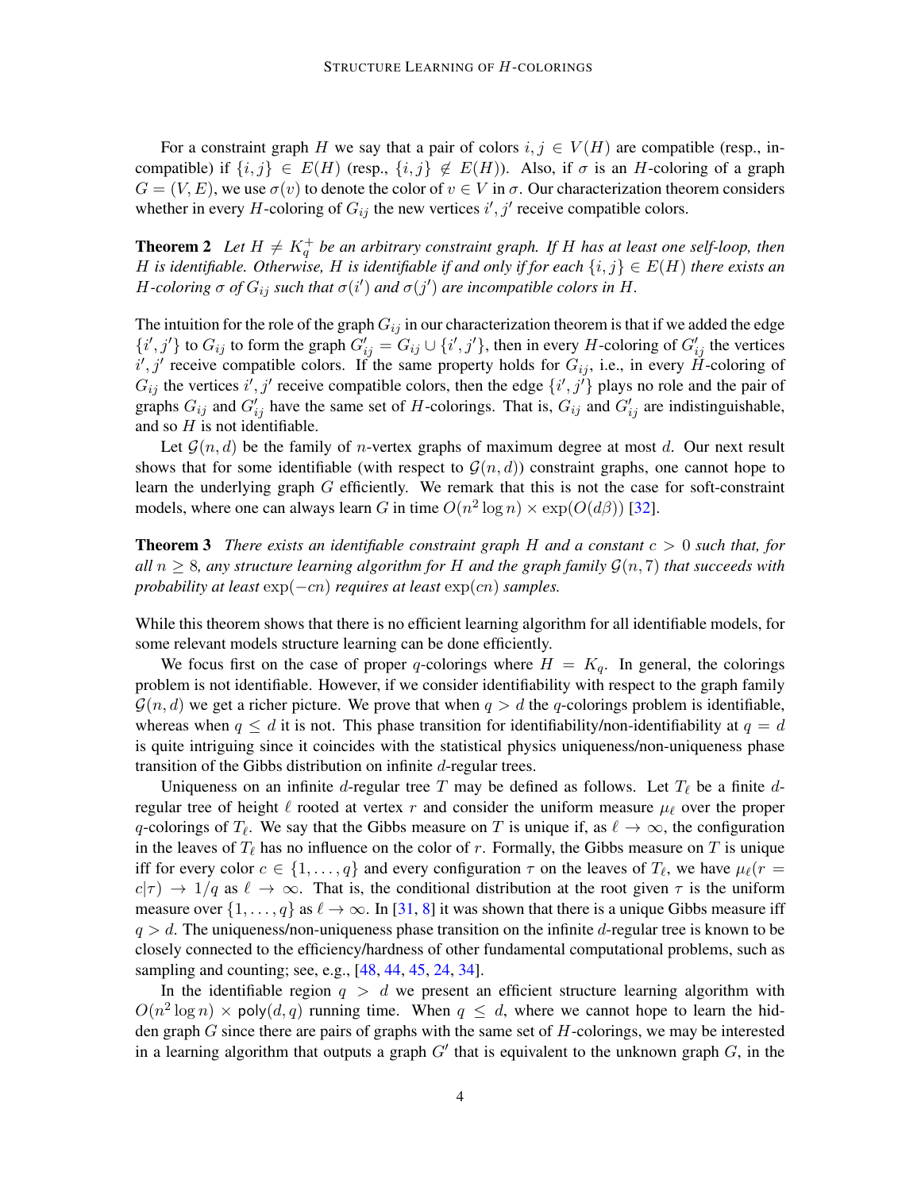For a constraint graph $H$ we say that a pair of colors $i, j \in V(H)$ are compatible (resp., incompatible) if $\{i, j\} \in E(H)$ (resp., $\{i, j\} \notin E(H)$). Also, if $\sigma$ is an $H$-coloring of a graph $G = (V, E)$, we use $\sigma(v)$ to denote the color of $v \in V$ in $\sigma$. Our characterization theorem considers whether in every $H$-coloring of $G_{ij}$ the new vertices $i', j'$ receive compatible colors.

**Theorem 2** *Let $H \neq K_q^+$ be an arbitrary constraint graph. If $H$ has at least one self-loop, then $H$ is identifiable. Otherwise, $H$ is identifiable if and only if for each $\{i, j\} \in E(H)$ there exists an $H$-coloring $\sigma$ of $G_{ij}$ such that $\sigma(i')$ and $\sigma(j')$ are incompatible colors in $H$.*

The intuition for the role of the graph $G_{ij}$ in our characterization theorem is that if we added the edge $\{i', j'\}$ to $G_{ij}$ to form the graph $G'_{ij} = G_{ij} \cup \{i', j'\}$, then in every $H$-coloring of $G'_{ij}$ the vertices $i', j'$ receive compatible colors. If the same property holds for $G_{ij}$, i.e., in every $H$-coloring of $G_{ij}$ the vertices $i', j'$ receive compatible colors, then the edge $\{i', j'\}$ plays no role and the pair of graphs $G_{ij}$ and $G'_{ij}$ have the same set of $H$-colorings. That is, $G_{ij}$ and $G'_{ij}$ are indistinguishable, and so $H$ is not identifiable.

Let $\mathcal{G}(n, d)$ be the family of $n$-vertex graphs of maximum degree at most $d$. Our next result shows that for some identifiable (with respect to $\mathcal{G}(n, d)$) constraint graphs, one cannot hope to learn the underlying graph $G$ efficiently. We remark that this is not the case for soft-constraint models, where one can always learn $G$ in time $O(n^2 \log n) \times \exp(O(d\beta))$ [32].

**Theorem 3** *There exists an identifiable constraint graph $H$ and a constant $c > 0$ such that, for all $n \geq 8$, any structure learning algorithm for $H$ and the graph family $\mathcal{G}(n, 7)$ that succeeds with probability at least $\exp(-cn)$ requires at least $\exp(cn)$ samples.*

While this theorem shows that there is no efficient learning algorithm for all identifiable models, for some relevant models structure learning can be done efficiently.

We focus first on the case of proper $q$-colorings where $H = K_q$. In general, the colorings problem is not identifiable. However, if we consider identifiability with respect to the graph family $\mathcal{G}(n, d)$ we get a richer picture. We prove that when $q > d$ the $q$-colorings problem is identifiable, whereas when $q \leq d$ it is not. This phase transition for identifiability/non-identifiability at $q = d$ is quite intriguing since it coincides with the statistical physics uniqueness/non-uniqueness phase transition of the Gibbs distribution on infinite $d$-regular trees.

Uniqueness on an infinite $d$-regular tree $T$ may be defined as follows. Let $T_\ell$ be a finite $d$-regular tree of height $\ell$ rooted at vertex $r$ and consider the uniform measure $\mu_\ell$ over the proper $q$-colorings of $T_\ell$. We say that the Gibbs measure on $T$ is unique if, as $\ell \to \infty$, the configuration in the leaves of $T_\ell$ has no influence on the color of $r$. Formally, the Gibbs measure on $T$ is unique iff for every color $c \in \{1, \dots, q\}$ and every configuration $\tau$ on the leaves of $T_\ell$, we have $\mu_\ell(r = c|\tau) \to 1/q$ as $\ell \to \infty$. That is, the conditional distribution at the root given $\tau$ is the uniform measure over $\{1, \dots, q\}$ as $\ell \to \infty$. In [31, 8] it was shown that there is a unique Gibbs measure iff $q > d$. The uniqueness/non-uniqueness phase transition on the infinite $d$-regular tree is known to be closely connected to the efficiency/hardness of other fundamental computational problems, such as sampling and counting; see, e.g., [48, 44, 45, 24, 34].

In the identifiable region $q > d$ we present an efficient structure learning algorithm with $O(n^2 \log n) \times \mathsf{poly}(d, q)$ running time. When $q \leq d$, where we cannot hope to learn the hidden graph $G$ since there are pairs of graphs with the same set of $H$-colorings, we may be interested in a learning algorithm that outputs a graph $G'$ that is equivalent to the unknown graph $G$, in the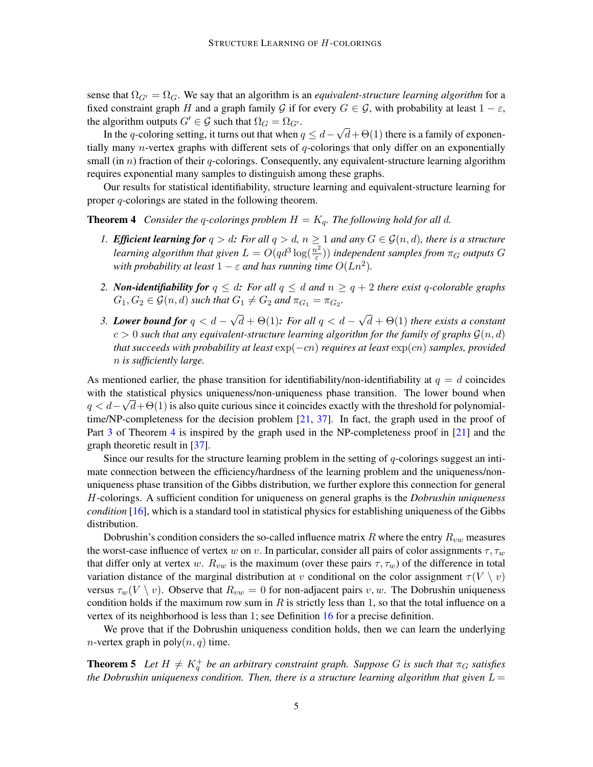sense that $\Omega_{G'} = \Omega_G$. We say that an algorithm is an *equivalent-structure learning algorithm* for a fixed constraint graph $H$ and a graph family $\mathcal{G}$ if for every $G \in \mathcal{G}$, with probability at least $1 - \varepsilon$, the algorithm outputs $G' \in \mathcal{G}$ such that $\Omega_G = \Omega_{G'}$.

In the $q$-coloring setting, it turns out that when $q \le d - \sqrt{d} + \Theta(1)$ there is a family of exponentially many $n$-vertex graphs with different sets of $q$-colorings that only differ on an exponentially small (in $n$) fraction of their $q$-colorings. Consequently, any equivalent-structure learning algorithm requires exponential many samples to distinguish among these graphs.

Our results for statistical identifiability, structure learning and equivalent-structure learning for proper $q$-colorings are stated in the following theorem.

**Theorem 4** *Consider the $q$-colorings problem $H = K_q$. The following hold for all $d$.*

1. ***Efficient learning for $q > d$:*** *For all $q > d$, $n \ge 1$ and any $G \in \mathcal{G}(n, d)$, there is a structure learning algorithm that given $L = O(qd^3 \log(\frac{n^2}{\varepsilon}))$ independent samples from $\pi_G$ outputs $G$ with probability at least $1 - \varepsilon$ and has running time $O(Ln^2)$.*
2. ***Non-identifiability for $q \le d$:*** *For all $q \le d$ and $n \ge q + 2$ there exist $q$-colorable graphs $G_1, G_2 \in \mathcal{G}(n, d)$ such that $G_1 \ne G_2$ and $\pi_{G_1} = \pi_{G_2}$.*
3. ***Lower bound for $q < d - \sqrt{d} + \Theta(1)$:*** *For all $q < d - \sqrt{d} + \Theta(1)$ there exists a constant $c > 0$ such that any equivalent-structure learning algorithm for the family of graphs $\mathcal{G}(n, d)$ that succeeds with probability at least $\exp(-cn)$ requires at least $\exp(cn)$ samples, provided $n$ is sufficiently large.*

As mentioned earlier, the phase transition for identifiability/non-identifiability at $q = d$ coincides with the statistical physics uniqueness/non-uniqueness phase transition. The lower bound when $q < d - \sqrt{d} + \Theta(1)$ is also quite curious since it coincides exactly with the threshold for polynomial-time/NP-completeness for the decision problem [21, 37]. In fact, the graph used in the proof of Part 3 of Theorem 4 is inspired by the graph used in the NP-completeness proof in [21] and the graph theoretic result in [37].

Since our results for the structure learning problem in the setting of $q$-colorings suggest an intimate connection between the efficiency/hardness of the learning problem and the uniqueness/non-uniqueness phase transition of the Gibbs distribution, we further explore this connection for general $H$-colorings. A sufficient condition for uniqueness on general graphs is the *Dobrushin uniqueness condition* [16], which is a standard tool in statistical physics for establishing uniqueness of the Gibbs distribution.

Dobrushin's condition considers the so-called influence matrix $R$ where the entry $R_{vw}$ measures the worst-case influence of vertex $w$ on $v$. In particular, consider all pairs of color assignments $\tau, \tau_w$ that differ only at vertex $w$. $R_{vw}$ is the maximum (over these pairs $\tau, \tau_w$) of the difference in total variation distance of the marginal distribution at $v$ conditional on the color assignment $\tau(V \setminus v)$ versus $\tau_w(V \setminus v)$. Observe that $R_{vw} = 0$ for non-adjacent pairs $v, w$. The Dobrushin uniqueness condition holds if the maximum row sum in $R$ is strictly less than 1, so that the total influence on a vertex of its neighborhood is less than 1; see Definition 16 for a precise definition.

We prove that if the Dobrushin uniqueness condition holds, then we can learn the underlying $n$-vertex graph in $\mathsf{poly}(n, q)$ time.

**Theorem 5** *Let $H \ne K_q^+$ be an arbitrary constraint graph. Suppose $G$ is such that $\pi_G$ satisfies the Dobrushin uniqueness condition. Then, there is a structure learning algorithm that given $L =$*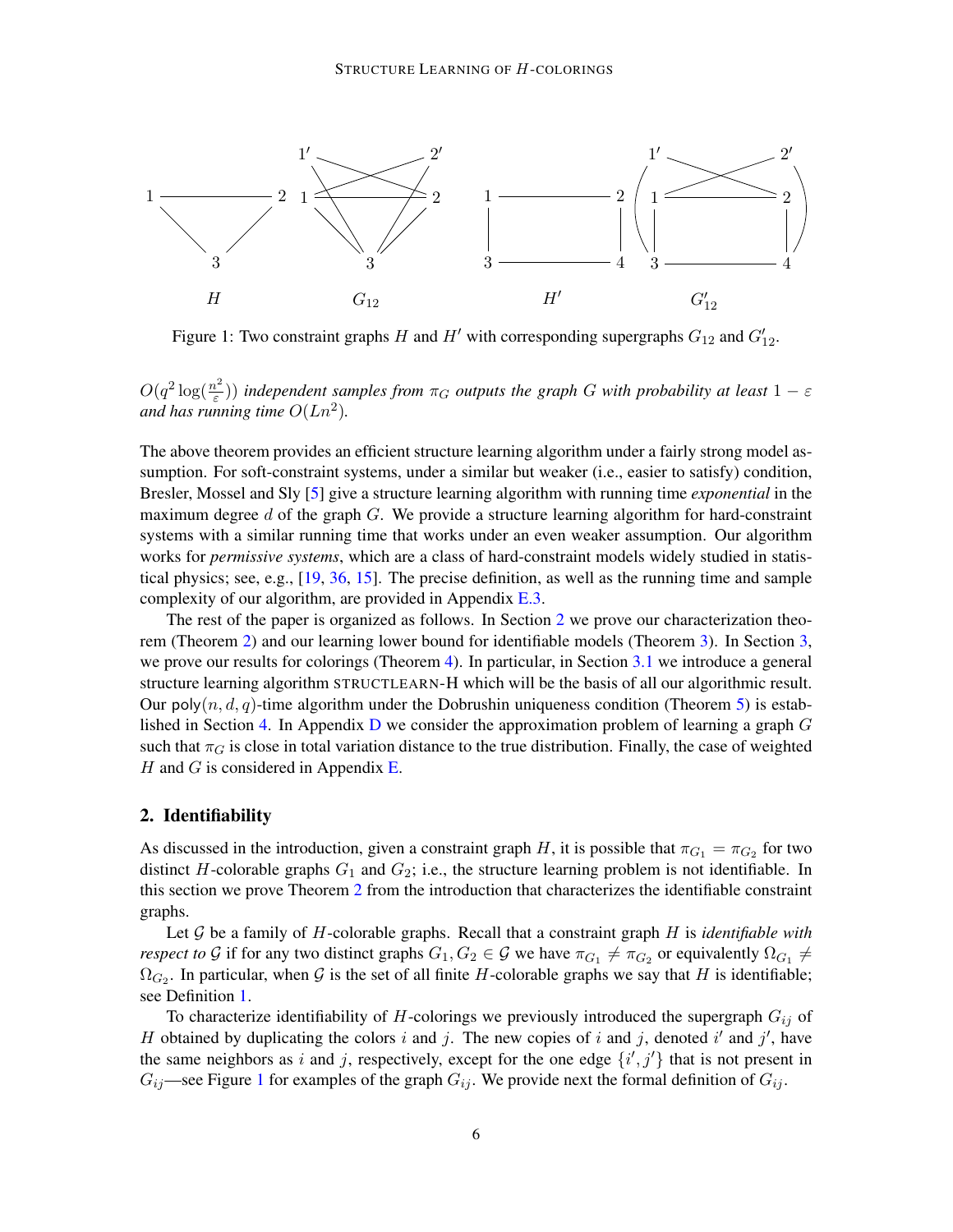Figure 1: Two constraint graphs $H$ and $H'$ with corresponding supergraphs $G_{12}$ and $G'_{12}$.

$O(q^2 \log(\frac{n^2}{\varepsilon}))$ *independent samples from* $\pi_G$ *outputs the graph* $G$ *with probability at least* $1 - \varepsilon$ *and has running time* $O(Ln^2)$.

The above theorem provides an efficient structure learning algorithm under a fairly strong model assumption. For soft-constraint systems, under a similar but weaker (i.e., easier to satisfy) condition, Bresler, Mossel and Sly [5] give a structure learning algorithm with running time *exponential* in the maximum degree $d$ of the graph $G$. We provide a structure learning algorithm for hard-constraint systems with a similar running time that works under an even weaker assumption. Our algorithm works for *permissive systems*, which are a class of hard-constraint models widely studied in statistical physics; see, e.g., [19, 36, 15]. The precise definition, as well as the running time and sample complexity of our algorithm, are provided in Appendix E.3.

The rest of the paper is organized as follows. In Section 2 we prove our characterization theorem (Theorem 2) and our learning lower bound for identifiable models (Theorem 3). In Section 3, we prove our results for colorings (Theorem 4). In particular, in Section 3.1 we introduce a general structure learning algorithm STRUCTLEARN-H which will be the basis of all our algorithmic result. Our $\mathsf{poly}(n, d, q)$-time algorithm under the Dobrushin uniqueness condition (Theorem 5) is established in Section 4. In Appendix D we consider the approximation problem of learning a graph $G$ such that $\pi_G$ is close in total variation distance to the true distribution. Finally, the case of weighted $H$ and $G$ is considered in Appendix E.

## 2. Identifiability

As discussed in the introduction, given a constraint graph $H$, it is possible that $\pi_{G_1} = \pi_{G_2}$ for two distinct $H$-colorable graphs $G_1$ and $G_2$; i.e., the structure learning problem is not identifiable. In this section we prove Theorem 2 from the introduction that characterizes the identifiable constraint graphs.

Let $\mathcal{G}$ be a family of $H$-colorable graphs. Recall that a constraint graph $H$ is *identifiable with respect to* $\mathcal{G}$ if for any two distinct graphs $G_1, G_2 \in \mathcal{G}$ we have $\pi_{G_1} \neq \pi_{G_2}$ or equivalently $\Omega_{G_1} \neq \Omega_{G_2}$. In particular, when $\mathcal{G}$ is the set of all finite $H$-colorable graphs we say that $H$ is identifiable; see Definition 1.

To characterize identifiability of $H$-colorings we previously introduced the supergraph $G_{ij}$ of $H$ obtained by duplicating the colors $i$ and $j$. The new copies of $i$ and $j$, denoted $i'$ and $j'$, have the same neighbors as $i$ and $j$, respectively, except for the one edge $\{i', j'\}$ that is not present in $G_{ij}$—see Figure 1 for examples of the graph $G_{ij}$. We provide next the formal definition of $G_{ij}$.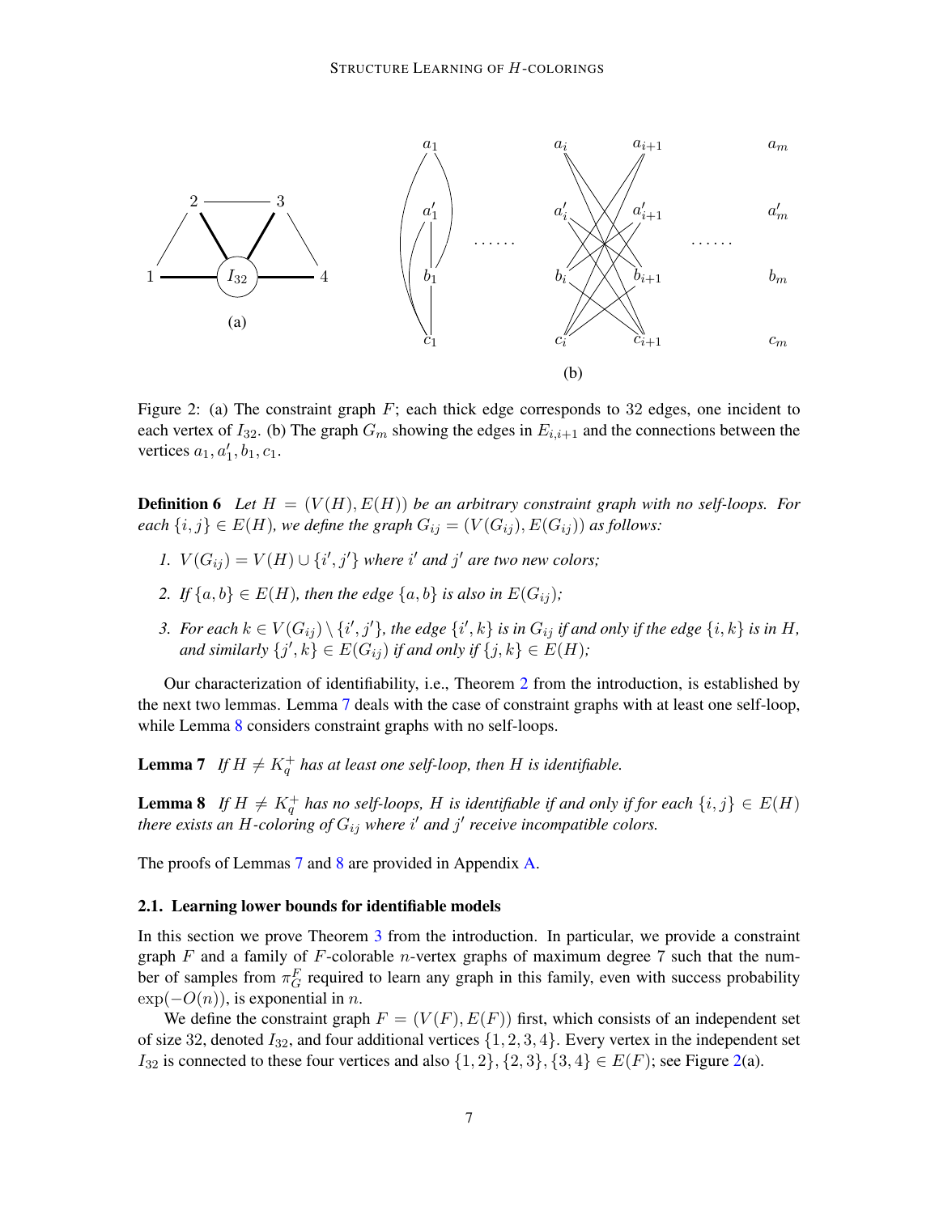Figure 2: (a) The constraint graph $F$; each thick edge corresponds to 32 edges, one incident to each vertex of $I_{32}$. (b) The graph $G_m$ showing the edges in $E_{i,i+1}$ and the connections between the vertices $a_1, a_1', b_1, c_1$.

**Definition 6** *Let $H = (V(H), E(H))$ be an arbitrary constraint graph with no self-loops. For each $\{i, j\} \in E(H)$, we define the graph $G_{ij} = (V(G_{ij}), E(G_{ij}))$ as follows:*

1. *$V(G_{ij}) = V(H) \cup \{i', j'\}$ where $i'$ and $j'$ are two new colors;*
2. *If $\{a, b\} \in E(H)$, then the edge $\{a, b\}$ is also in $E(G_{ij})$;*
3. *For each $k \in V(G_{ij}) \setminus \{i', j'\}$, the edge $\{i', k\}$ is in $G_{ij}$ if and only if the edge $\{i, k\}$ is in $H$, and similarly $\{j', k\} \in E(G_{ij})$ if and only if $\{j, k\} \in E(H)$;*

Our characterization of identifiability, i.e., Theorem 2 from the introduction, is established by the next two lemmas. Lemma 7 deals with the case of constraint graphs with at least one self-loop, while Lemma 8 considers constraint graphs with no self-loops.

**Lemma 7** *If $H \neq K_q^+$ has at least one self-loop, then $H$ is identifiable.*

**Lemma 8** *If $H \neq K_q^+$ has no self-loops, $H$ is identifiable if and only if for each $\{i, j\} \in E(H)$ there exists an $H$-coloring of $G_{ij}$ where $i'$ and $j'$ receive incompatible colors.*

The proofs of Lemmas 7 and 8 are provided in Appendix A.

### 2.1. Learning lower bounds for identifiable models

In this section we prove Theorem 3 from the introduction. In particular, we provide a constraint graph $F$ and a family of $F$-colorable $n$-vertex graphs of maximum degree 7 such that the number of samples from $\pi_G^F$ required to learn any graph in this family, even with success probability $\exp(-O(n))$, is exponential in $n$.

We define the constraint graph $F = (V(F), E(F))$ first, which consists of an independent set of size 32, denoted $I_{32}$, and four additional vertices $\{1, 2, 3, 4\}$. Every vertex in the independent set $I_{32}$ is connected to these four vertices and also $\{1, 2\}, \{2, 3\}, \{3, 4\} \in E(F)$; see Figure 2(a).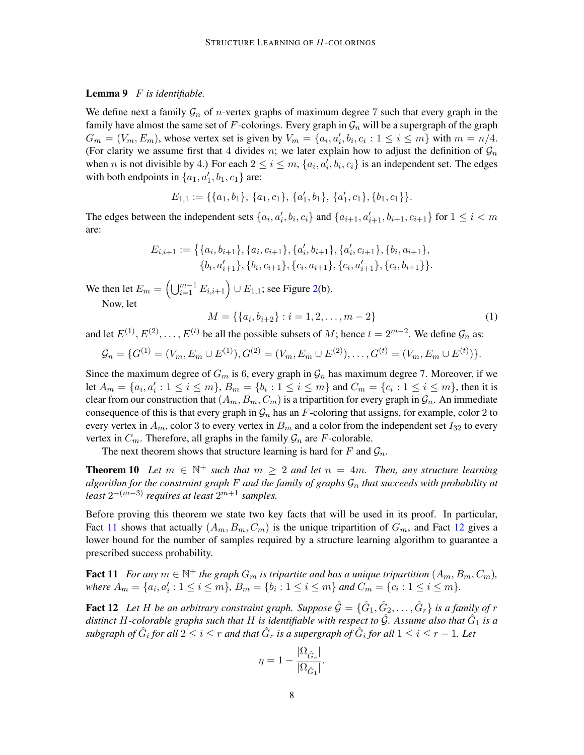**Lemma 9** *$F$ is identifiable.*

We define next a family $\mathcal{G}_n$ of $n$-vertex graphs of maximum degree 7 such that every graph in the family have almost the same set of $F$-colorings. Every graph in $\mathcal{G}_n$ will be a supergraph of the graph $G_m = (V_m, E_m)$, whose vertex set is given by $V_m = \{a_i, a'_i, b_i, c_i : 1 \le i \le m\}$ with $m = n/4$. (For clarity we assume first that 4 divides $n$; we later explain how to adjust the definition of $\mathcal{G}_n$ when $n$ is not divisible by 4.) For each $2 \le i \le m$, $\{a_i, a'_i, b_i, c_i\}$ is an independent set. The edges with both endpoints in $\{a_1, a'_1, b_1, c_1\}$ are:

$$E_{1,1} := \{\{a_1, b_1\}, \{a_1, c_1\}, \{a'_1, b_1\}, \{a'_1, c_1\}, \{b_1, c_1\}\}.$$

The edges between the independent sets $\{a_i, a'_i, b_i, c_i\}$ and $\{a_{i+1}, a'_{i+1}, b_{i+1}, c_{i+1}\}$ for $1 \le i < m$ are:

$$E_{i,i+1} := \big\{\{a_i, b_{i+1}\}, \{a_i, c_{i+1}\}, \{a'_i, b_{i+1}\}, \{a'_i, c_{i+1}\}, \{b_i, a_{i+1}\}, \\ \{b_i, a'_{i+1}\}, \{b_i, c_{i+1}\}, \{c_i, a_{i+1}\}, \{c_i, a'_{i+1}\}, \{c_i, b_{i+1}\}\big\}.$$

We then let $E_m = \left(\bigcup_{i=1}^{m-1} E_{i,i+1}\right) \cup E_{1,1}$; see Figure 2(b).

Now, let

$$M = \{\{a_i, b_{i+2}\} : i = 1, 2, \dots, m-2\} \tag{1}$$

and let $E^{(1)}, E^{(2)}, \dots, E^{(t)}$ be all the possible subsets of $M$; hence $t = 2^{m-2}$. We define $\mathcal{G}_n$ as:

$$\mathcal{G}_n = \{G^{(1)} = (V_m, E_m \cup E^{(1)}), G^{(2)} = (V_m, E_m \cup E^{(2)}), \dots, G^{(t)} = (V_m, E_m \cup E^{(t)})\}.$$

Since the maximum degree of $G_m$ is 6, every graph in $\mathcal{G}_n$ has maximum degree 7. Moreover, if we let $A_m = \{a_i, a'_i : 1 \le i \le m\}$, $B_m = \{b_i : 1 \le i \le m\}$ and $C_m = \{c_i : 1 \le i \le m\}$, then it is clear from our construction that $(A_m, B_m, C_m)$ is a tripartition for every graph in $\mathcal{G}_n$. An immediate consequence of this is that every graph in $\mathcal{G}_n$ has an $F$-coloring that assigns, for example, color 2 to every vertex in $A_m$, color 3 to every vertex in $B_m$ and a color from the independent set $I_{32}$ to every vertex in $C_m$. Therefore, all graphs in the family $\mathcal{G}_n$ are $F$-colorable.

The next theorem shows that structure learning is hard for $F$ and $\mathcal{G}_n$.

**Theorem 10** *Let $m \in \mathbb{N}^+$ such that $m \ge 2$ and let $n = 4m$. Then, any structure learning algorithm for the constraint graph $F$ and the family of graphs $\mathcal{G}_n$ that succeeds with probability at least $2^{-(m-3)}$ requires at least $2^{m+1}$ samples.*

Before proving this theorem we state two key facts that will be used in its proof. In particular, Fact 11 shows that actually $(A_m, B_m, C_m)$ is the unique tripartition of $G_m$, and Fact 12 gives a lower bound for the number of samples required by a structure learning algorithm to guarantee a prescribed success probability.

**Fact 11** *For any $m \in \mathbb{N}^+$ the graph $G_m$ is tripartite and has a unique tripartition $(A_m, B_m, C_m)$, where $A_m = \{a_i, a'_i : 1 \le i \le m\}$, $B_m = \{b_i : 1 \le i \le m\}$ and $C_m = \{c_i : 1 \le i \le m\}$.*

**Fact 12** *Let $H$ be an arbitrary constraint graph. Suppose $\hat{\mathcal{G}} = \{\hat{G}_1, \hat{G}_2, \dots, \hat{G}_r\}$ is a family of $r$ distinct $H$-colorable graphs such that $H$ is identifiable with respect to $\hat{\mathcal{G}}$. Assume also that $\hat{G}_1$ is a subgraph of $\hat{G}_i$ for all $2 \le i \le r$ and that $\hat{G}_r$ is a supergraph of $\hat{G}_i$ for all $1 \le i \le r-1$. Let*

$$\eta = 1 - \frac{|\Omega_{\hat{G}_r}|}{|\Omega_{\hat{G}_1}|}.$$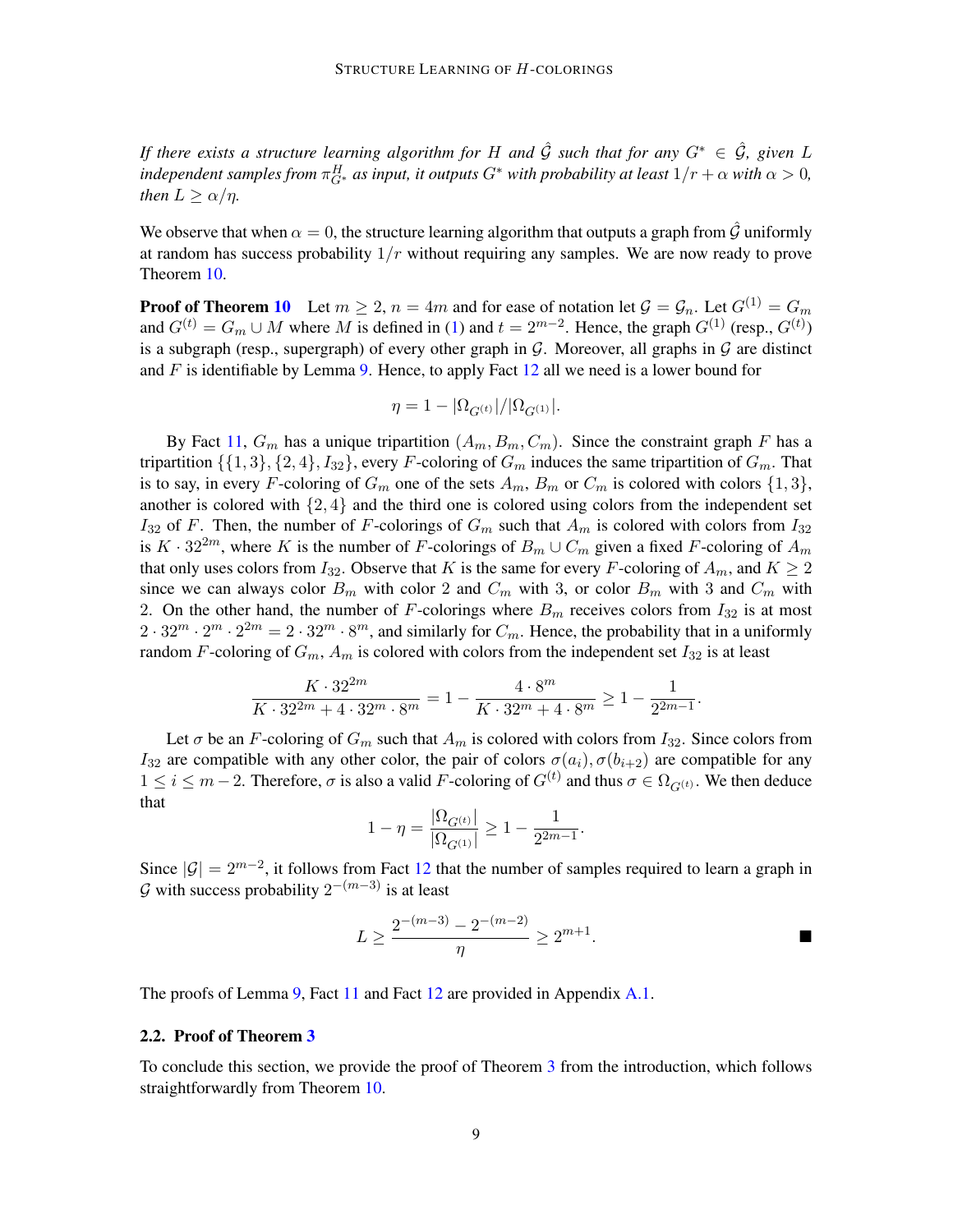*If there exists a structure learning algorithm for $H$ and $\hat{\mathcal{G}}$ such that for any $G^* \in \hat{\mathcal{G}}$, given $L$ independent samples from $\pi^H_{G^*}$ as input, it outputs $G^*$ with probability at least $1/r + \alpha$ with $\alpha > 0$, then $L \geq \alpha/\eta$.*

We observe that when $\alpha = 0$, the structure learning algorithm that outputs a graph from $\hat{\mathcal{G}}$ uniformly at random has success probability $1/r$ without requiring any samples. We are now ready to prove Theorem 10.

**Proof of Theorem 10** Let $m \geq 2$, $n = 4m$ and for ease of notation let $\mathcal{G} = \mathcal{G}_n$. Let $G^{(1)} = G_m$ and $G^{(t)} = G_m \cup M$ where $M$ is defined in (1) and $t = 2^{m-2}$. Hence, the graph $G^{(1)}$ (resp., $G^{(t)}$) is a subgraph (resp., supergraph) of every other graph in $\mathcal{G}$. Moreover, all graphs in $\mathcal{G}$ are distinct and $F$ is identifiable by Lemma 9. Hence, to apply Fact 12 all we need is a lower bound for

$$\eta = 1 - |\Omega_{G^{(t)}}|/|\Omega_{G^{(1)}}|.$$

By Fact 11, $G_m$ has a unique tripartition $(A_m, B_m, C_m)$. Since the constraint graph $F$ has a tripartition $\{\{1,3\}, \{2,4\}, I_{32}\}$, every $F$-coloring of $G_m$ induces the same tripartition of $G_m$. That is to say, in every $F$-coloring of $G_m$ one of the sets $A_m$, $B_m$ or $C_m$ is colored with colors $\{1,3\}$, another is colored with $\{2,4\}$ and the third one is colored using colors from the independent set $I_{32}$ of $F$. Then, the number of $F$-colorings of $G_m$ such that $A_m$ is colored with colors from $I_{32}$ is $K \cdot 32^{2m}$, where $K$ is the number of $F$-colorings of $B_m \cup C_m$ given a fixed $F$-coloring of $A_m$ that only uses colors from $I_{32}$. Observe that $K$ is the same for every $F$-coloring of $A_m$, and $K \geq 2$ since we can always color $B_m$ with color 2 and $C_m$ with 3, or color $B_m$ with 3 and $C_m$ with 2. On the other hand, the number of $F$-colorings where $B_m$ receives colors from $I_{32}$ is at most $2 \cdot 32^m \cdot 2^m \cdot 2^{2m} = 2 \cdot 32^m \cdot 8^m$, and similarly for $C_m$. Hence, the probability that in a uniformly random $F$-coloring of $G_m$, $A_m$ is colored with colors from the independent set $I_{32}$ is at least

$$\frac{K \cdot 32^{2m}}{K \cdot 32^{2m} + 4 \cdot 32^m \cdot 8^m} = 1 - \frac{4 \cdot 8^m}{K \cdot 32^m + 4 \cdot 8^m} \geq 1 - \frac{1}{2^{2m-1}}.$$

Let $\sigma$ be an $F$-coloring of $G_m$ such that $A_m$ is colored with colors from $I_{32}$. Since colors from $I_{32}$ are compatible with any other color, the pair of colors $\sigma(a_i), \sigma(b_{i+2})$ are compatible for any $1 \leq i \leq m-2$. Therefore, $\sigma$ is also a valid $F$-coloring of $G^{(t)}$ and thus $\sigma \in \Omega_{G^{(t)}}$. We then deduce that

$$1 - \eta = \frac{|\Omega_{G^{(t)}}|}{|\Omega_{G^{(1)}}|} \geq 1 - \frac{1}{2^{2m-1}}.$$

Since $|\mathcal{G}| = 2^{m-2}$, it follows from Fact 12 that the number of samples required to learn a graph in $\mathcal{G}$ with success probability $2^{-(m-3)}$ is at least

$$L \geq \frac{2^{-(m-3)} - 2^{-(m-2)}}{\eta} \geq 2^{m+1}. \qquad \blacksquare$$

The proofs of Lemma 9, Fact 11 and Fact 12 are provided in Appendix A.1.

### 2.2. Proof of Theorem 3

To conclude this section, we provide the proof of Theorem 3 from the introduction, which follows straightforwardly from Theorem 10.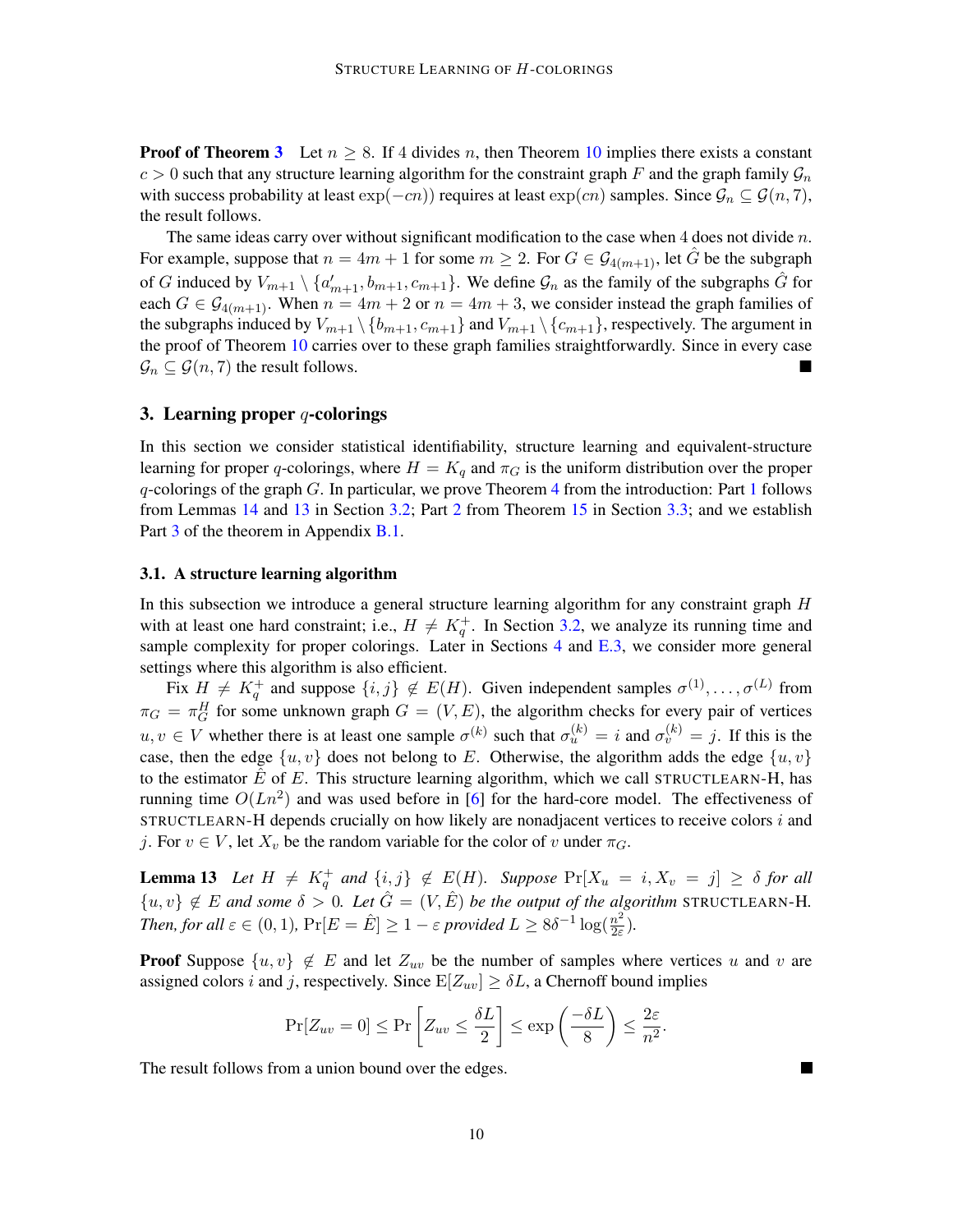**Proof of Theorem 3** Let $n \geq 8$. If 4 divides $n$, then Theorem 10 implies there exists a constant $c > 0$ such that any structure learning algorithm for the constraint graph $F$ and the graph family $\mathcal{G}_n$ with success probability at least $\exp(-cn))$ requires at least $\exp(cn)$ samples. Since $\mathcal{G}_n \subseteq \mathcal{G}(n, 7)$, the result follows.

The same ideas carry over without significant modification to the case when 4 does not divide $n$. For example, suppose that $n = 4m + 1$ for some $m \geq 2$. For $G \in \mathcal{G}_{4(m+1)}$, let $\hat{G}$ be the subgraph of $G$ induced by $V_{m+1} \setminus \{a'_{m+1}, b_{m+1}, c_{m+1}\}$. We define $\mathcal{G}_n$ as the family of the subgraphs $\hat{G}$ for each $G \in \mathcal{G}_{4(m+1)}$. When $n = 4m + 2$ or $n = 4m + 3$, we consider instead the graph families of the subgraphs induced by $V_{m+1} \setminus \{b_{m+1}, c_{m+1}\}$ and $V_{m+1} \setminus \{c_{m+1}\}$, respectively. The argument in the proof of Theorem 10 carries over to these graph families straightforwardly. Since in every case $\mathcal{G}_n \subseteq \mathcal{G}(n, 7)$ the result follows. ■

## 3. Learning proper $q$-colorings

In this section we consider statistical identifiability, structure learning and equivalent-structure learning for proper $q$-colorings, where $H = K_q$ and $\pi_G$ is the uniform distribution over the proper $q$-colorings of the graph $G$. In particular, we prove Theorem 4 from the introduction: Part 1 follows from Lemmas 14 and 13 in Section 3.2; Part 2 from Theorem 15 in Section 3.3; and we establish Part 3 of the theorem in Appendix B.1.

### 3.1. A structure learning algorithm

In this subsection we introduce a general structure learning algorithm for any constraint graph $H$ with at least one hard constraint; i.e., $H \neq K_q^+$. In Section 3.2, we analyze its running time and sample complexity for proper colorings. Later in Sections 4 and E.3, we consider more general settings where this algorithm is also efficient.

Fix $H \neq K_q^+$ and suppose $\{i, j\} \notin E(H)$. Given independent samples $\sigma^{(1)}, \dots, \sigma^{(L)}$ from $\pi_G = \pi_G^H$ for some unknown graph $G = (V, E)$, the algorithm checks for every pair of vertices $u, v \in V$ whether there is at least one sample $\sigma^{(k)}$ such that $\sigma_u^{(k)} = i$ and $\sigma_v^{(k)} = j$. If this is the case, then the edge $\{u, v\}$ does not belong to $E$. Otherwise, the algorithm adds the edge $\{u, v\}$ to the estimator $\hat{E}$ of $E$. This structure learning algorithm, which we call STRUCTLEARN-H, has running time $O(Ln^2)$ and was used before in [6] for the hard-core model. The effectiveness of STRUCTLEARN-H depends crucially on how likely are nonadjacent vertices to receive colors $i$ and $j$. For $v \in V$, let $X_v$ be the random variable for the color of $v$ under $\pi_G$.

**Lemma 13** *Let $H \neq K_q^+$ and $\{i, j\} \notin E(H)$. Suppose $\Pr[X_u = i, X_v = j] \geq \delta$ for all $\{u, v\} \notin E$ and some $\delta > 0$. Let $\hat{G} = (V, \hat{E})$ be the output of the algorithm STRUCTLEARN-H. Then, for all $\varepsilon \in (0, 1)$, $\Pr[E = \hat{E}] \geq 1 - \varepsilon$ provided $L \geq 8\delta^{-1} \log(\frac{n^2}{2\varepsilon})$.*

**Proof** Suppose $\{u, v\} \notin E$ and let $Z_{uv}$ be the number of samples where vertices $u$ and $v$ are assigned colors $i$ and $j$, respectively. Since $\mathrm{E}[Z_{uv}] \geq \delta L$, a Chernoff bound implies

$$\Pr[Z_{uv} = 0] \leq \Pr\left[Z_{uv} \leq \frac{\delta L}{2}\right] \leq \exp\left(\frac{-\delta L}{8}\right) \leq \frac{2\varepsilon}{n^2}.$$

The result follows from a union bound over the edges. ■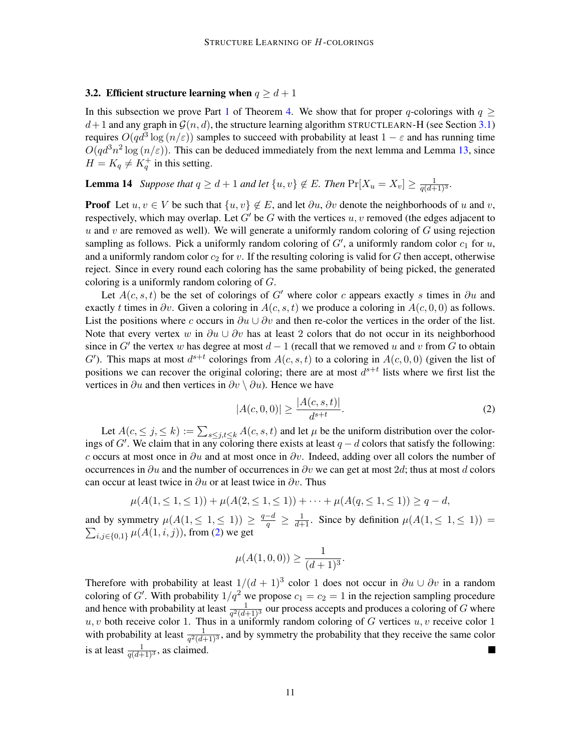### 3.2. Efficient structure learning when $q \geq d+1$

In this subsection we prove Part 1 of Theorem 4. We show that for proper $q$-colorings with $q \geq d+1$ and any graph in $\mathcal{G}(n,d)$, the structure learning algorithm STRUCTLEARN-H (see Section 3.1) requires $O(qd^3 \log(n/\varepsilon))$ samples to succeed with probability at least $1-\varepsilon$ and has running time $O(qd^3 n^2 \log(n/\varepsilon))$. This can be deduced immediately from the next lemma and Lemma 13, since $H = K_q \neq K_q^+$ in this setting.

**Lemma 14** *Suppose that $q \geq d+1$ and let $\{u,v\} \notin E$. Then $\Pr[X_u = X_v] \geq \frac{1}{q(d+1)^3}$.*

**Proof** Let $u, v \in V$ be such that $\{u,v\} \notin E$, and let $\partial u, \partial v$ denote the neighborhoods of $u$ and $v$, respectively, which may overlap. Let $G'$ be $G$ with the vertices $u, v$ removed (the edges adjacent to $u$ and $v$ are removed as well). We will generate a uniformly random coloring of $G$ using rejection sampling as follows. Pick a uniformly random coloring of $G'$, a uniformly random color $c_1$ for $u$, and a uniformly random color $c_2$ for $v$. If the resulting coloring is valid for $G$ then accept, otherwise reject. Since in every round each coloring has the same probability of being picked, the generated coloring is a uniformly random coloring of $G$.

Let $A(c,s,t)$ be the set of colorings of $G'$ where color $c$ appears exactly $s$ times in $\partial u$ and exactly $t$ times in $\partial v$. Given a coloring in $A(c,s,t)$ we produce a coloring in $A(c,0,0)$ as follows. List the positions where $c$ occurs in $\partial u \cup \partial v$ and then re-color the vertices in the order of the list. Note that every vertex $w$ in $\partial u \cup \partial v$ has at least 2 colors that do not occur in its neighborhood since in $G'$ the vertex $w$ has degree at most $d-1$ (recall that we removed $u$ and $v$ from $G$ to obtain $G'$). This maps at most $d^{s+t}$ colorings from $A(c,s,t)$ to a coloring in $A(c,0,0)$ (given the list of positions we can recover the original coloring; there are at most $d^{s+t}$ lists where we first list the vertices in $\partial u$ and then vertices in $\partial v \setminus \partial u$). Hence we have

$$|A(c,0,0)| \geq \frac{|A(c,s,t)|}{d^{s+t}}. \tag{2}$$

Let $A(c, \leq j, \leq k) := \sum_{s \leq j, t \leq k} A(c,s,t)$ and let $\mu$ be the uniform distribution over the colorings of $G'$. We claim that in any coloring there exists at least $q-d$ colors that satisfy the following: $c$ occurs at most once in $\partial u$ and at most once in $\partial v$. Indeed, adding over all colors the number of occurrences in $\partial u$ and the number of occurrences in $\partial v$ we can get at most $2d$; thus at most $d$ colors can occur at least twice in $\partial u$ or at least twice in $\partial v$. Thus

$$\mu(A(1, \leq 1, \leq 1)) + \mu(A(2, \leq 1, \leq 1)) + \cdots + \mu(A(q, \leq 1, \leq 1)) \geq q-d,$$

and by symmetry $\mu(A(1, \leq 1, \leq 1)) \geq \frac{q-d}{q} \geq \frac{1}{d+1}$. Since by definition $\mu(A(1, \leq 1, \leq 1)) = \sum_{i,j \in \{0,1\}} \mu(A(1,i,j))$, from (2) we get

$$\mu(A(1,0,0)) \geq \frac{1}{(d+1)^3}.$$

Therefore with probability at least $1/(d+1)^3$ color 1 does not occur in $\partial u \cup \partial v$ in a random coloring of $G'$. With probability $1/q^2$ we propose $c_1 = c_2 = 1$ in the rejection sampling procedure and hence with probability at least $\frac{1}{q^2(d+1)^3}$ our process accepts and produces a coloring of $G$ where $u, v$ both receive color 1. Thus in a uniformly random coloring of $G$ vertices $u, v$ receive color 1 with probability at least $\frac{1}{q^2(d+1)^3}$, and by symmetry the probability that they receive the same color is at least $\frac{1}{q(d+1)^3}$, as claimed. ∎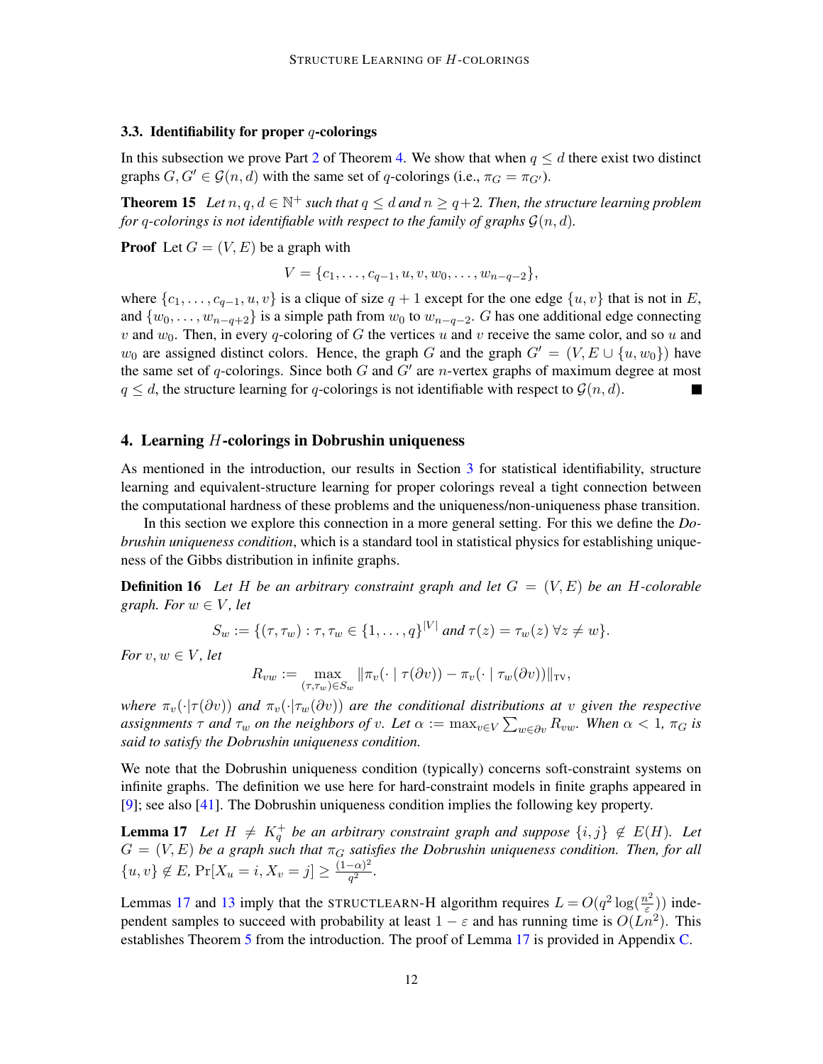### 3.3. Identifiability for proper $q$-colorings

In this subsection we prove Part 2 of Theorem 4. We show that when $q \le d$ there exist two distinct graphs $G, G' \in \mathcal{G}(n,d)$ with the same set of $q$-colorings (i.e., $\pi_G = \pi_{G'}$).

**Theorem 15** *Let $n, q, d \in \mathbb{N}^+$ such that $q \le d$ and $n \ge q+2$. Then, the structure learning problem for $q$-colorings is not identifiable with respect to the family of graphs $\mathcal{G}(n,d)$.*

**Proof** Let $G = (V, E)$ be a graph with

$$V = \{c_1, \dots, c_{q-1}, u, v, w_0, \dots, w_{n-q-2}\},$$

where $\{c_1, \dots, c_{q-1}, u, v\}$ is a clique of size $q+1$ except for the one edge $\{u, v\}$ that is not in $E$, and $\{w_0, \dots, w_{n-q+2}\}$ is a simple path from $w_0$ to $w_{n-q-2}$. $G$ has one additional edge connecting $v$ and $w_0$. Then, in every $q$-coloring of $G$ the vertices $u$ and $v$ receive the same color, and so $u$ and $w_0$ are assigned distinct colors. Hence, the graph $G$ and the graph $G' = (V, E \cup \{u, w_0\})$ have the same set of $q$-colorings. Since both $G$ and $G'$ are $n$-vertex graphs of maximum degree at most $q \le d$, the structure learning for $q$-colorings is not identifiable with respect to $\mathcal{G}(n,d)$. ■

## 4. Learning $H$-colorings in Dobrushin uniqueness

As mentioned in the introduction, our results in Section 3 for statistical identifiability, structure learning and equivalent-structure learning for proper colorings reveal a tight connection between the computational hardness of these problems and the uniqueness/non-uniqueness phase transition.

In this section we explore this connection in a more general setting. For this we define the *Dobrushin uniqueness condition*, which is a standard tool in statistical physics for establishing uniqueness of the Gibbs distribution in infinite graphs.

**Definition 16** *Let $H$ be an arbitrary constraint graph and let $G = (V, E)$ be an $H$-colorable graph. For $w \in V$, let*

$$S_w := \{(\tau, \tau_w) : \tau, \tau_w \in \{1, \dots, q\}^{|V|} \text{ and } \tau(z) = \tau_w(z)\ \forall z \neq w\}.$$

*For $v, w \in V$, let*

$$R_{vw} := \max_{(\tau, \tau_w) \in S_w} \|\pi_v(\cdot \mid \tau(\partial v)) - \pi_v(\cdot \mid \tau_w(\partial v))\|_{\mathrm{TV}},$$

*where $\pi_v(\cdot|\tau(\partial v))$ and $\pi_v(\cdot|\tau_w(\partial v))$ are the conditional distributions at $v$ given the respective assignments $\tau$ and $\tau_w$ on the neighbors of $v$. Let $\alpha := \max_{v \in V} \sum_{w \in \partial v} R_{vw}$. When $\alpha < 1$, $\pi_G$ is said to satisfy the Dobrushin uniqueness condition.*

We note that the Dobrushin uniqueness condition (typically) concerns soft-constraint systems on infinite graphs. The definition we use here for hard-constraint models in finite graphs appeared in [9]; see also [41]. The Dobrushin uniqueness condition implies the following key property.

**Lemma 17** *Let $H \neq K_q^+$ be an arbitrary constraint graph and suppose $\{i, j\} \notin E(H)$. Let $G = (V, E)$ be a graph such that $\pi_G$ satisfies the Dobrushin uniqueness condition. Then, for all $\{u, v\} \notin E$, $\Pr[X_u = i, X_v = j] \ge \frac{(1-\alpha)^2}{q^2}$.*

Lemmas 17 and 13 imply that the STRUCTLEARN-H algorithm requires $L = O(q^2 \log(\frac{n^2}{\varepsilon}))$ independent samples to succeed with probability at least $1 - \varepsilon$ and has running time is $O(Ln^2)$. This establishes Theorem 5 from the introduction. The proof of Lemma 17 is provided in Appendix C.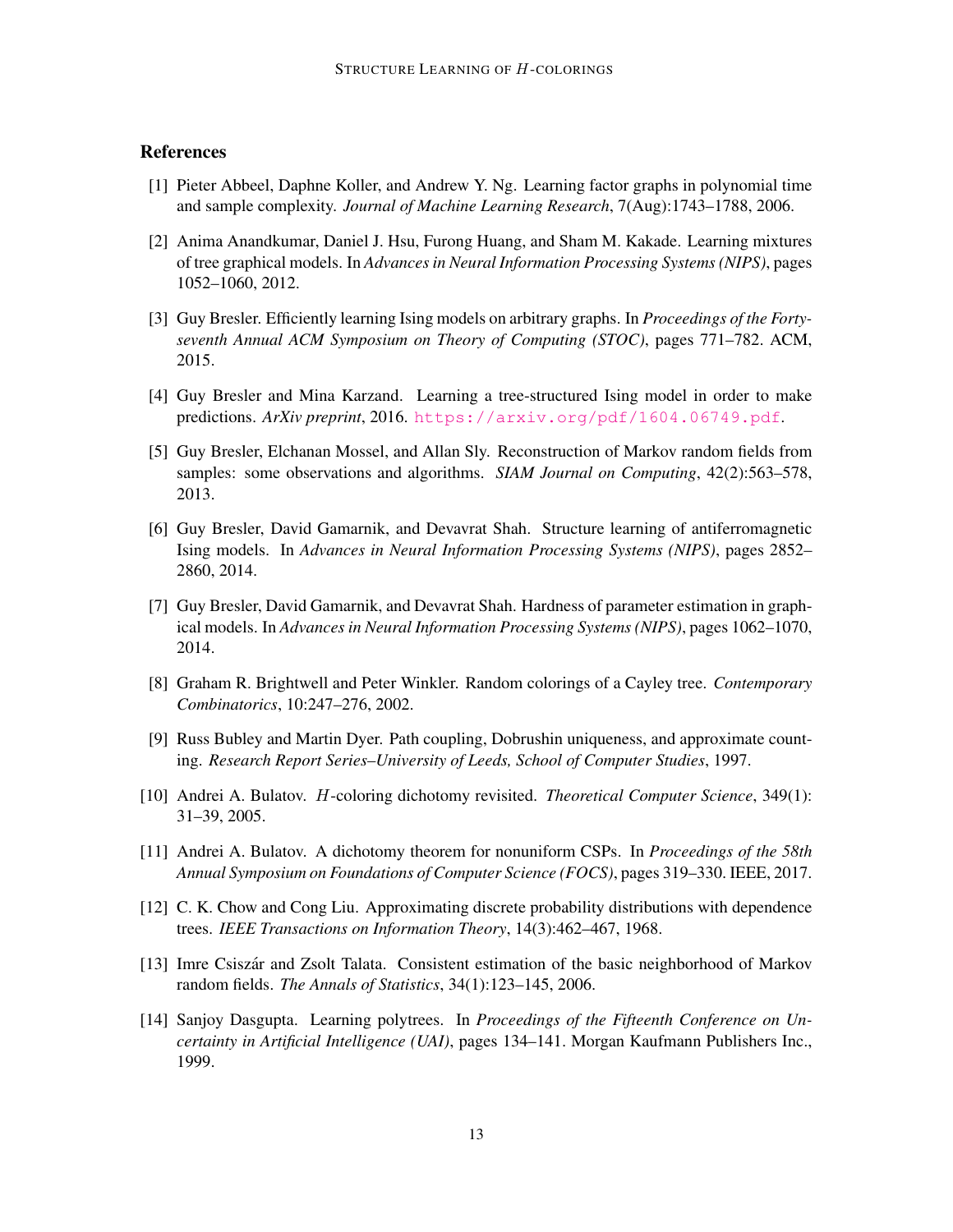## References

[1] Pieter Abbeel, Daphne Koller, and Andrew Y. Ng. Learning factor graphs in polynomial time and sample complexity. *Journal of Machine Learning Research*, 7(Aug):1743–1788, 2006.

[2] Anima Anandkumar, Daniel J. Hsu, Furong Huang, and Sham M. Kakade. Learning mixtures of tree graphical models. In *Advances in Neural Information Processing Systems (NIPS)*, pages 1052–1060, 2012.

[3] Guy Bresler. Efficiently learning Ising models on arbitrary graphs. In *Proceedings of the Forty-seventh Annual ACM Symposium on Theory of Computing (STOC)*, pages 771–782. ACM, 2015.

[4] Guy Bresler and Mina Karzand. Learning a tree-structured Ising model in order to make predictions. *ArXiv preprint*, 2016. https://arxiv.org/pdf/1604.06749.pdf.

[5] Guy Bresler, Elchanan Mossel, and Allan Sly. Reconstruction of Markov random fields from samples: some observations and algorithms. *SIAM Journal on Computing*, 42(2):563–578, 2013.

[6] Guy Bresler, David Gamarnik, and Devavrat Shah. Structure learning of antiferromagnetic Ising models. In *Advances in Neural Information Processing Systems (NIPS)*, pages 2852–2860, 2014.

[7] Guy Bresler, David Gamarnik, and Devavrat Shah. Hardness of parameter estimation in graphical models. In *Advances in Neural Information Processing Systems (NIPS)*, pages 1062–1070, 2014.

[8] Graham R. Brightwell and Peter Winkler. Random colorings of a Cayley tree. *Contemporary Combinatorics*, 10:247–276, 2002.

[9] Russ Bubley and Martin Dyer. Path coupling, Dobrushin uniqueness, and approximate counting. *Research Report Series–University of Leeds, School of Computer Studies*, 1997.

[10] Andrei A. Bulatov. $H$-coloring dichotomy revisited. *Theoretical Computer Science*, 349(1): 31–39, 2005.

[11] Andrei A. Bulatov. A dichotomy theorem for nonuniform CSPs. In *Proceedings of the 58th Annual Symposium on Foundations of Computer Science (FOCS)*, pages 319–330. IEEE, 2017.

[12] C. K. Chow and Cong Liu. Approximating discrete probability distributions with dependence trees. *IEEE Transactions on Information Theory*, 14(3):462–467, 1968.

[13] Imre Csiszár and Zsolt Talata. Consistent estimation of the basic neighborhood of Markov random fields. *The Annals of Statistics*, 34(1):123–145, 2006.

[14] Sanjoy Dasgupta. Learning polytrees. In *Proceedings of the Fifteenth Conference on Uncertainty in Artificial Intelligence (UAI)*, pages 134–141. Morgan Kaufmann Publishers Inc., 1999.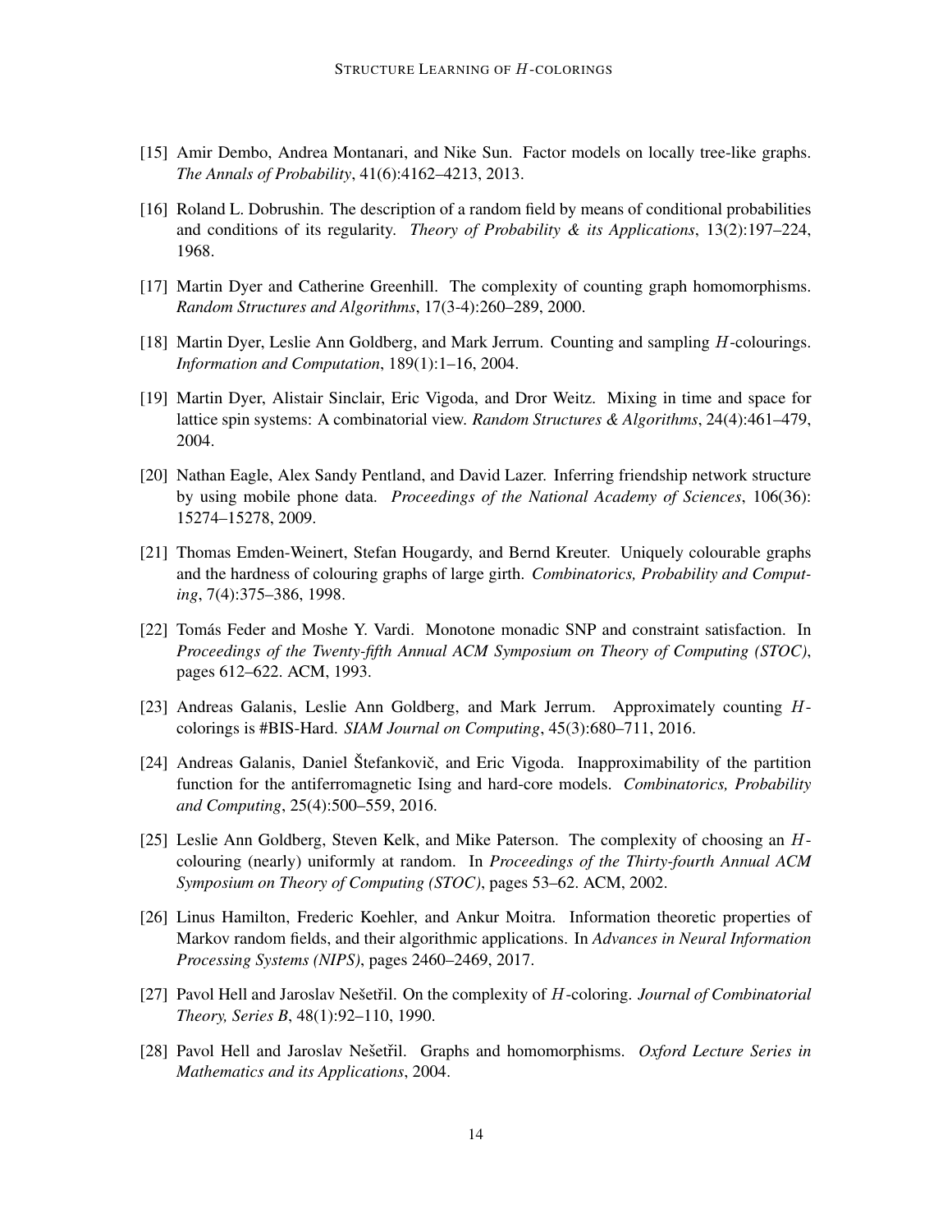[15] Amir Dembo, Andrea Montanari, and Nike Sun. Factor models on locally tree-like graphs. *The Annals of Probability*, 41(6):4162–4213, 2013.

[16] Roland L. Dobrushin. The description of a random field by means of conditional probabilities and conditions of its regularity. *Theory of Probability & its Applications*, 13(2):197–224, 1968.

[17] Martin Dyer and Catherine Greenhill. The complexity of counting graph homomorphisms. *Random Structures and Algorithms*, 17(3-4):260–289, 2000.

[18] Martin Dyer, Leslie Ann Goldberg, and Mark Jerrum. Counting and sampling $H$-colourings. *Information and Computation*, 189(1):1–16, 2004.

[19] Martin Dyer, Alistair Sinclair, Eric Vigoda, and Dror Weitz. Mixing in time and space for lattice spin systems: A combinatorial view. *Random Structures & Algorithms*, 24(4):461–479, 2004.

[20] Nathan Eagle, Alex Sandy Pentland, and David Lazer. Inferring friendship network structure by using mobile phone data. *Proceedings of the National Academy of Sciences*, 106(36): 15274–15278, 2009.

[21] Thomas Emden-Weinert, Stefan Hougardy, and Bernd Kreuter. Uniquely colourable graphs and the hardness of colouring graphs of large girth. *Combinatorics, Probability and Computing*, 7(4):375–386, 1998.

[22] Tomás Feder and Moshe Y. Vardi. Monotone monadic SNP and constraint satisfaction. In *Proceedings of the Twenty-fifth Annual ACM Symposium on Theory of Computing (STOC)*, pages 612–622. ACM, 1993.

[23] Andreas Galanis, Leslie Ann Goldberg, and Mark Jerrum. Approximately counting $H$-colorings is #BIS-Hard. *SIAM Journal on Computing*, 45(3):680–711, 2016.

[24] Andreas Galanis, Daniel Štefankovič, and Eric Vigoda. Inapproximability of the partition function for the antiferromagnetic Ising and hard-core models. *Combinatorics, Probability and Computing*, 25(4):500–559, 2016.

[25] Leslie Ann Goldberg, Steven Kelk, and Mike Paterson. The complexity of choosing an $H$-colouring (nearly) uniformly at random. In *Proceedings of the Thirty-fourth Annual ACM Symposium on Theory of Computing (STOC)*, pages 53–62. ACM, 2002.

[26] Linus Hamilton, Frederic Koehler, and Ankur Moitra. Information theoretic properties of Markov random fields, and their algorithmic applications. In *Advances in Neural Information Processing Systems (NIPS)*, pages 2460–2469, 2017.

[27] Pavol Hell and Jaroslav Nešetřil. On the complexity of $H$-coloring. *Journal of Combinatorial Theory, Series B*, 48(1):92–110, 1990.

[28] Pavol Hell and Jaroslav Nešetřil. Graphs and homomorphisms. *Oxford Lecture Series in Mathematics and its Applications*, 2004.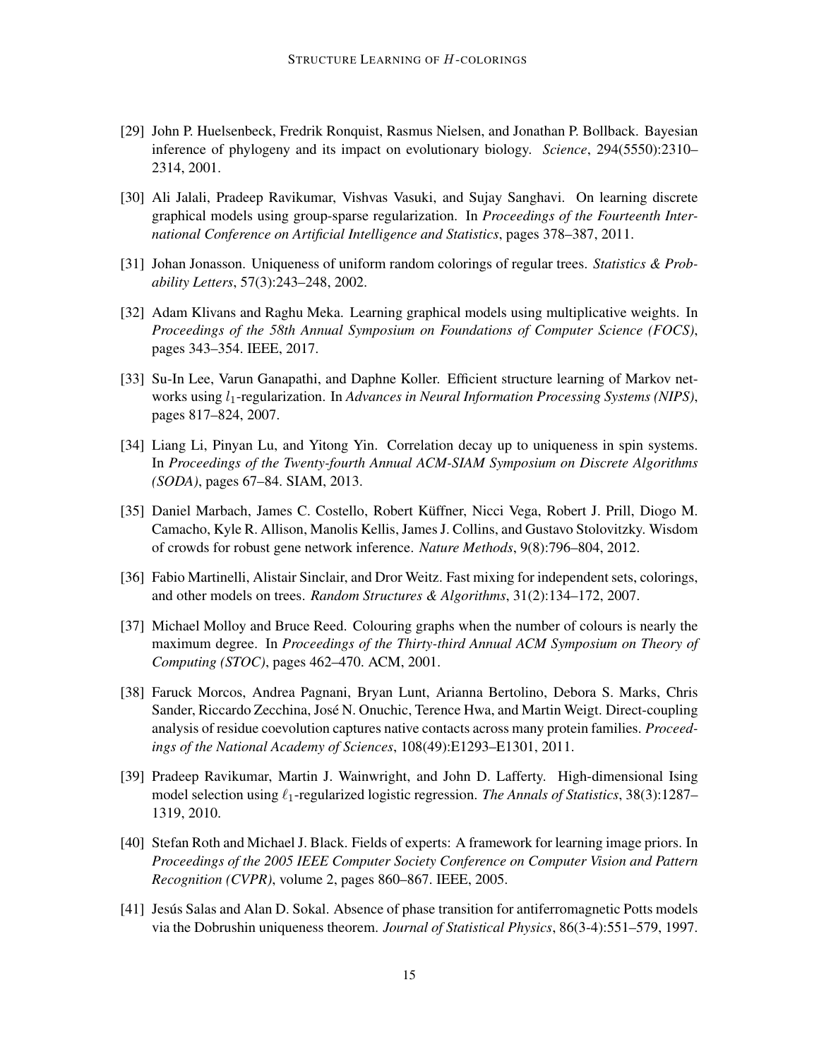[29] John P. Huelsenbeck, Fredrik Ronquist, Rasmus Nielsen, and Jonathan P. Bollback. Bayesian inference of phylogeny and its impact on evolutionary biology. *Science*, 294(5550):2310–2314, 2001.

[30] Ali Jalali, Pradeep Ravikumar, Vishvas Vasuki, and Sujay Sanghavi. On learning discrete graphical models using group-sparse regularization. In *Proceedings of the Fourteenth International Conference on Artificial Intelligence and Statistics*, pages 378–387, 2011.

[31] Johan Jonasson. Uniqueness of uniform random colorings of regular trees. *Statistics & Probability Letters*, 57(3):243–248, 2002.

[32] Adam Klivans and Raghu Meka. Learning graphical models using multiplicative weights. In *Proceedings of the 58th Annual Symposium on Foundations of Computer Science (FOCS)*, pages 343–354. IEEE, 2017.

[33] Su-In Lee, Varun Ganapathi, and Daphne Koller. Efficient structure learning of Markov networks using $l_1$-regularization. In *Advances in Neural Information Processing Systems (NIPS)*, pages 817–824, 2007.

[34] Liang Li, Pinyan Lu, and Yitong Yin. Correlation decay up to uniqueness in spin systems. In *Proceedings of the Twenty-fourth Annual ACM-SIAM Symposium on Discrete Algorithms (SODA)*, pages 67–84. SIAM, 2013.

[35] Daniel Marbach, James C. Costello, Robert Küffner, Nicci Vega, Robert J. Prill, Diogo M. Camacho, Kyle R. Allison, Manolis Kellis, James J. Collins, and Gustavo Stolovitzky. Wisdom of crowds for robust gene network inference. *Nature Methods*, 9(8):796–804, 2012.

[36] Fabio Martinelli, Alistair Sinclair, and Dror Weitz. Fast mixing for independent sets, colorings, and other models on trees. *Random Structures & Algorithms*, 31(2):134–172, 2007.

[37] Michael Molloy and Bruce Reed. Colouring graphs when the number of colours is nearly the maximum degree. In *Proceedings of the Thirty-third Annual ACM Symposium on Theory of Computing (STOC)*, pages 462–470. ACM, 2001.

[38] Faruck Morcos, Andrea Pagnani, Bryan Lunt, Arianna Bertolino, Debora S. Marks, Chris Sander, Riccardo Zecchina, José N. Onuchic, Terence Hwa, and Martin Weigt. Direct-coupling analysis of residue coevolution captures native contacts across many protein families. *Proceedings of the National Academy of Sciences*, 108(49):E1293–E1301, 2011.

[39] Pradeep Ravikumar, Martin J. Wainwright, and John D. Lafferty. High-dimensional Ising model selection using $\ell_1$-regularized logistic regression. *The Annals of Statistics*, 38(3):1287–1319, 2010.

[40] Stefan Roth and Michael J. Black. Fields of experts: A framework for learning image priors. In *Proceedings of the 2005 IEEE Computer Society Conference on Computer Vision and Pattern Recognition (CVPR)*, volume 2, pages 860–867. IEEE, 2005.

[41] Jesús Salas and Alan D. Sokal. Absence of phase transition for antiferromagnetic Potts models via the Dobrushin uniqueness theorem. *Journal of Statistical Physics*, 86(3-4):551–579, 1997.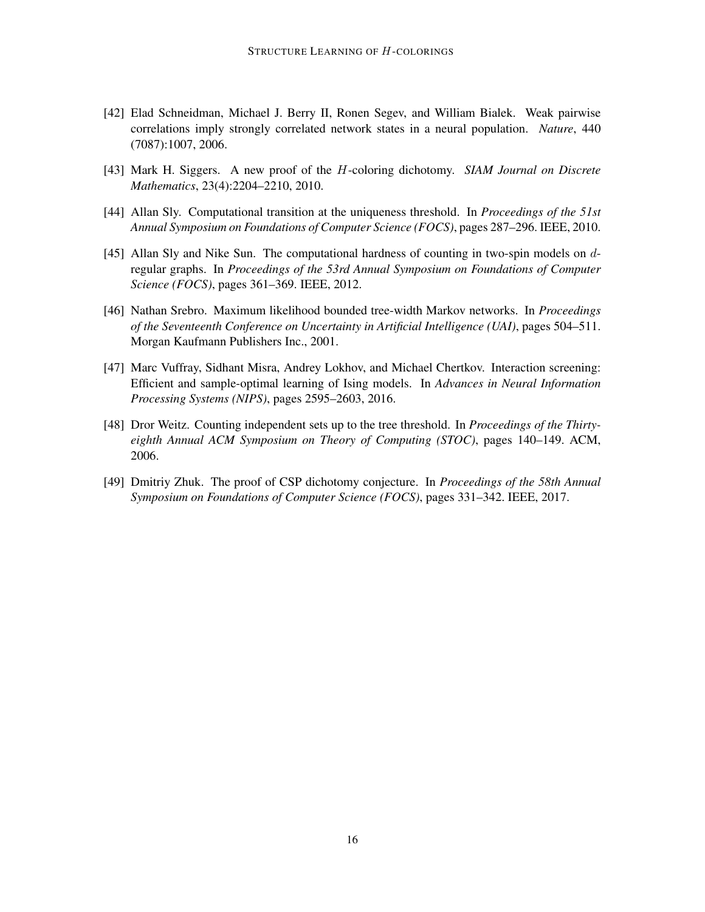[42] Elad Schneidman, Michael J. Berry II, Ronen Segev, and William Bialek. Weak pairwise correlations imply strongly correlated network states in a neural population. *Nature*, 440 (7087):1007, 2006.

[43] Mark H. Siggers. A new proof of the $H$-coloring dichotomy. *SIAM Journal on Discrete Mathematics*, 23(4):2204–2210, 2010.

[44] Allan Sly. Computational transition at the uniqueness threshold. In *Proceedings of the 51st Annual Symposium on Foundations of Computer Science (FOCS)*, pages 287–296. IEEE, 2010.

[45] Allan Sly and Nike Sun. The computational hardness of counting in two-spin models on $d$-regular graphs. In *Proceedings of the 53rd Annual Symposium on Foundations of Computer Science (FOCS)*, pages 361–369. IEEE, 2012.

[46] Nathan Srebro. Maximum likelihood bounded tree-width Markov networks. In *Proceedings of the Seventeenth Conference on Uncertainty in Artificial Intelligence (UAI)*, pages 504–511. Morgan Kaufmann Publishers Inc., 2001.

[47] Marc Vuffray, Sidhant Misra, Andrey Lokhov, and Michael Chertkov. Interaction screening: Efficient and sample-optimal learning of Ising models. In *Advances in Neural Information Processing Systems (NIPS)*, pages 2595–2603, 2016.

[48] Dror Weitz. Counting independent sets up to the tree threshold. In *Proceedings of the Thirty-eighth Annual ACM Symposium on Theory of Computing (STOC)*, pages 140–149. ACM, 2006.

[49] Dmitriy Zhuk. The proof of CSP dichotomy conjecture. In *Proceedings of the 58th Annual Symposium on Foundations of Computer Science (FOCS)*, pages 331–342. IEEE, 2017.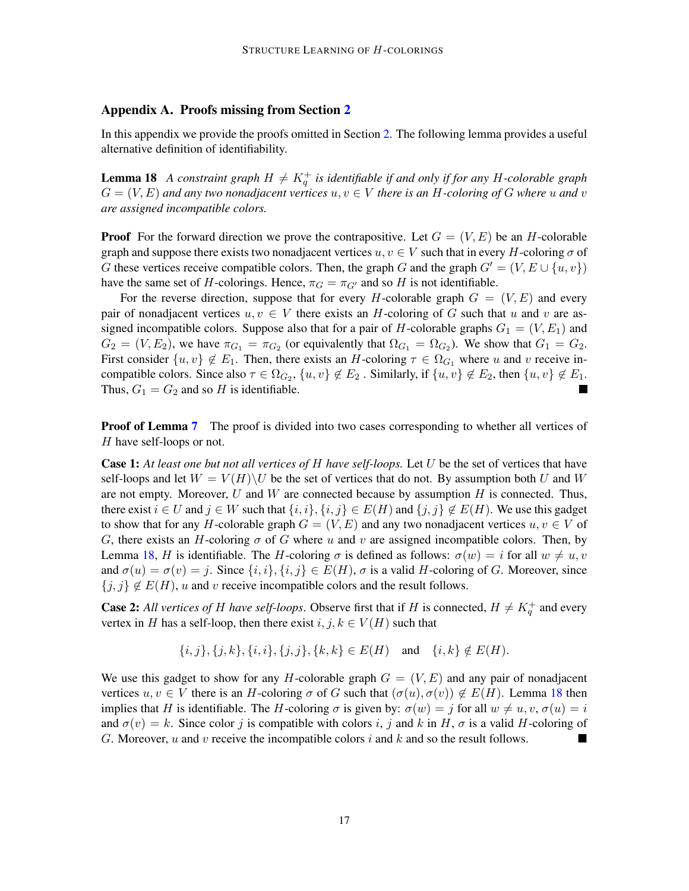## Appendix A. Proofs missing from Section 2

In this appendix we provide the proofs omitted in Section 2. The following lemma provides a useful alternative definition of identifiability.

**Lemma 18** *A constraint graph $H \neq K_q^+$ is identifiable if and only if for any $H$-colorable graph $G = (V, E)$ and any two nonadjacent vertices $u, v \in V$ there is an $H$-coloring of $G$ where $u$ and $v$ are assigned incompatible colors.*

**Proof** For the forward direction we prove the contrapositive. Let $G = (V, E)$ be an $H$-colorable graph and suppose there exists two nonadjacent vertices $u, v \in V$ such that in every $H$-coloring $\sigma$ of $G$ these vertices receive compatible colors. Then, the graph $G$ and the graph $G' = (V, E \cup \{u, v\})$ have the same set of $H$-colorings. Hence, $\pi_G = \pi_{G'}$ and so $H$ is not identifiable.

For the reverse direction, suppose that for every $H$-colorable graph $G = (V, E)$ and every pair of nonadjacent vertices $u, v \in V$ there exists an $H$-coloring of $G$ such that $u$ and $v$ are assigned incompatible colors. Suppose also that for a pair of $H$-colorable graphs $G_1 = (V, E_1)$ and $G_2 = (V, E_2)$, we have $\pi_{G_1} = \pi_{G_2}$ (or equivalently that $\Omega_{G_1} = \Omega_{G_2}$). We show that $G_1 = G_2$. First consider $\{u, v\} \notin E_1$. Then, there exists an $H$-coloring $\tau \in \Omega_{G_1}$ where $u$ and $v$ receive incompatible colors. Since also $\tau \in \Omega_{G_2}$, $\{u, v\} \notin E_2$ . Similarly, if $\{u, v\} \notin E_2$, then $\{u, v\} \notin E_1$. Thus, $G_1 = G_2$ and so $H$ is identifiable. ■

**Proof of Lemma 7** The proof is divided into two cases corresponding to whether all vertices of $H$ have self-loops or not.

**Case 1:** *At least one but not all vertices of $H$ have self-loops.* Let $U$ be the set of vertices that have self-loops and let $W = V(H) \backslash U$ be the set of vertices that do not. By assumption both $U$ and $W$ are not empty. Moreover, $U$ and $W$ are connected because by assumption $H$ is connected. Thus, there exist $i \in U$ and $j \in W$ such that $\{i, i\}, \{i, j\} \in E(H)$ and $\{j, j\} \notin E(H)$. We use this gadget to show that for any $H$-colorable graph $G = (V, E)$ and any two nonadjacent vertices $u, v \in V$ of $G$, there exists an $H$-coloring $\sigma$ of $G$ where $u$ and $v$ are assigned incompatible colors. Then, by Lemma 18, $H$ is identifiable. The $H$-coloring $\sigma$ is defined as follows: $\sigma(w) = i$ for all $w \neq u, v$ and $\sigma(u) = \sigma(v) = j$. Since $\{i, i\}, \{i, j\} \in E(H)$, $\sigma$ is a valid $H$-coloring of $G$. Moreover, since $\{j, j\} \notin E(H)$, $u$ and $v$ receive incompatible colors and the result follows.

**Case 2:** *All vertices of $H$ have self-loops*. Observe first that if $H$ is connected, $H \neq K_q^+$ and every vertex in $H$ has a self-loop, then there exist $i, j, k \in V(H)$ such that

$$\{i, j\}, \{j, k\}, \{i, i\}, \{j, j\}, \{k, k\} \in E(H) \quad \text{and} \quad \{i, k\} \notin E(H).$$

We use this gadget to show for any $H$-colorable graph $G = (V, E)$ and any pair of nonadjacent vertices $u, v \in V$ there is an $H$-coloring $\sigma$ of $G$ such that $(\sigma(u), \sigma(v)) \notin E(H)$. Lemma 18 then implies that $H$ is identifiable. The $H$-coloring $\sigma$ is given by: $\sigma(w) = j$ for all $w \neq u, v$, $\sigma(u) = i$ and $\sigma(v) = k$. Since color $j$ is compatible with colors $i$, $j$ and $k$ in $H$, $\sigma$ is a valid $H$-coloring of $G$. Moreover, $u$ and $v$ receive the incompatible colors $i$ and $k$ and so the result follows. ■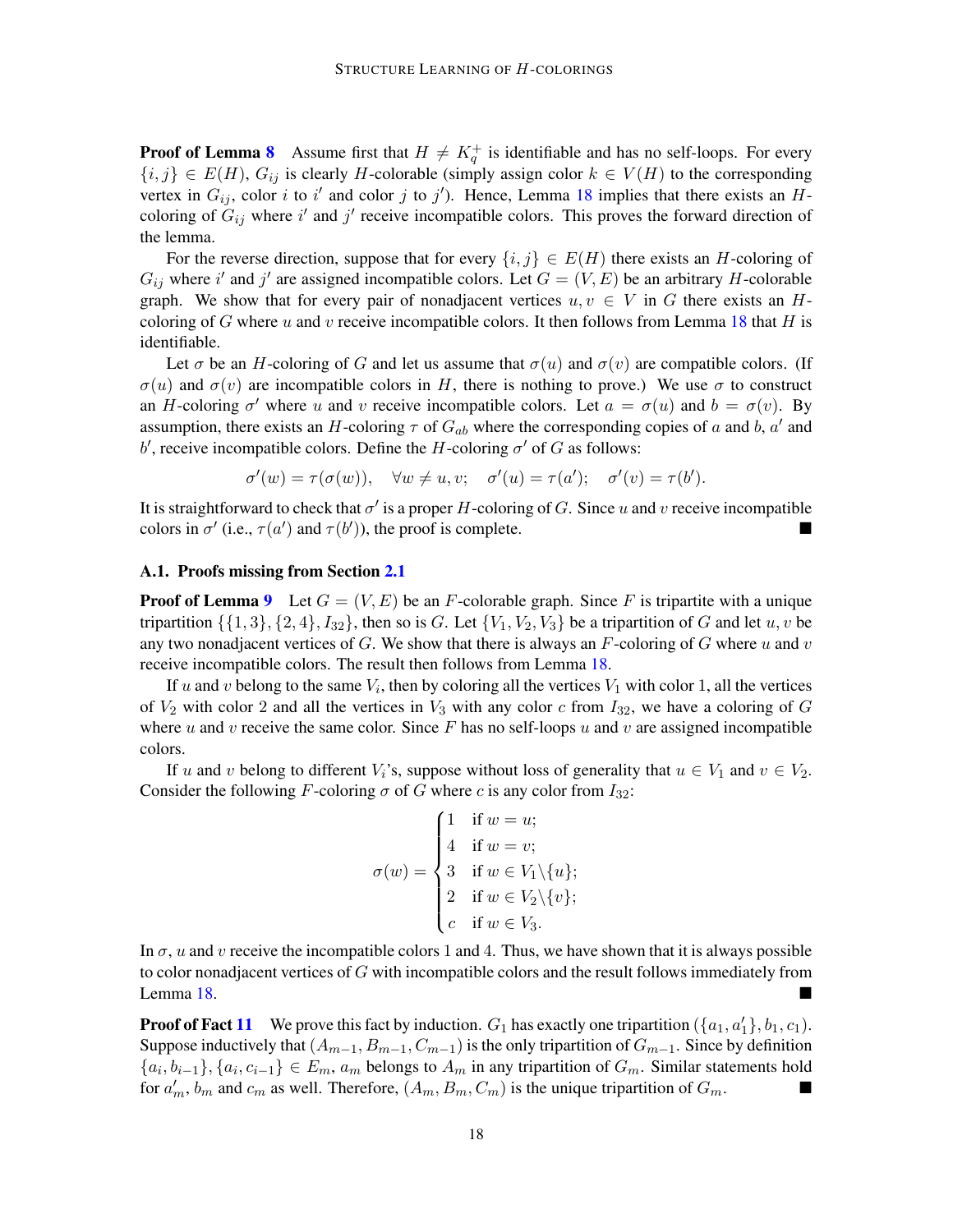**Proof of Lemma 8** Assume first that $H \neq K_q^+$ is identifiable and has no self-loops. For every $\{i, j\} \in E(H)$, $G_{ij}$ is clearly $H$-colorable (simply assign color $k \in V(H)$ to the corresponding vertex in $G_{ij}$, color $i$ to $i'$ and color $j$ to $j'$). Hence, Lemma 18 implies that there exists an $H$-coloring of $G_{ij}$ where $i'$ and $j'$ receive incompatible colors. This proves the forward direction of the lemma.

For the reverse direction, suppose that for every $\{i, j\} \in E(H)$ there exists an $H$-coloring of $G_{ij}$ where $i'$ and $j'$ are assigned incompatible colors. Let $G = (V, E)$ be an arbitrary $H$-colorable graph. We show that for every pair of nonadjacent vertices $u, v \in V$ in $G$ there exists an $H$-coloring of $G$ where $u$ and $v$ receive incompatible colors. It then follows from Lemma 18 that $H$ is identifiable.

Let $\sigma$ be an $H$-coloring of $G$ and let us assume that $\sigma(u)$ and $\sigma(v)$ are compatible colors. (If $\sigma(u)$ and $\sigma(v)$ are incompatible colors in $H$, there is nothing to prove.) We use $\sigma$ to construct an $H$-coloring $\sigma'$ where $u$ and $v$ receive incompatible colors. Let $a = \sigma(u)$ and $b = \sigma(v)$. By assumption, there exists an $H$-coloring $\tau$ of $G_{ab}$ where the corresponding copies of $a$ and $b$, $a'$ and $b'$, receive incompatible colors. Define the $H$-coloring $\sigma'$ of $G$ as follows:

$$\sigma'(w) = \tau(\sigma(w)), \quad \forall w \neq u, v; \quad \sigma'(u) = \tau(a'); \quad \sigma'(v) = \tau(b').$$

It is straightforward to check that $\sigma'$ is a proper $H$-coloring of $G$. Since $u$ and $v$ receive incompatible colors in $\sigma'$ (i.e., $\tau(a')$ and $\tau(b')$), the proof is complete. ■

### A.1. Proofs missing from Section 2.1

**Proof of Lemma 9** Let $G = (V, E)$ be an $F$-colorable graph. Since $F$ is tripartite with a unique tripartition $\{\{1, 3\}, \{2, 4\}, I_{32}\}$, then so is $G$. Let $\{V_1, V_2, V_3\}$ be a tripartition of $G$ and let $u, v$ be any two nonadjacent vertices of $G$. We show that there is always an $F$-coloring of $G$ where $u$ and $v$ receive incompatible colors. The result then follows from Lemma 18.

If $u$ and $v$ belong to the same $V_i$, then by coloring all the vertices $V_1$ with color 1, all the vertices of $V_2$ with color 2 and all the vertices in $V_3$ with any color $c$ from $I_{32}$, we have a coloring of $G$ where $u$ and $v$ receive the same color. Since $F$ has no self-loops $u$ and $v$ are assigned incompatible colors.

If $u$ and $v$ belong to different $V_i$'s, suppose without loss of generality that $u \in V_1$ and $v \in V_2$. Consider the following $F$-coloring $\sigma$ of $G$ where $c$ is any color from $I_{32}$:

$$\sigma(w) = \begin{cases} 1 & \text{if } w = u; \\ 4 & \text{if } w = v; \\ 3 & \text{if } w \in V_1 \backslash \{u\}; \\ 2 & \text{if } w \in V_2 \backslash \{v\}; \\ c & \text{if } w \in V_3. \end{cases}$$

In $\sigma$, $u$ and $v$ receive the incompatible colors 1 and 4. Thus, we have shown that it is always possible to color nonadjacent vertices of $G$ with incompatible colors and the result follows immediately from Lemma 18. ■

**Proof of Fact 11** We prove this fact by induction. $G_1$ has exactly one tripartition $(\{a_1, a'_1\}, b_1, c_1)$. Suppose inductively that $(A_{m-1}, B_{m-1}, C_{m-1})$ is the only tripartition of $G_{m-1}$. Since by definition $\{a_i, b_{i-1}\}, \{a_i, c_{i-1}\} \in E_m$, $a_m$ belongs to $A_m$ in any tripartition of $G_m$. Similar statements hold for $a'_m$, $b_m$ and $c_m$ as well. Therefore, $(A_m, B_m, C_m)$ is the unique tripartition of $G_m$. ■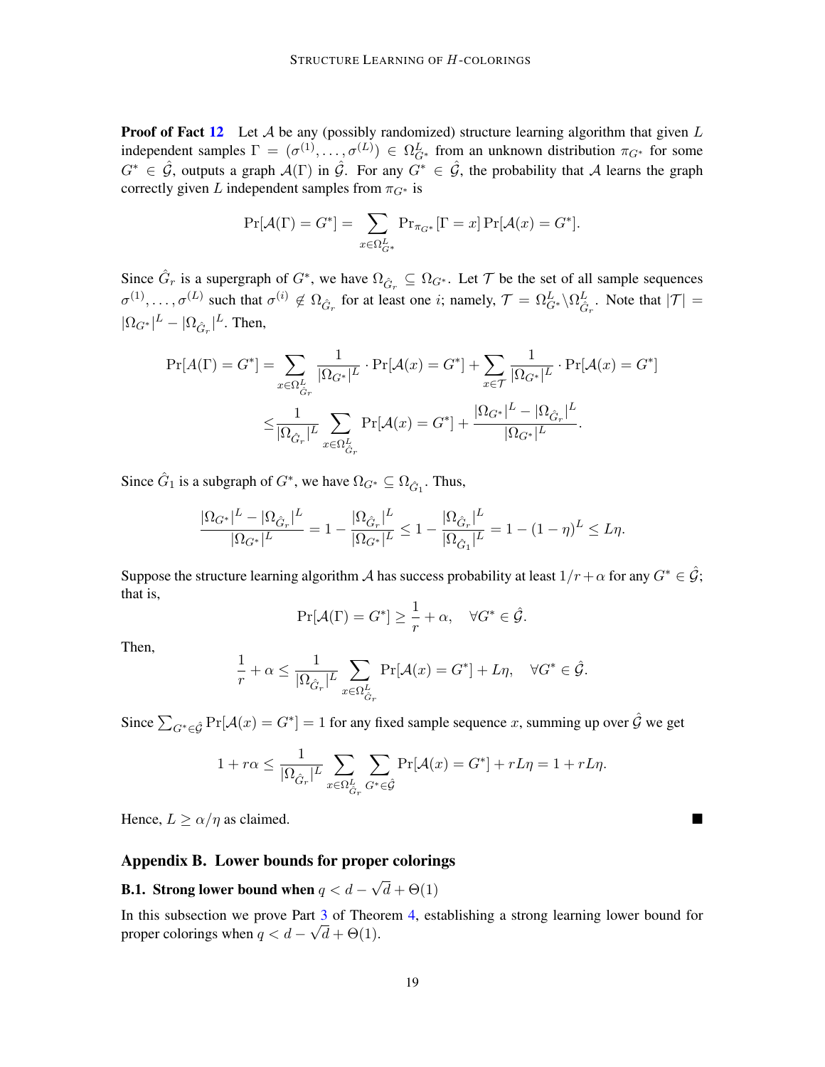**Proof of Fact 12** Let $\mathcal{A}$ be any (possibly randomized) structure learning algorithm that given $L$ independent samples $\Gamma = (\sigma^{(1)}, \dots, \sigma^{(L)}) \in \Omega_{G^*}^L$ from an unknown distribution $\pi_{G^*}$ for some $G^* \in \hat{\mathcal{G}}$, outputs a graph $\mathcal{A}(\Gamma)$ in $\hat{\mathcal{G}}$. For any $G^* \in \hat{\mathcal{G}}$, the probability that $\mathcal{A}$ learns the graph correctly given $L$ independent samples from $\pi_{G^*}$ is

$$\Pr[\mathcal{A}(\Gamma) = G^*] = \sum_{x \in \Omega_{G^*}^L} \Pr_{\pi_{G^*}}[\Gamma = x] \Pr[\mathcal{A}(x) = G^*].$$

Since $\hat{G}_r$ is a supergraph of $G^*$, we have $\Omega_{\hat{G}_r} \subseteq \Omega_{G^*}$. Let $\mathcal{T}$ be the set of all sample sequences $\sigma^{(1)}, \dots, \sigma^{(L)}$ such that $\sigma^{(i)} \notin \Omega_{\hat{G}_r}$ for at least one $i$; namely, $\mathcal{T} = \Omega_{G^*}^L \backslash \Omega_{\hat{G}_r}^L$. Note that $|\mathcal{T}| = |\Omega_{G^*}|^L - |\Omega_{\hat{G}_r}|^L$. Then,

$$\begin{aligned}
\Pr[A(\Gamma) = G^*] &= \sum_{x \in \Omega_{\hat{G}_r}^L} \frac{1}{|\Omega_{G^*}|^L} \cdot \Pr[\mathcal{A}(x) = G^*] + \sum_{x \in \mathcal{T}} \frac{1}{|\Omega_{G^*}|^L} \cdot \Pr[\mathcal{A}(x) = G^*] \\
&\leq \frac{1}{|\Omega_{\hat{G}_r}|^L} \sum_{x \in \Omega_{\hat{G}_r}^L} \Pr[\mathcal{A}(x) = G^*] + \frac{|\Omega_{G^*}|^L - |\Omega_{\hat{G}_r}|^L}{|\Omega_{G^*}|^L}.
\end{aligned}$$

Since $\hat{G}_1$ is a subgraph of $G^*$, we have $\Omega_{G^*} \subseteq \Omega_{\hat{G}_1}$. Thus,

$$\frac{|\Omega_{G^*}|^L - |\Omega_{\hat{G}_r}|^L}{|\Omega_{G^*}|^L} = 1 - \frac{|\Omega_{\hat{G}_r}|^L}{|\Omega_{G^*}|^L} \leq 1 - \frac{|\Omega_{\hat{G}_r}|^L}{|\Omega_{\hat{G}_1}|^L} = 1 - (1-\eta)^L \leq L\eta.$$

Suppose the structure learning algorithm $\mathcal{A}$ has success probability at least $1/r + \alpha$ for any $G^* \in \hat{\mathcal{G}}$; that is,

$$\Pr[\mathcal{A}(\Gamma) = G^*] \geq \frac{1}{r} + \alpha, \quad \forall G^* \in \hat{\mathcal{G}}.$$

Then,

$$\frac{1}{r} + \alpha \leq \frac{1}{|\Omega_{\hat{G}_r}|^L} \sum_{x \in \Omega_{\hat{G}_r}^L} \Pr[\mathcal{A}(x) = G^*] + L\eta, \quad \forall G^* \in \hat{\mathcal{G}}.$$

Since $\sum_{G^* \in \hat{\mathcal{G}}} \Pr[\mathcal{A}(x) = G^*] = 1$ for any fixed sample sequence $x$, summing up over $\hat{\mathcal{G}}$ we get

$$1 + r\alpha \leq \frac{1}{|\Omega_{\hat{G}_r}|^L} \sum_{x \in \Omega_{\hat{G}_r}^L} \sum_{G^* \in \hat{\mathcal{G}}} \Pr[\mathcal{A}(x) = G^*] + rL\eta = 1 + rL\eta.$$

Hence, $L \geq \alpha/\eta$ as claimed. ■

## Appendix B. Lower bounds for proper colorings

### B.1. Strong lower bound when $q < d - \sqrt{d} + \Theta(1)$

In this subsection we prove Part 3 of Theorem 4, establishing a strong learning lower bound for proper colorings when $q < d - \sqrt{d} + \Theta(1)$.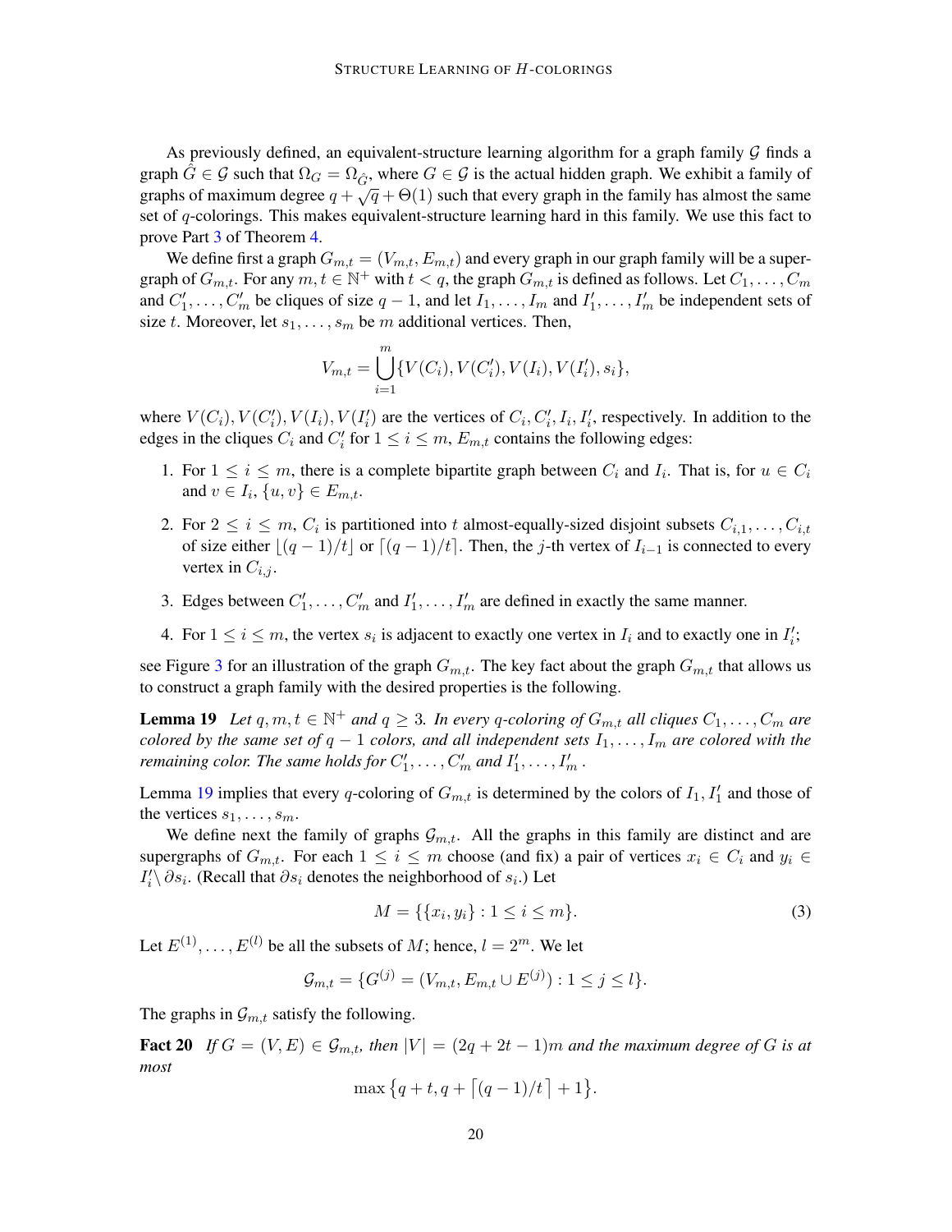As previously defined, an equivalent-structure learning algorithm for a graph family $\mathcal{G}$ finds a graph $\hat{G} \in \mathcal{G}$ such that $\Omega_G = \Omega_{\hat{G}}$, where $G \in \mathcal{G}$ is the actual hidden graph. We exhibit a family of graphs of maximum degree $q + \sqrt{q} + \Theta(1)$ such that every graph in the family has almost the same set of $q$-colorings. This makes equivalent-structure learning hard in this family. We use this fact to prove Part 3 of Theorem 4.

We define first a graph $G_{m,t} = (V_{m,t}, E_{m,t})$ and every graph in our graph family will be a supergraph of $G_{m,t}$. For any $m, t \in \mathbb{N}^+$ with $t < q$, the graph $G_{m,t}$ is defined as follows. Let $C_1, \dots, C_m$ and $C'_1, \dots, C'_m$ be cliques of size $q-1$, and let $I_1, \dots, I_m$ and $I'_1, \dots, I'_m$ be independent sets of size $t$. Moreover, let $s_1, \dots, s_m$ be $m$ additional vertices. Then,

$$V_{m,t} = \bigcup_{i=1}^{m} \{V(C_i), V(C'_i), V(I_i), V(I'_i), s_i\},$$

where $V(C_i), V(C'_i), V(I_i), V(I'_i)$ are the vertices of $C_i, C'_i, I_i, I'_i$, respectively. In addition to the edges in the cliques $C_i$ and $C'_i$ for $1 \le i \le m$, $E_{m,t}$ contains the following edges:

1. For $1 \le i \le m$, there is a complete bipartite graph between $C_i$ and $I_i$. That is, for $u \in C_i$ and $v \in I_i$, $\{u, v\} \in E_{m,t}$.
2. For $2 \le i \le m$, $C_i$ is partitioned into $t$ almost-equally-sized disjoint subsets $C_{i,1}, \dots, C_{i,t}$ of size either $\lfloor (q-1)/t \rfloor$ or $\lceil (q-1)/t \rceil$. Then, the $j$-th vertex of $I_{i-1}$ is connected to every vertex in $C_{i,j}$.
3. Edges between $C'_1, \dots, C'_m$ and $I'_1, \dots, I'_m$ are defined in exactly the same manner.
4. For $1 \le i \le m$, the vertex $s_i$ is adjacent to exactly one vertex in $I_i$ and to exactly one in $I'_i$;

see Figure 3 for an illustration of the graph $G_{m,t}$. The key fact about the graph $G_{m,t}$ that allows us to construct a graph family with the desired properties is the following.

**Lemma 19** *Let $q, m, t \in \mathbb{N}^+$ and $q \ge 3$. In every $q$-coloring of $G_{m,t}$ all cliques $C_1, \dots, C_m$ are colored by the same set of $q-1$ colors, and all independent sets $I_1, \dots, I_m$ are colored with the remaining color. The same holds for $C'_1, \dots, C'_m$ and $I'_1, \dots, I'_m$.*

Lemma 19 implies that every $q$-coloring of $G_{m,t}$ is determined by the colors of $I_1, I'_1$ and those of the vertices $s_1, \dots, s_m$.

We define next the family of graphs $\mathcal{G}_{m,t}$. All the graphs in this family are distinct and are supergraphs of $G_{m,t}$. For each $1 \le i \le m$ choose (and fix) a pair of vertices $x_i \in C_i$ and $y_i \in I'_i \setminus \partial s_i$. (Recall that $\partial s_i$ denotes the neighborhood of $s_i$.) Let

$$M = \{\{x_i, y_i\} : 1 \le i \le m\}. \tag{3}$$

Let $E^{(1)}, \dots, E^{(l)}$ be all the subsets of $M$; hence, $l = 2^m$. We let

$$\mathcal{G}_{m,t} = \{G^{(j)} = (V_{m,t}, E_{m,t} \cup E^{(j)}) : 1 \le j \le l\}.$$

The graphs in $\mathcal{G}_{m,t}$ satisfy the following.

**Fact 20** *If $G = (V, E) \in \mathcal{G}_{m,t}$, then $|V| = (2q + 2t - 1)m$ and the maximum degree of $G$ is at most*

$$\max\left\{q + t, q + \lceil (q-1)/t \rceil + 1\right\}.$$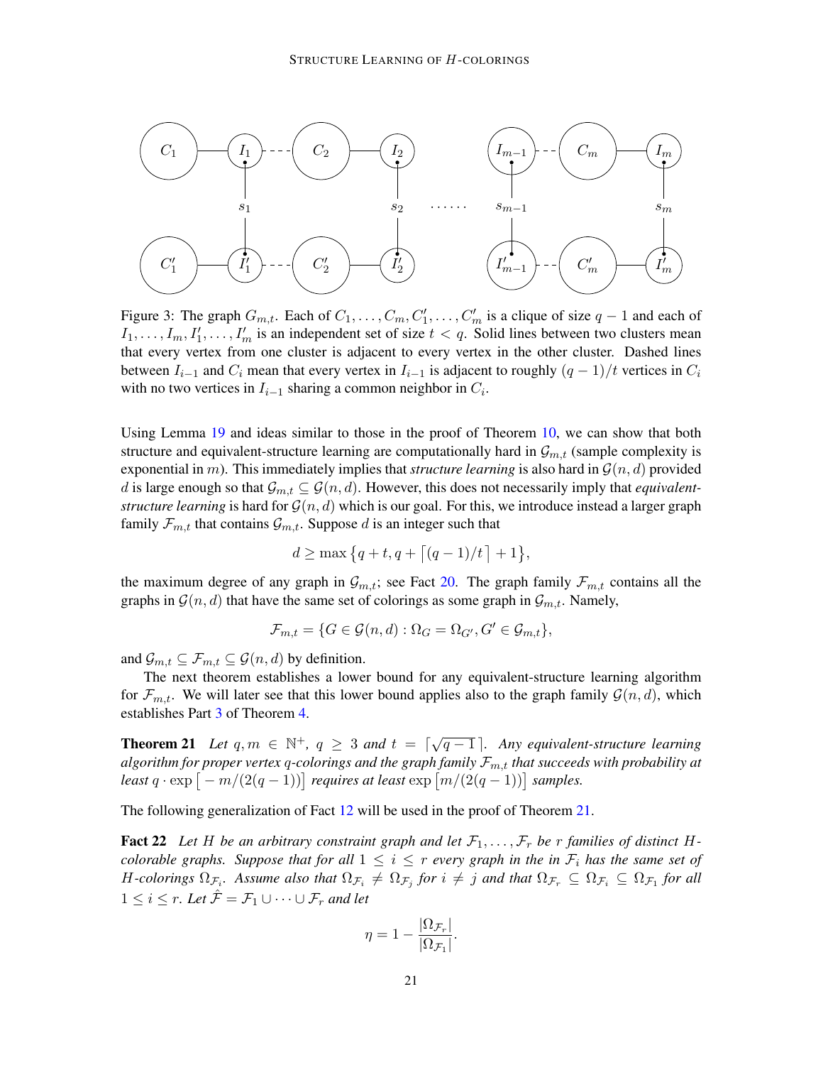Figure 3: The graph $G_{m,t}$. Each of $C_1, \dots, C_m, C'_1, \dots, C'_m$ is a clique of size $q-1$ and each of $I_1, \dots, I_m, I'_1, \dots, I'_m$ is an independent set of size $t < q$. Solid lines between two clusters mean that every vertex from one cluster is adjacent to every vertex in the other cluster. Dashed lines between $I_{i-1}$ and $C_i$ mean that every vertex in $I_{i-1}$ is adjacent to roughly $(q-1)/t$ vertices in $C_i$ with no two vertices in $I_{i-1}$ sharing a common neighbor in $C_i$.

Using Lemma 19 and ideas similar to those in the proof of Theorem 10, we can show that both structure and equivalent-structure learning are computationally hard in $\mathcal{G}_{m,t}$ (sample complexity is exponential in $m$). This immediately implies that *structure learning* is also hard in $\mathcal{G}(n,d)$ provided $d$ is large enough so that $\mathcal{G}_{m,t} \subseteq \mathcal{G}(n,d)$. However, this does not necessarily imply that *equivalent-structure learning* is hard for $\mathcal{G}(n,d)$ which is our goal. For this, we introduce instead a larger graph family $\mathcal{F}_{m,t}$ that contains $\mathcal{G}_{m,t}$. Suppose $d$ is an integer such that

$$d \geq \max\left\{q+t, q+\left\lceil (q-1)/t \right\rceil + 1\right\},$$

the maximum degree of any graph in $\mathcal{G}_{m,t}$; see Fact 20. The graph family $\mathcal{F}_{m,t}$ contains all the graphs in $\mathcal{G}(n,d)$ that have the same set of colorings as some graph in $\mathcal{G}_{m,t}$. Namely,

$$\mathcal{F}_{m,t} = \{G \in \mathcal{G}(n,d) : \Omega_G = \Omega_{G'}, G' \in \mathcal{G}_{m,t}\},$$

and $\mathcal{G}_{m,t} \subseteq \mathcal{F}_{m,t} \subseteq \mathcal{G}(n,d)$ by definition.

The next theorem establishes a lower bound for any equivalent-structure learning algorithm for $\mathcal{F}_{m,t}$. We will later see that this lower bound applies also to the graph family $\mathcal{G}(n,d)$, which establishes Part 3 of Theorem 4.

**Theorem 21** *Let $q, m \in \mathbb{N}^+$, $q \geq 3$ and $t = \lceil \sqrt{q-1} \rceil$. Any equivalent-structure learning algorithm for proper vertex $q$-colorings and the graph family $\mathcal{F}_{m,t}$ that succeeds with probability at least $q \cdot \exp\left[-m/(2(q-1))\right]$ requires at least $\exp\left[m/(2(q-1))\right]$ samples.*

The following generalization of Fact 12 will be used in the proof of Theorem 21.

**Fact 22** *Let $H$ be an arbitrary constraint graph and let $\mathcal{F}_1, \dots, \mathcal{F}_r$ be $r$ families of distinct $H$-colorable graphs. Suppose that for all $1 \leq i \leq r$ every graph in the in $\mathcal{F}_i$ has the same set of $H$-colorings $\Omega_{\mathcal{F}_i}$. Assume also that $\Omega_{\mathcal{F}_i} \neq \Omega_{\mathcal{F}_j}$ for $i \neq j$ and that $\Omega_{\mathcal{F}_r} \subseteq \Omega_{\mathcal{F}_i} \subseteq \Omega_{\mathcal{F}_1}$ for all $1 \leq i \leq r$. Let $\hat{\mathcal{F}} = \mathcal{F}_1 \cup \dots \cup \mathcal{F}_r$ and let*

$$\eta = 1 - \frac{|\Omega_{\mathcal{F}_r}|}{|\Omega_{\mathcal{F}_1}|}.$$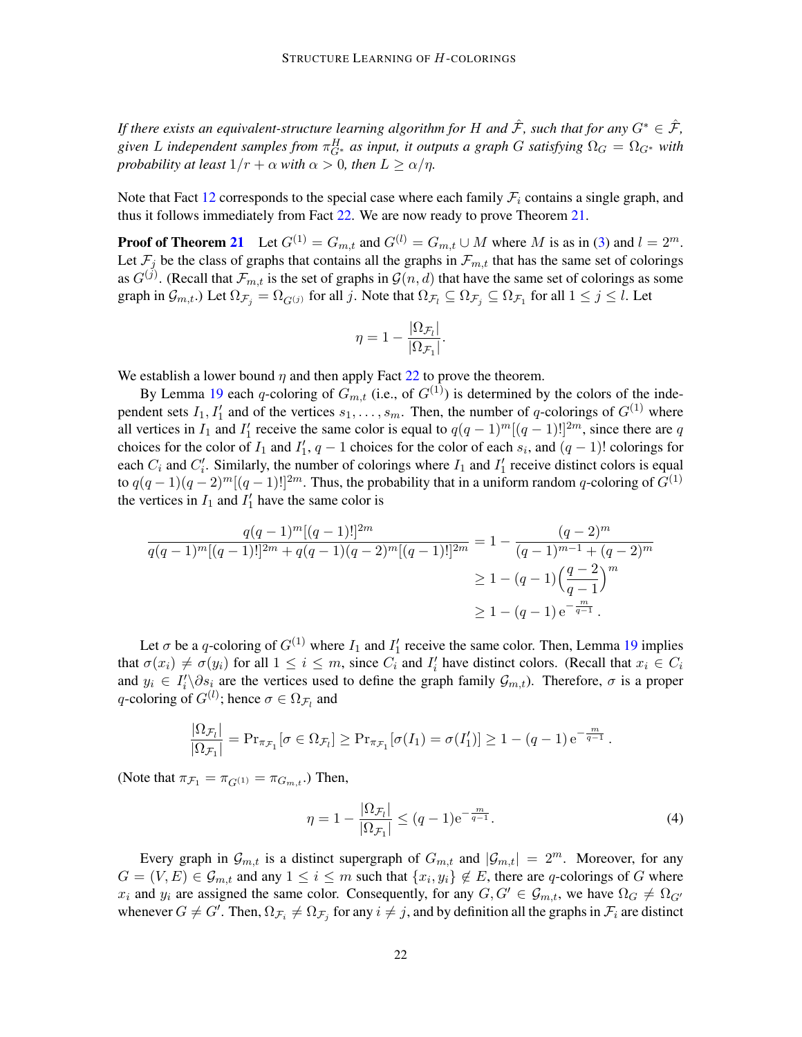*If there exists an equivalent-structure learning algorithm for $H$ and $\hat{\mathcal{F}}$, such that for any $G^* \in \hat{\mathcal{F}}$, given $L$ independent samples from $\pi^H_{G^*}$ as input, it outputs a graph $G$ satisfying $\Omega_G = \Omega_{G^*}$ with probability at least $1/r + \alpha$ with $\alpha > 0$, then $L \geq \alpha/\eta$.*

Note that Fact 12 corresponds to the special case where each family $\mathcal{F}_i$ contains a single graph, and thus it follows immediately from Fact 22. We are now ready to prove Theorem 21.

**Proof of Theorem 21** Let $G^{(1)} = G_{m,t}$ and $G^{(l)} = G_{m,t} \cup M$ where $M$ is as in (3) and $l = 2^m$. Let $\mathcal{F}_j$ be the class of graphs that contains all the graphs in $\mathcal{F}_{m,t}$ that has the same set of colorings as $G^{(j)}$. (Recall that $\mathcal{F}_{m,t}$ is the set of graphs in $\mathcal{G}(n,d)$ that have the same set of colorings as some graph in $\mathcal{G}_{m,t}$.) Let $\Omega_{\mathcal{F}_j} = \Omega_{G^{(j)}}$ for all $j$. Note that $\Omega_{\mathcal{F}_l} \subseteq \Omega_{\mathcal{F}_j} \subseteq \Omega_{\mathcal{F}_1}$ for all $1 \leq j \leq l$. Let

$$\eta = 1 - \frac{|\Omega_{\mathcal{F}_l}|}{|\Omega_{\mathcal{F}_1}|}.$$

We establish a lower bound $\eta$ and then apply Fact 22 to prove the theorem.

By Lemma 19 each $q$-coloring of $G_{m,t}$ (i.e., of $G^{(1)}$) is determined by the colors of the independent sets $I_1, I_1'$ and of the vertices $s_1, \ldots, s_m$. Then, the number of $q$-colorings of $G^{(1)}$ where all vertices in $I_1$ and $I_1'$ receive the same color is equal to $q(q-1)^m[(q-1)!]^{2m}$, since there are $q$ choices for the color of $I_1$ and $I_1'$, $q-1$ choices for the color of each $s_i$, and $(q-1)!$ colorings for each $C_i$ and $C_i'$. Similarly, the number of colorings where $I_1$ and $I_1'$ receive distinct colors is equal to $q(q-1)(q-2)^m[(q-1)!]^{2m}$. Thus, the probability that in a uniform random $q$-coloring of $G^{(1)}$ the vertices in $I_1$ and $I_1'$ have the same color is

$$\begin{aligned}
\frac{q(q-1)^m[(q-1)!]^{2m}}{q(q-1)^m[(q-1)!]^{2m} + q(q-1)(q-2)^m[(q-1)!]^{2m}} &= 1 - \frac{(q-2)^m}{(q-1)^{m-1} + (q-2)^m} \\
&\geq 1 - (q-1)\Big(\frac{q-2}{q-1}\Big)^m \\
&\geq 1 - (q-1)\,\mathrm{e}^{-\frac{m}{q-1}}\,.
\end{aligned}$$

Let $\sigma$ be a $q$-coloring of $G^{(1)}$ where $I_1$ and $I_1'$ receive the same color. Then, Lemma 19 implies that $\sigma(x_i) \neq \sigma(y_i)$ for all $1 \leq i \leq m$, since $C_i$ and $I_i'$ have distinct colors. (Recall that $x_i \in C_i$ and $y_i \in I_i' \backslash \partial s_i$ are the vertices used to define the graph family $\mathcal{G}_{m,t}$). Therefore, $\sigma$ is a proper $q$-coloring of $G^{(l)}$; hence $\sigma \in \Omega_{\mathcal{F}_l}$ and

$$\frac{|\Omega_{\mathcal{F}_l}|}{|\Omega_{\mathcal{F}_1}|} = \Pr_{\pi_{\mathcal{F}_1}}[\sigma \in \Omega_{\mathcal{F}_l}] \geq \Pr_{\pi_{\mathcal{F}_1}}[\sigma(I_1) = \sigma(I_1')] \geq 1 - (q-1)\,\mathrm{e}^{-\frac{m}{q-1}}\,.$$

(Note that $\pi_{\mathcal{F}_1} = \pi_{G^{(1)}} = \pi_{G_{m,t}}$.) Then,

$$\eta = 1 - \frac{|\Omega_{\mathcal{F}_l}|}{|\Omega_{\mathcal{F}_1}|} \leq (q-1)\mathrm{e}^{-\frac{m}{q-1}}. \tag{4}$$

Every graph in $\mathcal{G}_{m,t}$ is a distinct supergraph of $G_{m,t}$ and $|\mathcal{G}_{m,t}| = 2^m$. Moreover, for any $G = (V,E) \in \mathcal{G}_{m,t}$ and any $1 \leq i \leq m$ such that $\{x_i, y_i\} \notin E$, there are $q$-colorings of $G$ where $x_i$ and $y_i$ are assigned the same color. Consequently, for any $G, G' \in \mathcal{G}_{m,t}$, we have $\Omega_G \neq \Omega_{G'}$ whenever $G \neq G'$. Then, $\Omega_{\mathcal{F}_i} \neq \Omega_{\mathcal{F}_j}$ for any $i \neq j$, and by definition all the graphs in $\mathcal{F}_i$ are distinct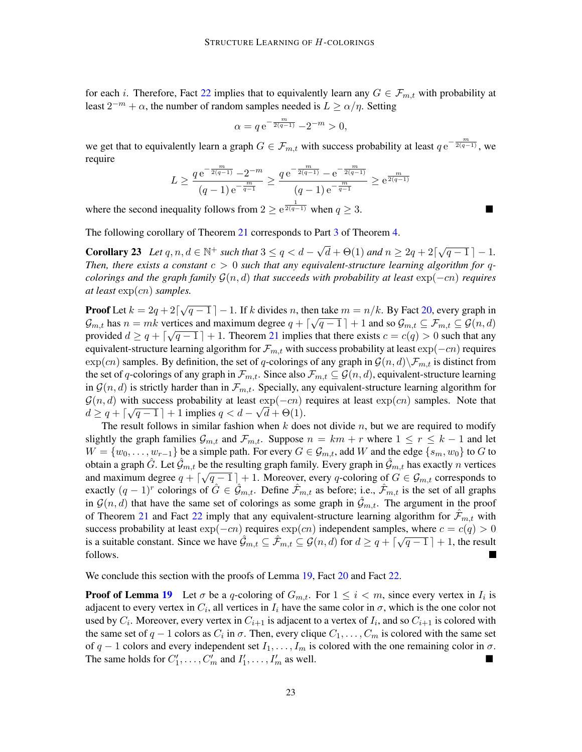for each $i$. Therefore, Fact 22 implies that to equivalently learn any $G \in \mathcal{F}_{m,t}$ with probability at least $2^{-m} + \alpha$, the number of random samples needed is $L \geq \alpha/\eta$. Setting

$$\alpha = q\,\mathrm{e}^{-\frac{m}{2(q-1)}} - 2^{-m} > 0,$$

we get that to equivalently learn a graph $G \in \mathcal{F}_{m,t}$ with success probability at least $q\,\mathrm{e}^{-\frac{m}{2(q-1)}}$, we require

$$L \geq \frac{q\,\mathrm{e}^{-\frac{m}{2(q-1)}} - 2^{-m}}{(q-1)\,\mathrm{e}^{-\frac{m}{q-1}}} \geq \frac{q\,\mathrm{e}^{-\frac{m}{2(q-1)}} - \mathrm{e}^{-\frac{m}{2(q-1)}}}{(q-1)\,\mathrm{e}^{-\frac{m}{q-1}}} \geq \mathrm{e}^{\frac{m}{2(q-1)}}$$

where the second inequality follows from $2 \geq \mathrm{e}^{\frac{1}{2(q-1)}}$ when $q \geq 3$. ■

The following corollary of Theorem 21 corresponds to Part 3 of Theorem 4.

**Corollary 23** *Let $q, n, d \in \mathbb{N}^+$ such that $3 \leq q < d - \sqrt{d} + \Theta(1)$ and $n \geq 2q + 2\lceil\sqrt{q-1}\,\rceil - 1$. Then, there exists a constant $c > 0$ such that any equivalent-structure learning algorithm for $q$-colorings and the graph family $\mathcal{G}(n, d)$ that succeeds with probability at least $\exp(-cn)$ requires at least $\exp(cn)$ samples.*

**Proof** Let $k = 2q + 2\lceil\sqrt{q-1}\,\rceil - 1$. If $k$ divides $n$, then take $m = n/k$. By Fact 20, every graph in $\mathcal{G}_{m,t}$ has $n = mk$ vertices and maximum degree $q + \lceil\sqrt{q-1}\,\rceil + 1$ and so $\mathcal{G}_{m,t} \subseteq \mathcal{F}_{m,t} \subseteq \mathcal{G}(n, d)$ provided $d \geq q + \lceil\sqrt{q-1}\,\rceil + 1$. Theorem 21 implies that there exists $c = c(q) > 0$ such that any equivalent-structure learning algorithm for $\mathcal{F}_{m,t}$ with success probability at least $\exp(-cn)$ requires $\exp(cn)$ samples. By definition, the set of $q$-colorings of any graph in $\mathcal{G}(n, d) \backslash \mathcal{F}_{m,t}$ is distinct from the set of $q$-colorings of any graph in $\mathcal{F}_{m,t}$. Since also $\mathcal{F}_{m,t} \subseteq \mathcal{G}(n, d)$, equivalent-structure learning in $\mathcal{G}(n, d)$ is strictly harder than in $\mathcal{F}_{m,t}$. Specially, any equivalent-structure learning algorithm for $\mathcal{G}(n, d)$ with success probability at least $\exp(-cn)$ requires at least $\exp(cn)$ samples. Note that $d \geq q + \lceil\sqrt{q-1}\,\rceil + 1$ implies $q < d - \sqrt{d} + \Theta(1)$.

The result follows in similar fashion when $k$ does not divide $n$, but we are required to modify slightly the graph families $\mathcal{G}_{m,t}$ and $\mathcal{F}_{m,t}$. Suppose $n = km + r$ where $1 \leq r \leq k - 1$ and let $W = \{w_0, \ldots, w_{r-1}\}$ be a simple path. For every $G \in \mathcal{G}_{m,t}$, add $W$ and the edge $\{s_m, w_0\}$ to $G$ to obtain a graph $\hat{G}$. Let $\hat{\mathcal{G}}_{m,t}$ be the resulting graph family. Every graph in $\hat{\mathcal{G}}_{m,t}$ has exactly $n$ vertices and maximum degree $q + \lceil\sqrt{q-1}\,\rceil + 1$. Moreover, every $q$-coloring of $G \in \mathcal{G}_{m,t}$ corresponds to exactly $(q-1)^r$ colorings of $\hat{G} \in \hat{\mathcal{G}}_{m,t}$. Define $\hat{\mathcal{F}}_{m,t}$ as before; i.e., $\hat{\mathcal{F}}_{m,t}$ is the set of all graphs in $\mathcal{G}(n, d)$ that have the same set of colorings as some graph in $\hat{\mathcal{G}}_{m,t}$. The argument in the proof of Theorem 21 and Fact 22 imply that any equivalent-structure learning algorithm for $\hat{\mathcal{F}}_{m,t}$ with success probability at least $\exp(-cn)$ requires $\exp(cn)$ independent samples, where $c = c(q) > 0$ is a suitable constant. Since we have $\hat{\mathcal{G}}_{m,t} \subseteq \hat{\mathcal{F}}_{m,t} \subseteq \mathcal{G}(n, d)$ for $d \geq q + \lceil\sqrt{q-1}\,\rceil + 1$, the result follows. ■

We conclude this section with the proofs of Lemma 19, Fact 20 and Fact 22.

**Proof of Lemma 19** Let $\sigma$ be a $q$-coloring of $G_{m,t}$. For $1 \leq i < m$, since every vertex in $I_i$ is adjacent to every vertex in $C_i$, all vertices in $I_i$ have the same color in $\sigma$, which is the one color not used by $C_i$. Moreover, every vertex in $C_{i+1}$ is adjacent to a vertex of $I_i$, and so $C_{i+1}$ is colored with the same set of $q - 1$ colors as $C_i$ in $\sigma$. Then, every clique $C_1, \ldots, C_m$ is colored with the same set of $q - 1$ colors and every independent set $I_1, \ldots, I_m$ is colored with the one remaining color in $\sigma$. The same holds for $C'_1, \ldots, C'_m$ and $I'_1, \ldots, I'_m$ as well. ■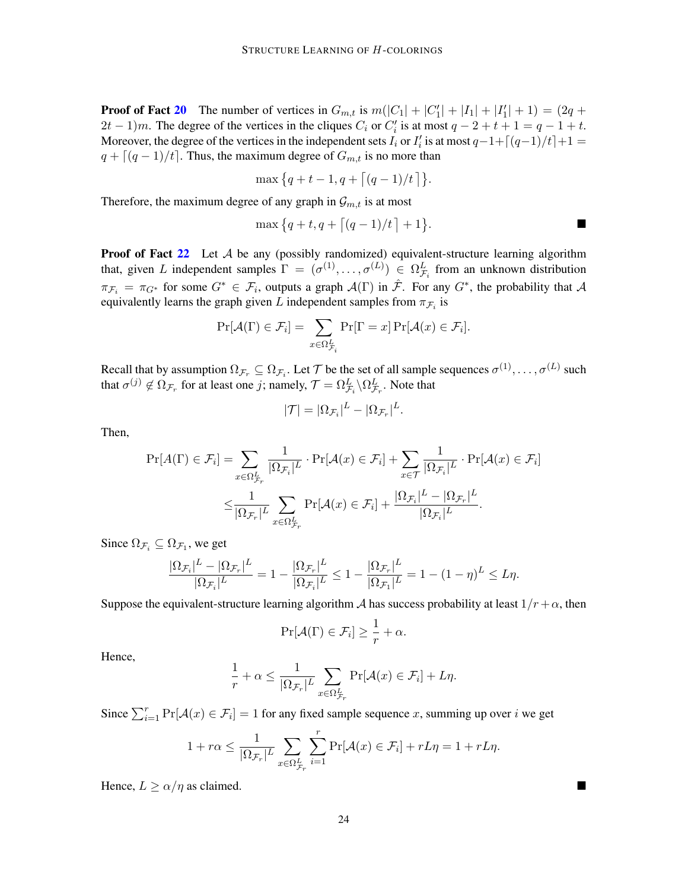**Proof of Fact 20** The number of vertices in $G_{m,t}$ is $m(|C_1| + |C_1'| + |I_1| + |I_1'| + 1) = (2q + 2t - 1)m$. The degree of the vertices in the cliques $C_i$ or $C_i'$ is at most $q - 2 + t + 1 = q - 1 + t$. Moreover, the degree of the vertices in the independent sets $I_i$ or $I_i'$ is at most $q - 1 + \lceil (q-1)/t \rceil + 1 = q + \lceil (q-1)/t \rceil$. Thus, the maximum degree of $G_{m,t}$ is no more than

$$\max\left\{q + t - 1, q + \left\lceil (q-1)/t \right\rceil\right\}.$$

Therefore, the maximum degree of any graph in $\mathcal{G}_{m,t}$ is at most

$$\max\left\{q + t, q + \left\lceil (q-1)/t \right\rceil + 1\right\}.$$ ∎

**Proof of Fact 22** Let $\mathcal{A}$ be any (possibly randomized) equivalent-structure learning algorithm that, given $L$ independent samples $\Gamma = (\sigma^{(1)}, \ldots, \sigma^{(L)}) \in \Omega_{\mathcal{F}_i}^L$ from an unknown distribution $\pi_{\mathcal{F}_i} = \pi_{G^*}$ for some $G^* \in \mathcal{F}_i$, outputs a graph $\mathcal{A}(\Gamma)$ in $\hat{\mathcal{F}}$. For any $G^*$, the probability that $\mathcal{A}$ equivalently learns the graph given $L$ independent samples from $\pi_{\mathcal{F}_i}$ is

$$\Pr[\mathcal{A}(\Gamma) \in \mathcal{F}_i] = \sum_{x \in \Omega_{\mathcal{F}_i}^L} \Pr[\Gamma = x] \Pr[\mathcal{A}(x) \in \mathcal{F}_i].$$

Recall that by assumption $\Omega_{\mathcal{F}_r} \subseteq \Omega_{\mathcal{F}_i}$. Let $\mathcal{T}$ be the set of all sample sequences $\sigma^{(1)}, \ldots, \sigma^{(L)}$ such that $\sigma^{(j)} \notin \Omega_{\mathcal{F}_r}$ for at least one $j$; namely, $\mathcal{T} = \Omega_{\mathcal{F}_i}^L \backslash \Omega_{\mathcal{F}_r}^L$. Note that

$$|\mathcal{T}| = |\Omega_{\mathcal{F}_i}|^L - |\Omega_{\mathcal{F}_r}|^L.$$

Then,

$$\begin{aligned}
\Pr[A(\Gamma) \in \mathcal{F}_i] &= \sum_{x \in \Omega_{\mathcal{F}_r}^L} \frac{1}{|\Omega_{\mathcal{F}_i}|^L} \cdot \Pr[\mathcal{A}(x) \in \mathcal{F}_i] + \sum_{x \in \mathcal{T}} \frac{1}{|\Omega_{\mathcal{F}_i}|^L} \cdot \Pr[\mathcal{A}(x) \in \mathcal{F}_i] \\
&\leq \frac{1}{|\Omega_{\mathcal{F}_r}|^L} \sum_{x \in \Omega_{\mathcal{F}_r}^L} \Pr[\mathcal{A}(x) \in \mathcal{F}_i] + \frac{|\Omega_{\mathcal{F}_i}|^L - |\Omega_{\mathcal{F}_r}|^L}{|\Omega_{\mathcal{F}_i}|^L}.
\end{aligned}$$

Since $\Omega_{\mathcal{F}_i} \subseteq \Omega_{\mathcal{F}_1}$, we get

$$\frac{|\Omega_{\mathcal{F}_i}|^L - |\Omega_{\mathcal{F}_r}|^L}{|\Omega_{\mathcal{F}_i}|^L} = 1 - \frac{|\Omega_{\mathcal{F}_r}|^L}{|\Omega_{\mathcal{F}_i}|^L} \leq 1 - \frac{|\Omega_{\mathcal{F}_r}|^L}{|\Omega_{\mathcal{F}_1}|^L} = 1 - (1-\eta)^L \leq L\eta.$$

Suppose the equivalent-structure learning algorithm $\mathcal{A}$ has success probability at least $1/r + \alpha$, then

$$\Pr[\mathcal{A}(\Gamma) \in \mathcal{F}_i] \geq \frac{1}{r} + \alpha.$$

Hence,

$$\frac{1}{r} + \alpha \leq \frac{1}{|\Omega_{\mathcal{F}_r}|^L} \sum_{x \in \Omega_{\mathcal{F}_r}^L} \Pr[\mathcal{A}(x) \in \mathcal{F}_i] + L\eta.$$

Since $\sum_{i=1}^r \Pr[\mathcal{A}(x) \in \mathcal{F}_i] = 1$ for any fixed sample sequence $x$, summing up over $i$ we get

$$1 + r\alpha \leq \frac{1}{|\Omega_{\mathcal{F}_r}|^L} \sum_{x \in \Omega_{\mathcal{F}_r}^L} \sum_{i=1}^r \Pr[\mathcal{A}(x) \in \mathcal{F}_i] + rL\eta = 1 + rL\eta.$$

Hence, $L \geq \alpha/\eta$ as claimed. ∎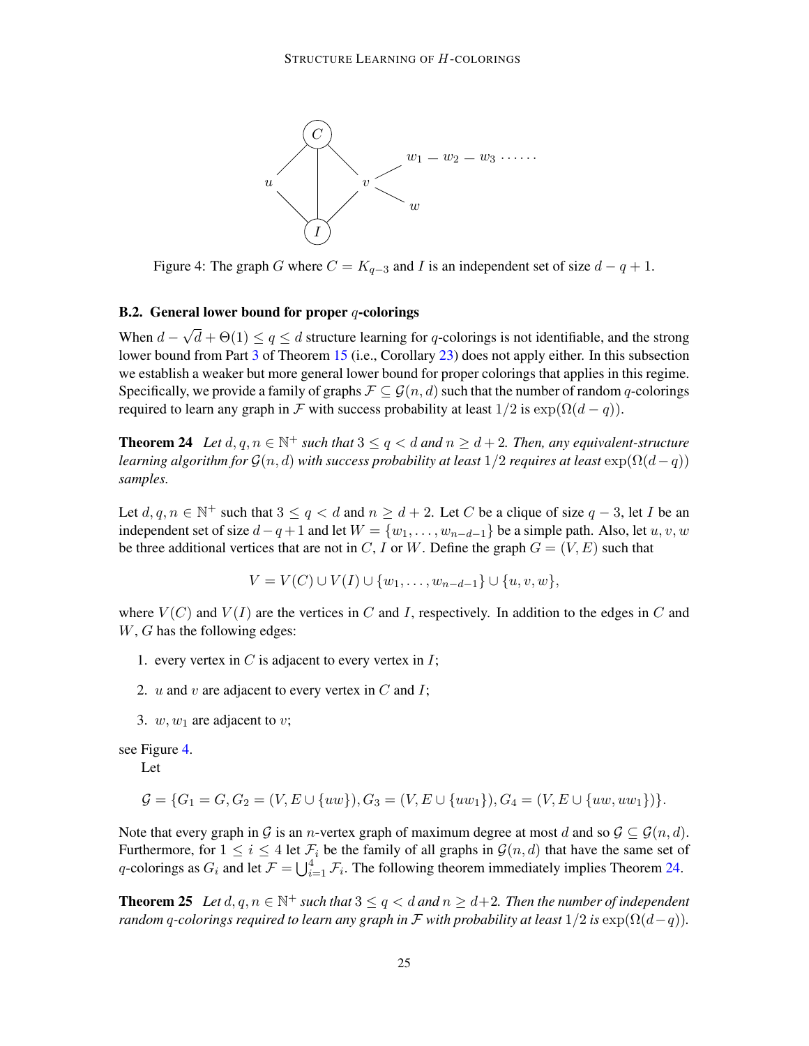Figure 4: The graph $G$ where $C = K_{q-3}$ and $I$ is an independent set of size $d - q + 1$.

### B.2. General lower bound for proper $q$-colorings

When $d - \sqrt{d} + \Theta(1) \le q \le d$ structure learning for $q$-colorings is not identifiable, and the strong lower bound from Part 3 of Theorem 15 (i.e., Corollary 23) does not apply either. In this subsection we establish a weaker but more general lower bound for proper colorings that applies in this regime. Specifically, we provide a family of graphs $\mathcal{F} \subseteq \mathcal{G}(n, d)$ such that the number of random $q$-colorings required to learn any graph in $\mathcal{F}$ with success probability at least $1/2$ is $\exp(\Omega(d - q))$.

**Theorem 24** *Let $d, q, n \in \mathbb{N}^+$ such that $3 \le q < d$ and $n \ge d + 2$. Then, any equivalent-structure learning algorithm for $\mathcal{G}(n, d)$ with success probability at least $1/2$ requires at least $\exp(\Omega(d - q))$ samples.*

Let $d, q, n \in \mathbb{N}^+$ such that $3 \le q < d$ and $n \ge d + 2$. Let $C$ be a clique of size $q - 3$, let $I$ be an independent set of size $d - q + 1$ and let $W = \{w_1, \dots, w_{n-d-1}\}$ be a simple path. Also, let $u, v, w$ be three additional vertices that are not in $C$, $I$ or $W$. Define the graph $G = (V, E)$ such that

$$V = V(C) \cup V(I) \cup \{w_1, \dots, w_{n-d-1}\} \cup \{u, v, w\},$$

where $V(C)$ and $V(I)$ are the vertices in $C$ and $I$, respectively. In addition to the edges in $C$ and $W$, $G$ has the following edges:

1. every vertex in $C$ is adjacent to every vertex in $I$;
2. $u$ and $v$ are adjacent to every vertex in $C$ and $I$;
3. $w, w_1$ are adjacent to $v$;

see Figure 4.

Let

$$\mathcal{G} = \{G_1 = G, G_2 = (V, E \cup \{uw\}), G_3 = (V, E \cup \{uw_1\}), G_4 = (V, E \cup \{uw, uw_1\})\}.$$

Note that every graph in $\mathcal{G}$ is an $n$-vertex graph of maximum degree at most $d$ and so $\mathcal{G} \subseteq \mathcal{G}(n, d)$. Furthermore, for $1 \le i \le 4$ let $\mathcal{F}_i$ be the family of all graphs in $\mathcal{G}(n, d)$ that have the same set of $q$-colorings as $G_i$ and let $\mathcal{F} = \bigcup_{i=1}^{4} \mathcal{F}_i$. The following theorem immediately implies Theorem 24.

**Theorem 25** *Let $d, q, n \in \mathbb{N}^+$ such that $3 \le q < d$ and $n \ge d+2$. Then the number of independent random $q$-colorings required to learn any graph in $\mathcal{F}$ with probability at least $1/2$ is $\exp(\Omega(d-q))$.*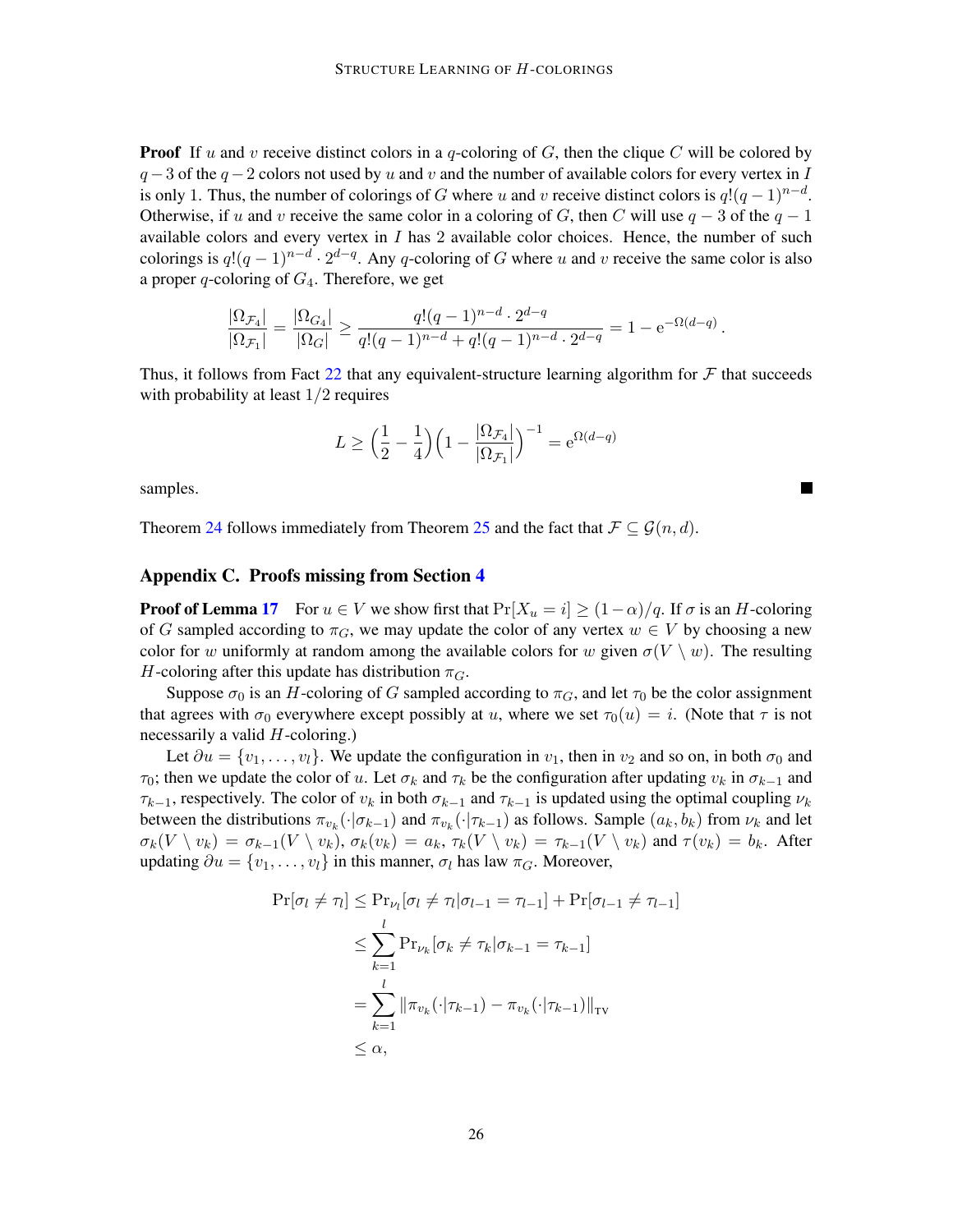**Proof** If $u$ and $v$ receive distinct colors in a $q$-coloring of $G$, then the clique $C$ will be colored by $q-3$ of the $q-2$ colors not used by $u$ and $v$ and the number of available colors for every vertex in $I$ is only 1. Thus, the number of colorings of $G$ where $u$ and $v$ receive distinct colors is $q!(q-1)^{n-d}$. Otherwise, if $u$ and $v$ receive the same color in a coloring of $G$, then $C$ will use $q-3$ of the $q-1$ available colors and every vertex in $I$ has 2 available color choices. Hence, the number of such colorings is $q!(q-1)^{n-d} \cdot 2^{d-q}$. Any $q$-coloring of $G$ where $u$ and $v$ receive the same color is also a proper $q$-coloring of $G_4$. Therefore, we get

$$\frac{|\Omega_{\mathcal{F}_4}|}{|\Omega_{\mathcal{F}_1}|} = \frac{|\Omega_{G_4}|}{|\Omega_G|} \geq \frac{q!(q-1)^{n-d} \cdot 2^{d-q}}{q!(q-1)^{n-d} + q!(q-1)^{n-d} \cdot 2^{d-q}} = 1 - \mathrm{e}^{-\Omega(d-q)}.$$

Thus, it follows from Fact 22 that any equivalent-structure learning algorithm for $\mathcal{F}$ that succeeds with probability at least $1/2$ requires

$$L \geq \Big(\frac{1}{2} - \frac{1}{4}\Big)\Big(1 - \frac{|\Omega_{\mathcal{F}_4}|}{|\Omega_{\mathcal{F}_1}|}\Big)^{-1} = \mathrm{e}^{\Omega(d-q)}$$

samples. ■

Theorem 24 follows immediately from Theorem 25 and the fact that $\mathcal{F} \subseteq \mathcal{G}(n, d)$.

## Appendix C. Proofs missing from Section 4

**Proof of Lemma 17** For $u \in V$ we show first that $\Pr[X_u = i] \geq (1-\alpha)/q$. If $\sigma$ is an $H$-coloring of $G$ sampled according to $\pi_G$, we may update the color of any vertex $w \in V$ by choosing a new color for $w$ uniformly at random among the available colors for $w$ given $\sigma(V \setminus w)$. The resulting $H$-coloring after this update has distribution $\pi_G$.

Suppose $\sigma_0$ is an $H$-coloring of $G$ sampled according to $\pi_G$, and let $\tau_0$ be the color assignment that agrees with $\sigma_0$ everywhere except possibly at $u$, where we set $\tau_0(u) = i$. (Note that $\tau$ is not necessarily a valid $H$-coloring.)

Let $\partial u = \{v_1, \ldots, v_l\}$. We update the configuration in $v_1$, then in $v_2$ and so on, in both $\sigma_0$ and $\tau_0$; then we update the color of $u$. Let $\sigma_k$ and $\tau_k$ be the configuration after updating $v_k$ in $\sigma_{k-1}$ and $\tau_{k-1}$, respectively. The color of $v_k$ in both $\sigma_{k-1}$ and $\tau_{k-1}$ is updated using the optimal coupling $\nu_k$ between the distributions $\pi_{v_k}(\cdot|\sigma_{k-1})$ and $\pi_{v_k}(\cdot|\tau_{k-1})$ as follows. Sample $(a_k, b_k)$ from $\nu_k$ and let $\sigma_k(V \setminus v_k) = \sigma_{k-1}(V \setminus v_k)$, $\sigma_k(v_k) = a_k$, $\tau_k(V \setminus v_k) = \tau_{k-1}(V \setminus v_k)$ and $\tau(v_k) = b_k$. After updating $\partial u = \{v_1, \ldots, v_l\}$ in this manner, $\sigma_l$ has law $\pi_G$. Moreover,

$$\begin{aligned}
\Pr[\sigma_l \neq \tau_l] &\leq \Pr_{\nu_l}[\sigma_l \neq \tau_l | \sigma_{l-1} = \tau_{l-1}] + \Pr[\sigma_{l-1} \neq \tau_{l-1}] \\
&\leq \sum_{k=1}^{l} \Pr_{\nu_k}[\sigma_k \neq \tau_k | \sigma_{k-1} = \tau_{k-1}] \\
&= \sum_{k=1}^{l} \|\pi_{v_k}(\cdot|\tau_{k-1}) - \pi_{v_k}(\cdot|\tau_{k-1})\|_{\mathrm{TV}} \\
&\leq \alpha,
\end{aligned}$$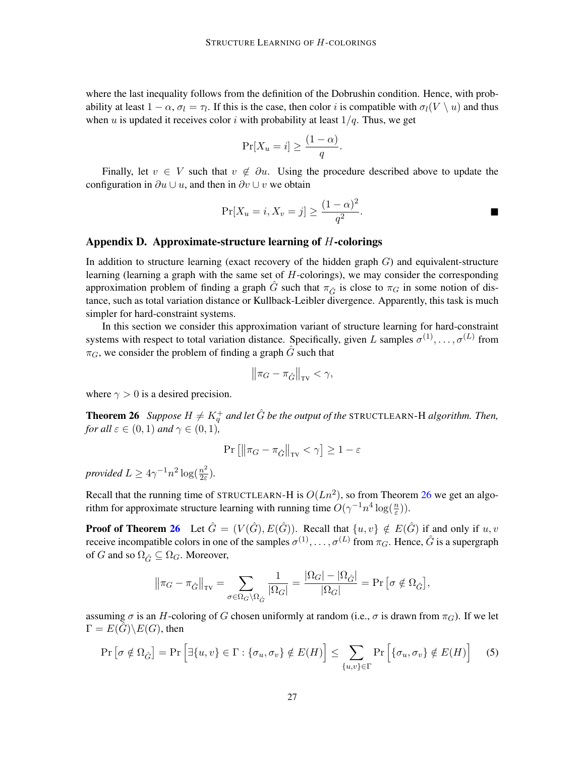where the last inequality follows from the definition of the Dobrushin condition. Hence, with probability at least $1-\alpha$, $\sigma_l = \tau_l$. If this is the case, then color $i$ is compatible with $\sigma_l(V \setminus u)$ and thus when $u$ is updated it receives color $i$ with probability at least $1/q$. Thus, we get

$$\Pr[X_u = i] \geq \frac{(1-\alpha)}{q}.$$

Finally, let $v \in V$ such that $v \notin \partial u$. Using the procedure described above to update the configuration in $\partial u \cup u$, and then in $\partial v \cup v$ we obtain

$$\Pr[X_u = i, X_v = j] \geq \frac{(1-\alpha)^2}{q^2}. \qquad \blacksquare$$

## Appendix D. Approximate-structure learning of $H$-colorings

In addition to structure learning (exact recovery of the hidden graph $G$) and equivalent-structure learning (learning a graph with the same set of $H$-colorings), we may consider the corresponding approximation problem of finding a graph $\hat{G}$ such that $\pi_{\hat{G}}$ is close to $\pi_G$ in some notion of distance, such as total variation distance or Kullback-Leibler divergence. Apparently, this task is much simpler for hard-constraint systems.

In this section we consider this approximation variant of structure learning for hard-constraint systems with respect to total variation distance. Specifically, given $L$ samples $\sigma^{(1)}, \dots, \sigma^{(L)}$ from $\pi_G$, we consider the problem of finding a graph $\hat{G}$ such that

$$\left\| \pi_G - \pi_{\hat{G}} \right\|_{\mathrm{TV}} < \gamma,$$

where $\gamma > 0$ is a desired precision.

**Theorem 26** *Suppose $H \neq K_q^+$ and let $\hat{G}$ be the output of the* STRUCTLEARN-H *algorithm. Then, for all $\varepsilon \in (0,1)$ and $\gamma \in (0,1)$,*

$$\Pr\left[ \left\| \pi_G - \pi_{\hat{G}} \right\|_{\mathrm{TV}} < \gamma \right] \geq 1 - \varepsilon$$

*provided $L \geq 4\gamma^{-1} n^2 \log(\frac{n^2}{2\varepsilon})$.*

Recall that the running time of STRUCTLEARN-H is $O(Ln^2)$, so from Theorem 26 we get an algorithm for approximate structure learning with running time $O(\gamma^{-1} n^4 \log(\frac{n}{\varepsilon}))$.

**Proof of Theorem 26** Let $\hat{G} = (V(\hat{G}), E(\hat{G}))$. Recall that $\{u, v\} \notin E(\hat{G})$ if and only if $u, v$ receive incompatible colors in one of the samples $\sigma^{(1)}, \dots, \sigma^{(L)}$ from $\pi_G$. Hence, $\hat{G}$ is a supergraph of $G$ and so $\Omega_{\hat{G}} \subseteq \Omega_G$. Moreover,

$$\left\| \pi_G - \pi_{\hat{G}} \right\|_{\mathrm{TV}} = \sum_{\sigma \in \Omega_G \setminus \Omega_{\hat{G}}} \frac{1}{|\Omega_G|} = \frac{|\Omega_G| - |\Omega_{\hat{G}}|}{|\Omega_G|} = \Pr\left[ \sigma \notin \Omega_{\hat{G}} \right],$$

assuming $\sigma$ is an $H$-coloring of $G$ chosen uniformly at random (i.e., $\sigma$ is drawn from $\pi_G$). If we let $\Gamma = E(\hat{G}) \backslash E(G)$, then

$$\Pr\left[ \sigma \notin \Omega_{\hat{G}} \right] = \Pr\left[ \exists \{u, v\} \in \Gamma : \{\sigma_u, \sigma_v\} \notin E(H) \right] \leq \sum_{\{u,v\} \in \Gamma} \Pr\left[ \{\sigma_u, \sigma_v\} \notin E(H) \right] \tag{5}$$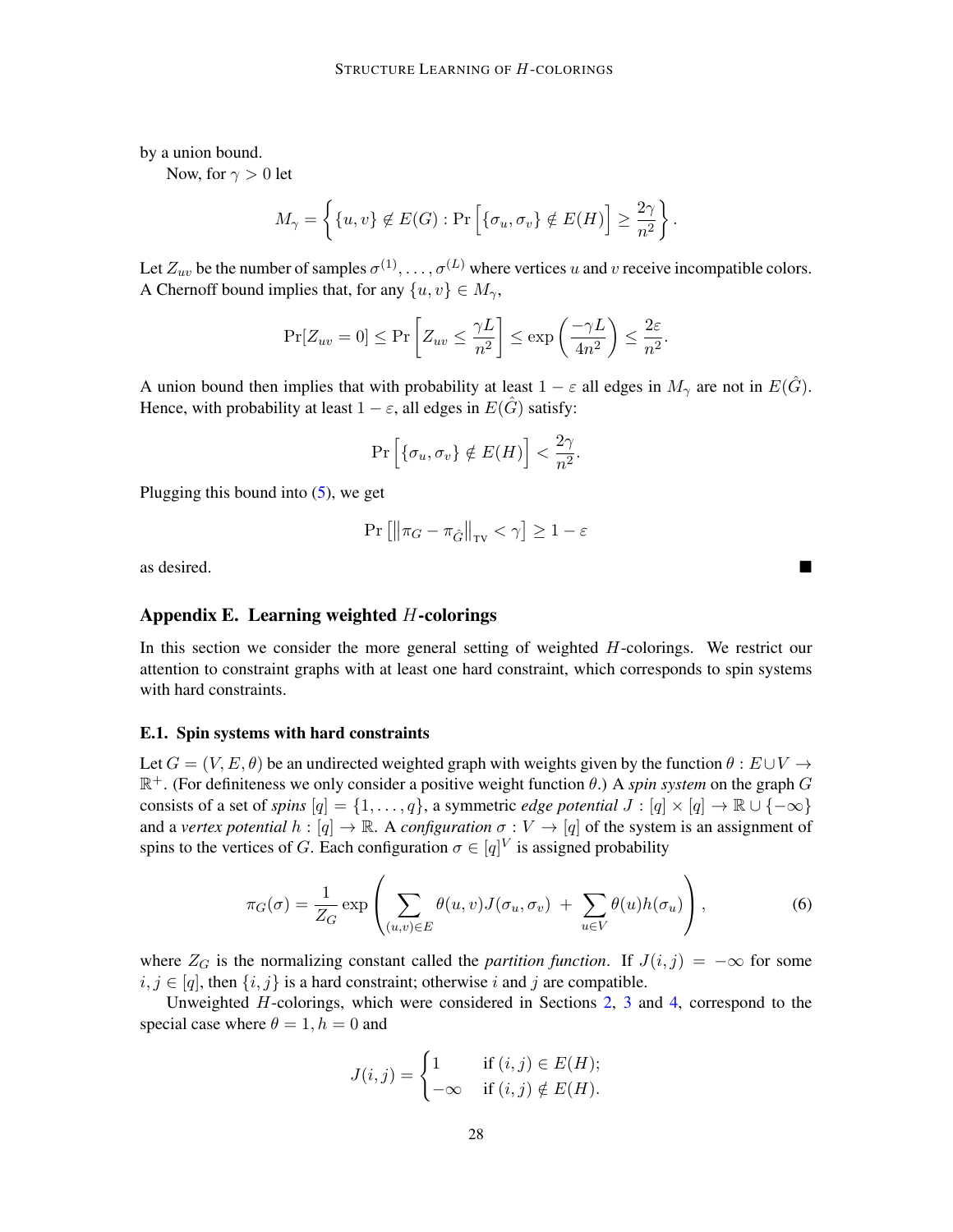by a union bound.

Now, for $\gamma > 0$ let

$$M_\gamma = \left\{ \{u,v\} \notin E(G) : \Pr\left[\{\sigma_u, \sigma_v\} \notin E(H)\right] \geq \frac{2\gamma}{n^2} \right\}.$$

Let $Z_{uv}$ be the number of samples $\sigma^{(1)}, \dots, \sigma^{(L)}$ where vertices $u$ and $v$ receive incompatible colors. A Chernoff bound implies that, for any $\{u,v\} \in M_\gamma$,

$$\Pr[Z_{uv} = 0] \leq \Pr\left[Z_{uv} \leq \frac{\gamma L}{n^2}\right] \leq \exp\left(\frac{-\gamma L}{4n^2}\right) \leq \frac{2\varepsilon}{n^2}.$$

A union bound then implies that with probability at least $1 - \varepsilon$ all edges in $M_\gamma$ are not in $E(\hat{G})$. Hence, with probability at least $1 - \varepsilon$, all edges in $E(\hat{G})$ satisfy:

$$\Pr\left[\{\sigma_u, \sigma_v\} \notin E(H)\right] < \frac{2\gamma}{n^2}.$$

Plugging this bound into (5), we get

$$\Pr\left[\left\|\pi_G - \pi_{\hat{G}}\right\|_{\text{TV}} < \gamma\right] \geq 1 - \varepsilon$$

as desired. ■

## Appendix E. Learning weighted $H$-colorings

In this section we consider the more general setting of weighted $H$-colorings. We restrict our attention to constraint graphs with at least one hard constraint, which corresponds to spin systems with hard constraints.

### E.1. Spin systems with hard constraints

Let $G = (V, E, \theta)$ be an undirected weighted graph with weights given by the function $\theta : E \cup V \to \mathbb{R}^+$. (For definiteness we only consider a positive weight function $\theta$.) A *spin system* on the graph $G$ consists of a set of *spins* $[q] = \{1, \dots, q\}$, a symmetric *edge potential* $J : [q] \times [q] \to \mathbb{R} \cup \{-\infty\}$ and a *vertex potential* $h : [q] \to \mathbb{R}$. A *configuration* $\sigma : V \to [q]$ of the system is an assignment of spins to the vertices of $G$. Each configuration $\sigma \in [q]^V$ is assigned probability

$$\pi_G(\sigma) = \frac{1}{Z_G} \exp\left( \sum_{(u,v) \in E} \theta(u,v) J(\sigma_u, \sigma_v) \;+\; \sum_{u \in V} \theta(u) h(\sigma_u) \right), \tag{6}$$

where $Z_G$ is the normalizing constant called the *partition function*. If $J(i,j) = -\infty$ for some $i, j \in [q]$, then $\{i, j\}$ is a hard constraint; otherwise $i$ and $j$ are compatible.

Unweighted $H$-colorings, which were considered in Sections 2, 3 and 4, correspond to the special case where $\theta = 1, h = 0$ and

$$J(i,j) = \begin{cases} 1 & \text{if } (i,j) \in E(H); \\ -\infty & \text{if } (i,j) \notin E(H). \end{cases}$$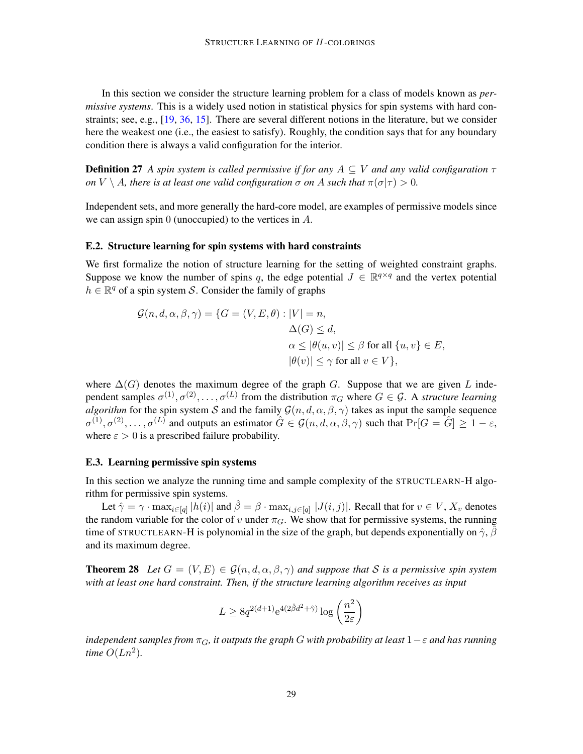In this section we consider the structure learning problem for a class of models known as *permissive systems*. This is a widely used notion in statistical physics for spin systems with hard constraints; see, e.g., [19, 36, 15]. There are several different notions in the literature, but we consider here the weakest one (i.e., the easiest to satisfy). Roughly, the condition says that for any boundary condition there is always a valid configuration for the interior.

**Definition 27** *A spin system is called permissive if for any $A \subseteq V$ and any valid configuration $\tau$ on $V \setminus A$, there is at least one valid configuration $\sigma$ on $A$ such that $\pi(\sigma|\tau) > 0$.*

Independent sets, and more generally the hard-core model, are examples of permissive models since we can assign spin 0 (unoccupied) to the vertices in $A$.

### E.2. Structure learning for spin systems with hard constraints

We first formalize the notion of structure learning for the setting of weighted constraint graphs. Suppose we know the number of spins $q$, the edge potential $J \in \mathbb{R}^{q \times q}$ and the vertex potential $h \in \mathbb{R}^q$ of a spin system $\mathcal{S}$. Consider the family of graphs

$$
\begin{aligned}
\mathcal{G}(n, d, \alpha, \beta, \gamma) = \{G = (V, E, \theta) : \ & |V| = n, \\
& \Delta(G) \leq d, \\
& \alpha \leq |\theta(u, v)| \leq \beta \text{ for all } \{u, v\} \in E, \\
& |\theta(v)| \leq \gamma \text{ for all } v \in V\},
\end{aligned}
$$

where $\Delta(G)$ denotes the maximum degree of the graph $G$. Suppose that we are given $L$ independent samples $\sigma^{(1)}, \sigma^{(2)}, \ldots, \sigma^{(L)}$ from the distribution $\pi_G$ where $G \in \mathcal{G}$. A *structure learning algorithm* for the spin system $\mathcal{S}$ and the family $\mathcal{G}(n, d, \alpha, \beta, \gamma)$ takes as input the sample sequence $\sigma^{(1)}, \sigma^{(2)}, \ldots, \sigma^{(L)}$ and outputs an estimator $\hat{G} \in \mathcal{G}(n, d, \alpha, \beta, \gamma)$ such that $\Pr[G = \hat{G}] \geq 1 - \varepsilon$, where $\varepsilon > 0$ is a prescribed failure probability.

### E.3. Learning permissive spin systems

In this section we analyze the running time and sample complexity of the STRUCTLEARN-H algorithm for permissive spin systems.

Let $\hat{\gamma} = \gamma \cdot \max_{i \in [q]} |h(i)|$ and $\hat{\beta} = \beta \cdot \max_{i,j \in [q]} |J(i, j)|$. Recall that for $v \in V$, $X_v$ denotes the random variable for the color of $v$ under $\pi_G$. We show that for permissive systems, the running time of STRUCTLEARN-H is polynomial in the size of the graph, but depends exponentially on $\hat{\gamma}$, $\hat{\beta}$ and its maximum degree.

**Theorem 28** *Let $G = (V, E) \in \mathcal{G}(n, d, \alpha, \beta, \gamma)$ and suppose that $\mathcal{S}$ is a permissive spin system with at least one hard constraint. Then, if the structure learning algorithm receives as input*

$$
L \geq 8q^{2(d+1)} \mathrm{e}^{4(2\hat{\beta}d^2 + \hat{\gamma})} \log\left(\frac{n^2}{2\varepsilon}\right)
$$

*independent samples from $\pi_G$, it outputs the graph $G$ with probability at least $1 - \varepsilon$ and has running time $O(Ln^2)$.*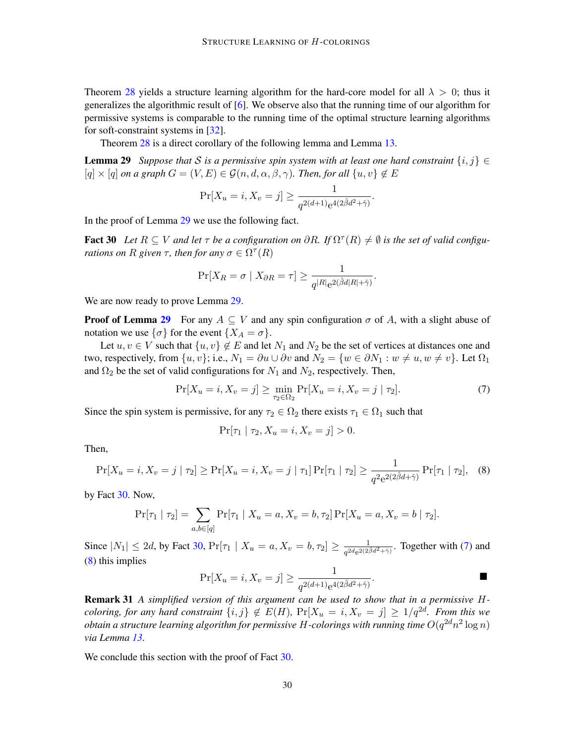Theorem 28 yields a structure learning algorithm for the hard-core model for all $\lambda > 0$; thus it generalizes the algorithmic result of [6]. We observe also that the running time of our algorithm for permissive systems is comparable to the running time of the optimal structure learning algorithms for soft-constraint systems in [32].

Theorem 28 is a direct corollary of the following lemma and Lemma 13.

**Lemma 29** *Suppose that $\mathcal{S}$ is a permissive spin system with at least one hard constraint $\{i, j\} \in [q] \times [q]$ on a graph $G = (V, E) \in \mathcal{G}(n, d, \alpha, \beta, \gamma)$. Then, for all $\{u, v\} \notin E$*

$$\Pr[X_u = i, X_v = j] \geq \frac{1}{q^{2(d+1)} e^{4(2\hat{\beta}d^2 + \hat{\gamma})}}.$$

In the proof of Lemma 29 we use the following fact.

**Fact 30** *Let $R \subseteq V$ and let $\tau$ be a configuration on $\partial R$. If $\Omega^\tau(R) \neq \emptyset$ is the set of valid configurations on $R$ given $\tau$, then for any $\sigma \in \Omega^\tau(R)$*

$$\Pr[X_R = \sigma \mid X_{\partial R} = \tau] \geq \frac{1}{q^{|R|} e^{2(\hat{\beta}d|R| + \hat{\gamma})}}.$$

We are now ready to prove Lemma 29.

**Proof of Lemma 29** For any $A \subseteq V$ and any spin configuration $\sigma$ of $A$, with a slight abuse of notation we use $\{\sigma\}$ for the event $\{X_A = \sigma\}$.

Let $u, v \in V$ such that $\{u, v\} \notin E$ and let $N_1$ and $N_2$ be the set of vertices at distances one and two, respectively, from $\{u, v\}$; i.e., $N_1 = \partial u \cup \partial v$ and $N_2 = \{w \in \partial N_1 : w \neq u, w \neq v\}$. Let $\Omega_1$ and $\Omega_2$ be the set of valid configurations for $N_1$ and $N_2$, respectively. Then,

$$\Pr[X_u = i, X_v = j] \geq \min_{\tau_2 \in \Omega_2} \Pr[X_u = i, X_v = j \mid \tau_2]. \tag{7}$$

Since the spin system is permissive, for any $\tau_2 \in \Omega_2$ there exists $\tau_1 \in \Omega_1$ such that

$$\Pr[\tau_1 \mid \tau_2, X_u = i, X_v = j] > 0.$$

Then,

$$\Pr[X_u = i, X_v = j \mid \tau_2] \geq \Pr[X_u = i, X_v = j \mid \tau_1] \Pr[\tau_1 \mid \tau_2] \geq \frac{1}{q^2 e^{2(2\hat{\beta}d + \hat{\gamma})}} \Pr[\tau_1 \mid \tau_2], \tag{8}$$

by Fact 30. Now,

$$\Pr[\tau_1 \mid \tau_2] = \sum_{a,b \in [q]} \Pr[\tau_1 \mid X_u = a, X_v = b, \tau_2] \Pr[X_u = a, X_v = b \mid \tau_2].$$

Since $|N_1| \leq 2d$, by Fact 30, $\Pr[\tau_1 \mid X_u = a, X_v = b, \tau_2] \geq \frac{1}{q^{2d} e^{2(2\hat{\beta}d^2 + \hat{\gamma})}}$. Together with (7) and (8) this implies

$$\Pr[X_u = i, X_v = j] \geq \frac{1}{q^{2(d+1)} e^{4(2\hat{\beta}d^2 + \hat{\gamma})}}.$$

■

**Remark 31** *A simplified version of this argument can be used to show that in a permissive $H$-coloring, for any hard constraint $\{i, j\} \notin E(H)$, $\Pr[X_u = i, X_v = j] \geq 1/q^{2d}$. From this we obtain a structure learning algorithm for permissive $H$-colorings with running time $O(q^{2d} n^2 \log n)$ via Lemma 13.*

We conclude this section with the proof of Fact 30.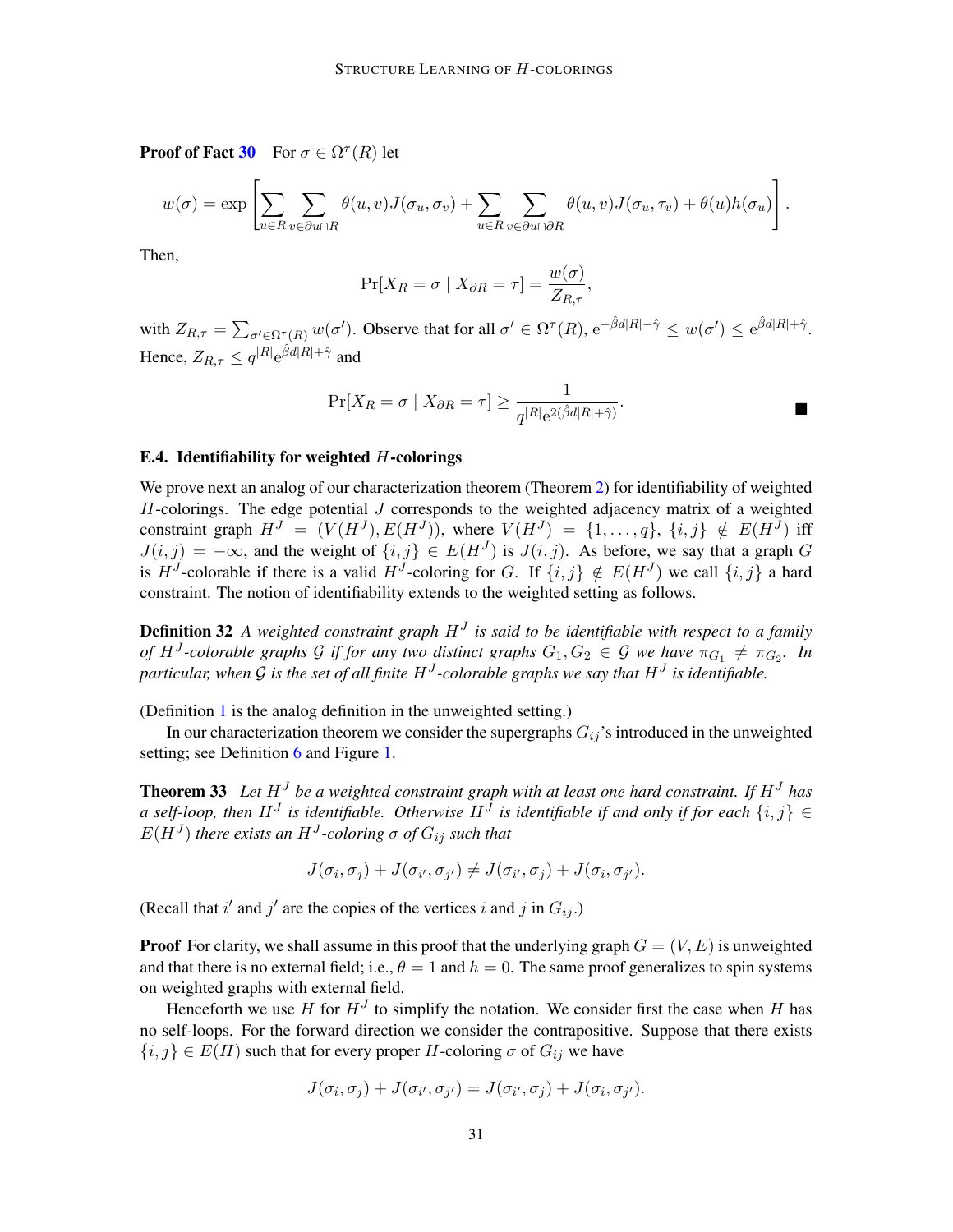**Proof of Fact 30** For $\sigma \in \Omega^\tau(R)$ let

$$w(\sigma) = \exp\left[\sum_{u \in R} \sum_{v \in \partial u \cap R} \theta(u,v) J(\sigma_u, \sigma_v) + \sum_{u \in R} \sum_{v \in \partial u \cap \partial R} \theta(u,v) J(\sigma_u, \tau_v) + \theta(u) h(\sigma_u)\right].$$

Then,

$$\Pr[X_R = \sigma \mid X_{\partial R} = \tau] = \frac{w(\sigma)}{Z_{R,\tau}},$$

with $Z_{R,\tau} = \sum_{\sigma' \in \Omega^\tau(R)} w(\sigma')$. Observe that for all $\sigma' \in \Omega^\tau(R)$, $\mathrm{e}^{-\hat{\beta} d |R| - \hat{\gamma}} \le w(\sigma') \le \mathrm{e}^{\hat{\beta} d |R| + \hat{\gamma}}$. Hence, $Z_{R,\tau} \le q^{|R|} \mathrm{e}^{\hat{\beta} d |R| + \hat{\gamma}}$ and

$$\Pr[X_R = \sigma \mid X_{\partial R} = \tau] \ge \frac{1}{q^{|R|} \mathrm{e}^{2(\hat{\beta} d |R| + \hat{\gamma})}}.$$

■

### E.4. Identifiability for weighted $H$-colorings

We prove next an analog of our characterization theorem (Theorem 2) for identifiability of weighted $H$-colorings. The edge potential $J$ corresponds to the weighted adjacency matrix of a weighted constraint graph $H^J = (V(H^J), E(H^J))$, where $V(H^J) = \{1, \dots, q\}$, $\{i,j\} \notin E(H^J)$ iff $J(i,j) = -\infty$, and the weight of $\{i,j\} \in E(H^J)$ is $J(i,j)$. As before, we say that a graph $G$ is $H^J$-colorable if there is a valid $H^J$-coloring for $G$. If $\{i,j\} \notin E(H^J)$ we call $\{i,j\}$ a hard constraint. The notion of identifiability extends to the weighted setting as follows.

**Definition 32** *A weighted constraint graph $H^J$ is said to be identifiable with respect to a family of $H^J$-colorable graphs $\mathcal{G}$ if for any two distinct graphs $G_1, G_2 \in \mathcal{G}$ we have $\pi_{G_1} \neq \pi_{G_2}$. In particular, when $\mathcal{G}$ is the set of all finite $H^J$-colorable graphs we say that $H^J$ is identifiable.*

(Definition 1 is the analog definition in the unweighted setting.)

In our characterization theorem we consider the supergraphs $G_{ij}$'s introduced in the unweighted setting; see Definition 6 and Figure 1.

**Theorem 33** *Let $H^J$ be a weighted constraint graph with at least one hard constraint. If $H^J$ has a self-loop, then $H^J$ is identifiable. Otherwise $H^J$ is identifiable if and only if for each $\{i,j\} \in E(H^J)$ there exists an $H^J$-coloring $\sigma$ of $G_{ij}$ such that*

$$J(\sigma_i, \sigma_j) + J(\sigma_{i'}, \sigma_{j'}) \neq J(\sigma_{i'}, \sigma_j) + J(\sigma_i, \sigma_{j'}).$$

(Recall that $i'$ and $j'$ are the copies of the vertices $i$ and $j$ in $G_{ij}$.)

**Proof** For clarity, we shall assume in this proof that the underlying graph $G = (V, E)$ is unweighted and that there is no external field; i.e., $\theta = 1$ and $h = 0$. The same proof generalizes to spin systems on weighted graphs with external field.

Henceforth we use $H$ for $H^J$ to simplify the notation. We consider first the case when $H$ has no self-loops. For the forward direction we consider the contrapositive. Suppose that there exists $\{i,j\} \in E(H)$ such that for every proper $H$-coloring $\sigma$ of $G_{ij}$ we have

$$J(\sigma_i, \sigma_j) + J(\sigma_{i'}, \sigma_{j'}) = J(\sigma_{i'}, \sigma_j) + J(\sigma_i, \sigma_{j'}).$$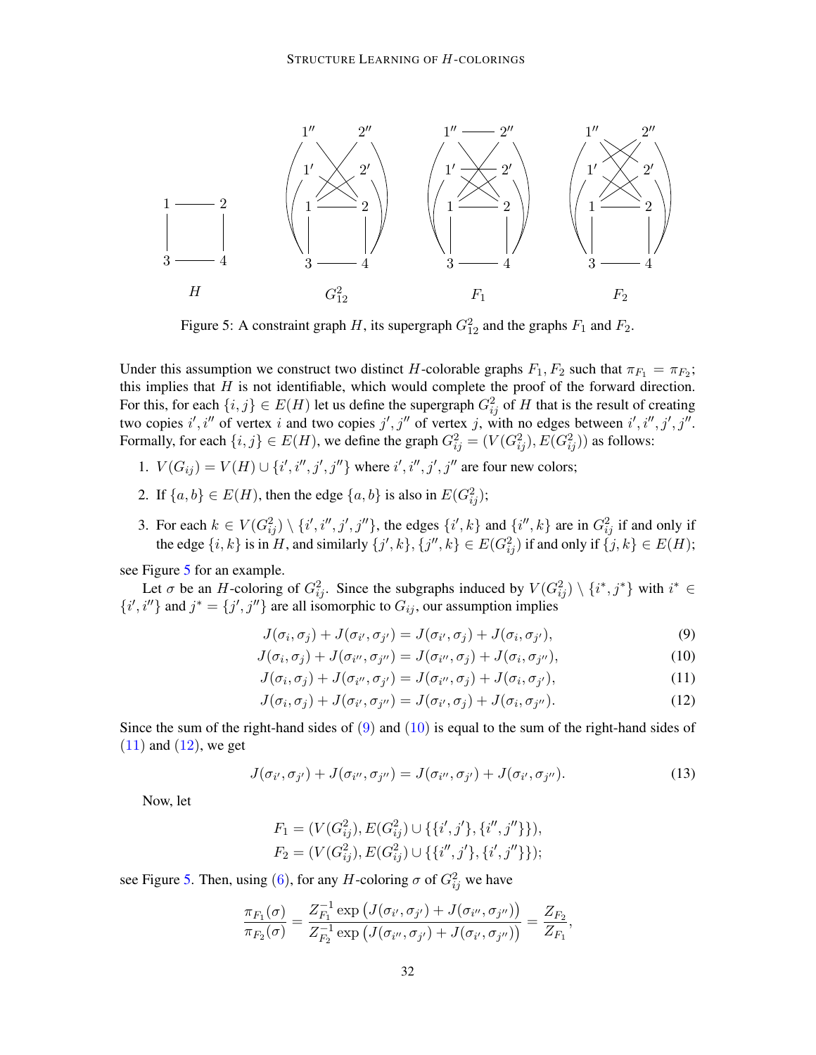Figure 5: A constraint graph $H$, its supergraph $G^2_{12}$ and the graphs $F_1$ and $F_2$.

Under this assumption we construct two distinct $H$-colorable graphs $F_1, F_2$ such that $\pi_{F_1} = \pi_{F_2}$; this implies that $H$ is not identifiable, which would complete the proof of the forward direction. For this, for each $\{i, j\} \in E(H)$ let us define the supergraph $G^2_{ij}$ of $H$ that is the result of creating two copies $i', i''$ of vertex $i$ and two copies $j', j''$ of vertex $j$, with no edges between $i', i'', j', j''$. Formally, for each $\{i, j\} \in E(H)$, we define the graph $G^2_{ij} = (V(G^2_{ij}), E(G^2_{ij}))$ as follows:

1. $V(G_{ij}) = V(H) \cup \{i', i'', j', j''\}$ where $i', i'', j', j''$ are four new colors;
2. If $\{a, b\} \in E(H)$, then the edge $\{a, b\}$ is also in $E(G^2_{ij})$;
3. For each $k \in V(G^2_{ij}) \setminus \{i', i'', j', j''\}$, the edges $\{i', k\}$ and $\{i'', k\}$ are in $G^2_{ij}$ if and only if the edge $\{i, k\}$ is in $H$, and similarly $\{j', k\}, \{j'', k\} \in E(G^2_{ij})$ if and only if $\{j, k\} \in E(H)$;

see Figure 5 for an example.

Let $\sigma$ be an $H$-coloring of $G^2_{ij}$. Since the subgraphs induced by $V(G^2_{ij}) \setminus \{i^*, j^*\}$ with $i^* \in \{i', i''\}$ and $j^* = \{j', j''\}$ are all isomorphic to $G_{ij}$, our assumption implies

$$J(\sigma_i, \sigma_j) + J(\sigma_{i'}, \sigma_{j'}) = J(\sigma_{i'}, \sigma_j) + J(\sigma_i, \sigma_{j'}), \tag{9}$$

$$J(\sigma_i, \sigma_j) + J(\sigma_{i''}, \sigma_{j''}) = J(\sigma_{i''}, \sigma_j) + J(\sigma_i, \sigma_{j''}), \tag{10}$$

$$J(\sigma_i, \sigma_j) + J(\sigma_{i''}, \sigma_{j'}) = J(\sigma_{i''}, \sigma_j) + J(\sigma_i, \sigma_{j'}), \tag{11}$$

$$J(\sigma_i, \sigma_j) + J(\sigma_{i'}, \sigma_{j''}) = J(\sigma_{i'}, \sigma_j) + J(\sigma_i, \sigma_{j''}). \tag{12}$$

Since the sum of the right-hand sides of (9) and (10) is equal to the sum of the right-hand sides of (11) and (12), we get

$$J(\sigma_{i'}, \sigma_{j'}) + J(\sigma_{i''}, \sigma_{j''}) = J(\sigma_{i''}, \sigma_{j'}) + J(\sigma_{i'}, \sigma_{j''}). \tag{13}$$

Now, let

$$F_1 = (V(G^2_{ij}), E(G^2_{ij}) \cup \{\{i', j'\}, \{i'', j''\}\}),$$
$$F_2 = (V(G^2_{ij}), E(G^2_{ij}) \cup \{\{i'', j'\}, \{i', j''\}\});$$

see Figure 5. Then, using (6), for any $H$-coloring $\sigma$ of $G^2_{ij}$ we have

$$\frac{\pi_{F_1}(\sigma)}{\pi_{F_2}(\sigma)} = \frac{Z^{-1}_{F_1} \exp\left(J(\sigma_{i'}, \sigma_{j'}) + J(\sigma_{i''}, \sigma_{j''})\right)}{Z^{-1}_{F_2} \exp\left(J(\sigma_{i''}, \sigma_{j'}) + J(\sigma_{i'}, \sigma_{j''})\right)} = \frac{Z_{F_2}}{Z_{F_1}},$$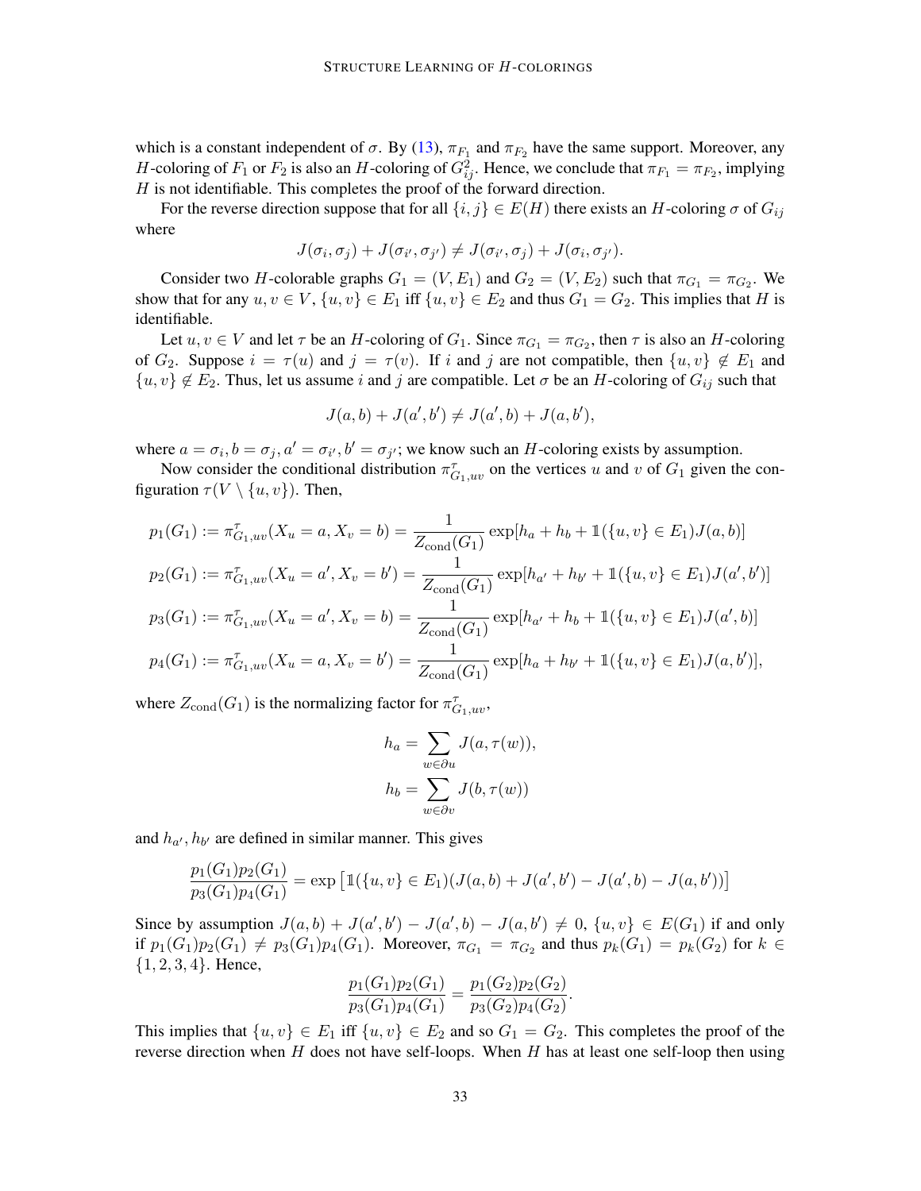which is a constant independent of $\sigma$. By (13), $\pi_{F_1}$ and $\pi_{F_2}$ have the same support. Moreover, any $H$-coloring of $F_1$ or $F_2$ is also an $H$-coloring of $G^2_{ij}$. Hence, we conclude that $\pi_{F_1} = \pi_{F_2}$, implying $H$ is not identifiable. This completes the proof of the forward direction.

For the reverse direction suppose that for all $\{i, j\} \in E(H)$ there exists an $H$-coloring $\sigma$ of $G_{ij}$ where

$$J(\sigma_i, \sigma_j) + J(\sigma_{i'}, \sigma_{j'}) \neq J(\sigma_{i'}, \sigma_j) + J(\sigma_i, \sigma_{j'}).$$

Consider two $H$-colorable graphs $G_1 = (V, E_1)$ and $G_2 = (V, E_2)$ such that $\pi_{G_1} = \pi_{G_2}$. We show that for any $u, v \in V$, $\{u, v\} \in E_1$ iff $\{u, v\} \in E_2$ and thus $G_1 = G_2$. This implies that $H$ is identifiable.

Let $u, v \in V$ and let $\tau$ be an $H$-coloring of $G_1$. Since $\pi_{G_1} = \pi_{G_2}$, then $\tau$ is also an $H$-coloring of $G_2$. Suppose $i = \tau(u)$ and $j = \tau(v)$. If $i$ and $j$ are not compatible, then $\{u, v\} \notin E_1$ and $\{u, v\} \notin E_2$. Thus, let us assume $i$ and $j$ are compatible. Let $\sigma$ be an $H$-coloring of $G_{ij}$ such that

$$J(a, b) + J(a', b') \neq J(a', b) + J(a, b'),$$

where $a = \sigma_i, b = \sigma_j, a' = \sigma_{i'}, b' = \sigma_{j'}$; we know such an $H$-coloring exists by assumption.

Now consider the conditional distribution $\pi^{\tau}_{G_1,uv}$ on the vertices $u$ and $v$ of $G_1$ given the configuration $\tau(V \setminus \{u, v\})$. Then,

$$p_1(G_1) := \pi^{\tau}_{G_1,uv}(X_u = a, X_v = b) = \frac{1}{Z_{\text{cond}}(G_1)} \exp[h_a + h_b + \mathbb{1}(\{u, v\} \in E_1)J(a, b)]$$

$$p_2(G_1) := \pi^{\tau}_{G_1,uv}(X_u = a', X_v = b') = \frac{1}{Z_{\text{cond}}(G_1)} \exp[h_{a'} + h_{b'} + \mathbb{1}(\{u, v\} \in E_1)J(a', b')]$$

$$p_3(G_1) := \pi^{\tau}_{G_1,uv}(X_u = a', X_v = b) = \frac{1}{Z_{\text{cond}}(G_1)} \exp[h_{a'} + h_b + \mathbb{1}(\{u, v\} \in E_1)J(a', b)]$$

$$p_4(G_1) := \pi^{\tau}_{G_1,uv}(X_u = a, X_v = b') = \frac{1}{Z_{\text{cond}}(G_1)} \exp[h_a + h_{b'} + \mathbb{1}(\{u, v\} \in E_1)J(a, b')],$$

where $Z_{\text{cond}}(G_1)$ is the normalizing factor for $\pi^{\tau}_{G_1,uv}$,

$$h_a = \sum_{w \in \partial u} J(a, \tau(w)),$$
$$h_b = \sum_{w \in \partial v} J(b, \tau(w))$$

and $h_{a'}, h_{b'}$ are defined in similar manner. This gives

$$\frac{p_1(G_1)p_2(G_1)}{p_3(G_1)p_4(G_1)} = \exp\left[\mathbb{1}(\{u, v\} \in E_1)(J(a, b) + J(a', b') - J(a', b) - J(a, b'))\right]$$

Since by assumption $J(a, b) + J(a', b') - J(a', b) - J(a, b') \neq 0$, $\{u, v\} \in E(G_1)$ if and only if $p_1(G_1)p_2(G_1) \neq p_3(G_1)p_4(G_1)$. Moreover, $\pi_{G_1} = \pi_{G_2}$ and thus $p_k(G_1) = p_k(G_2)$ for $k \in \{1, 2, 3, 4\}$. Hence,

$$\frac{p_1(G_1)p_2(G_1)}{p_3(G_1)p_4(G_1)} = \frac{p_1(G_2)p_2(G_2)}{p_3(G_2)p_4(G_2)}.$$

This implies that $\{u, v\} \in E_1$ iff $\{u, v\} \in E_2$ and so $G_1 = G_2$. This completes the proof of the reverse direction when $H$ does not have self-loops. When $H$ has at least one self-loop then using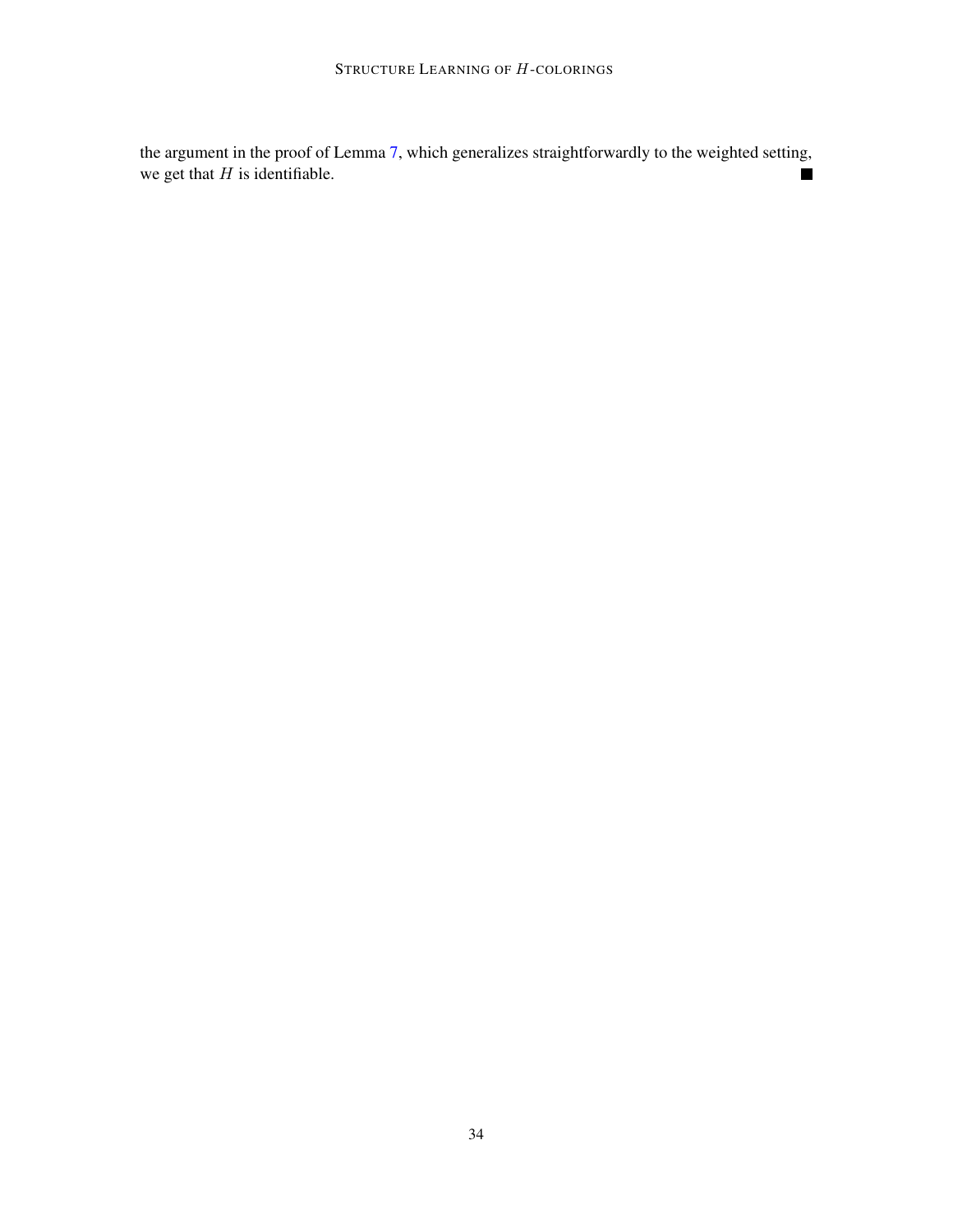the argument in the proof of Lemma 7, which generalizes straightforwardly to the weighted setting, we get that $H$ is identifiable. ■